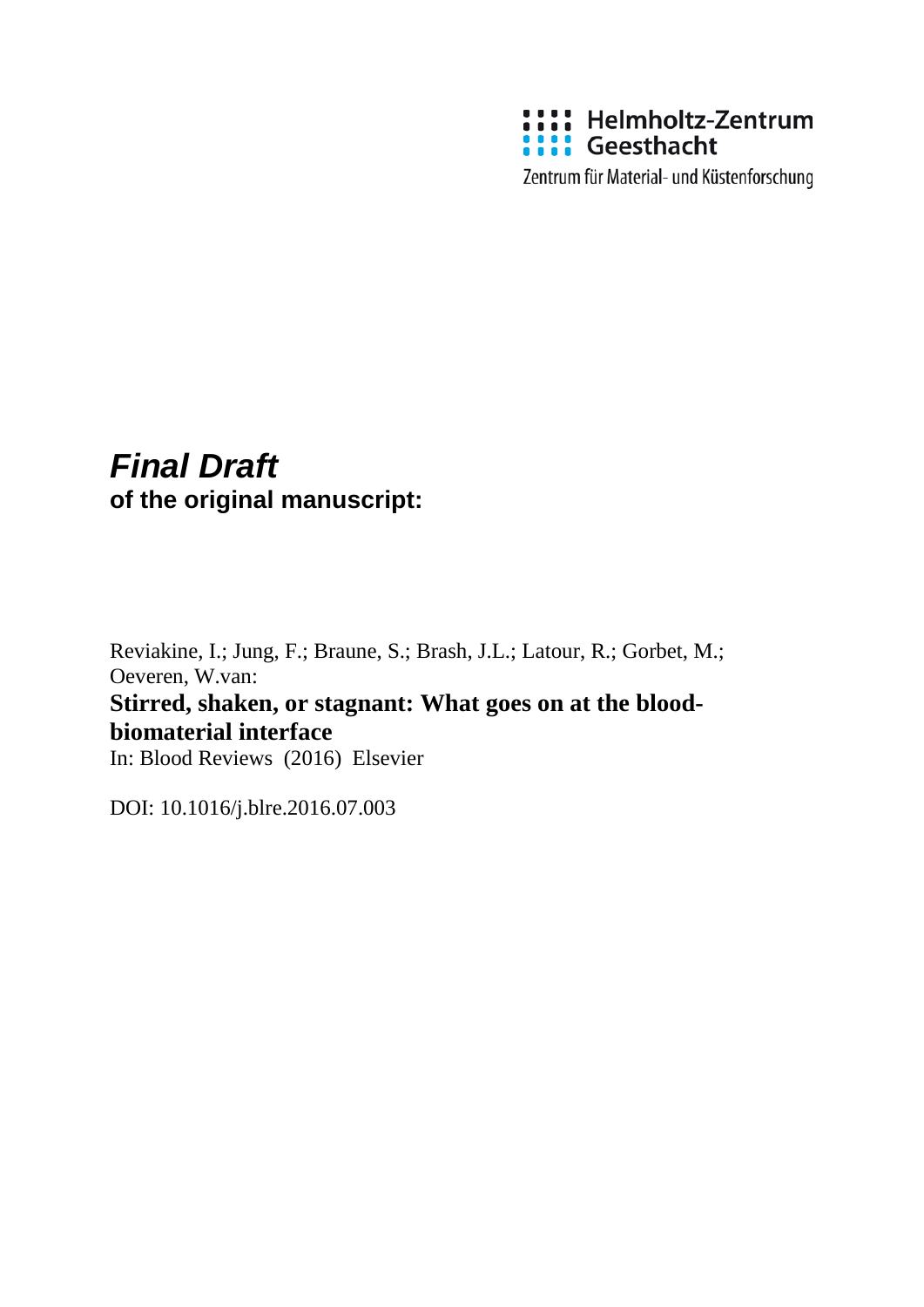Helmholtz-Zentrum Geesthacht

Zentrum für Material- und Küstenforschung

***Final Draft***
**of the original manuscript:**

Reviakine, I.; Jung, F.; Braune, S.; Brash, J.L.; Latour, R.; Gorbet, M.; Oeveren, W.van:

**Stirred, shaken, or stagnant: What goes on at the blood-biomaterial interface**

In: Blood Reviews (2016) Elsevier

DOI: 10.1016/j.blre.2016.07.003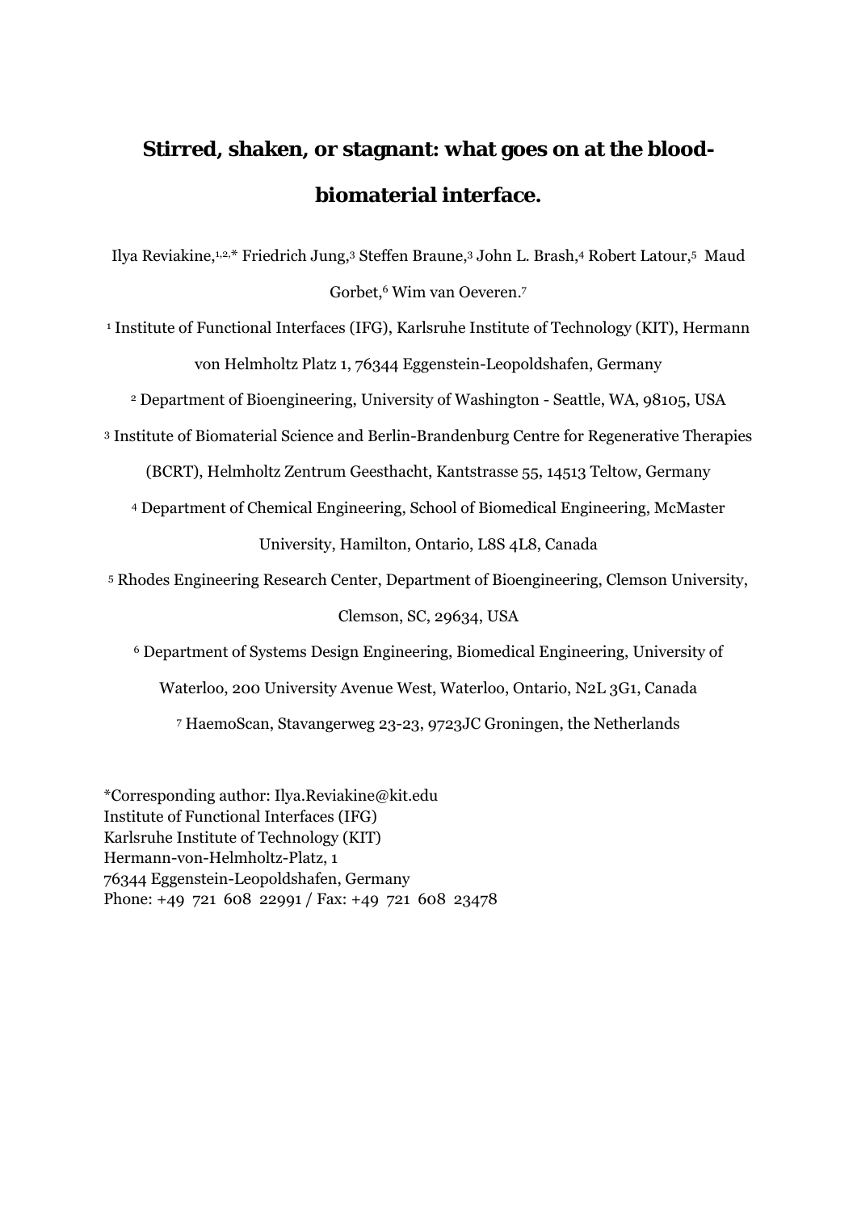# Stirred, shaken, or stagnant: what goes on at the blood-biomaterial interface.

Ilya Reviakine,[1,2,*] Friedrich Jung,[3] Steffen Braune,[3] John L. Brash,[4] Robert Latour,[5] Maud Gorbet,[6] Wim van Oeveren.[7]

[1] Institute of Functional Interfaces (IFG), Karlsruhe Institute of Technology (KIT), Hermann von Helmholtz Platz 1, 76344 Eggenstein-Leopoldshafen, Germany

[2] Department of Bioengineering, University of Washington - Seattle, WA, 98105, USA

[3] Institute of Biomaterial Science and Berlin-Brandenburg Centre for Regenerative Therapies (BCRT), Helmholtz Zentrum Geesthacht, Kantstrasse 55, 14513 Teltow, Germany

[4] Department of Chemical Engineering, School of Biomedical Engineering, McMaster University, Hamilton, Ontario, L8S 4L8, Canada

[5] Rhodes Engineering Research Center, Department of Bioengineering, Clemson University, Clemson, SC, 29634, USA

[6] Department of Systems Design Engineering, Biomedical Engineering, University of Waterloo, 200 University Avenue West, Waterloo, Ontario, N2L 3G1, Canada

[7] HaemoScan, Stavangerweg 23-23, 9723JC Groningen, the Netherlands

*Corresponding author: Ilya.Reviakine@kit.edu
Institute of Functional Interfaces (IFG)
Karlsruhe Institute of Technology (KIT)
Hermann-von-Helmholtz-Platz, 1
76344 Eggenstein-Leopoldshafen, Germany
Phone: +49 721 608 22991 / Fax: +49 721 608 23478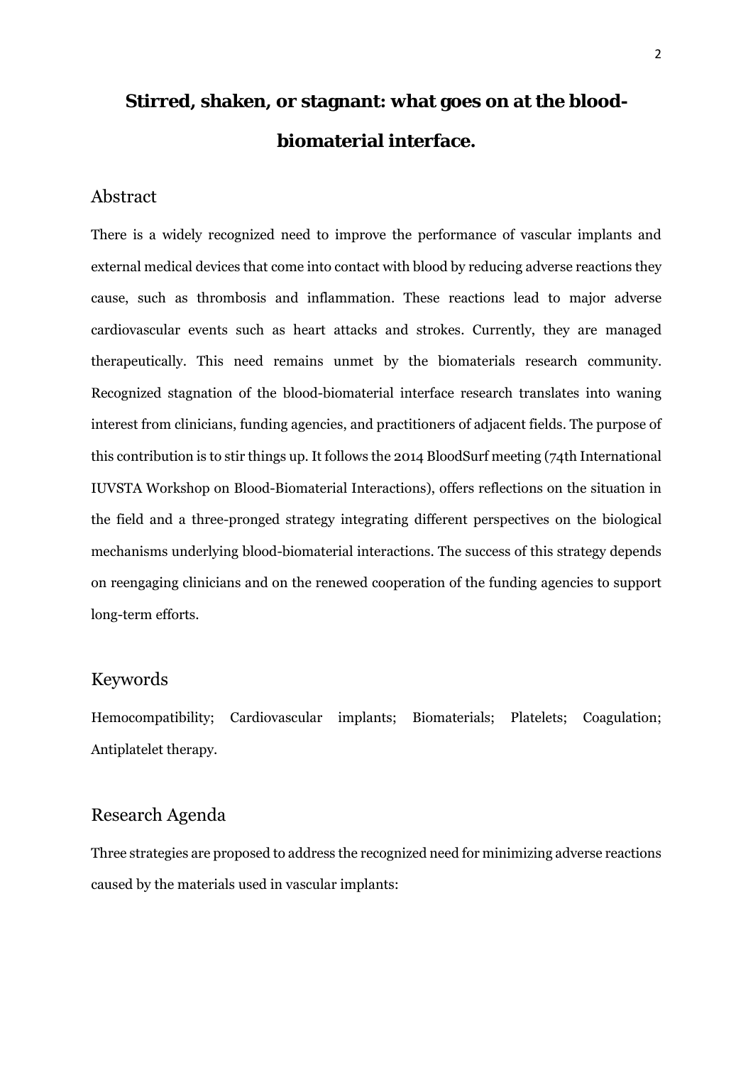# Stirred, shaken, or stagnant: what goes on at the blood-biomaterial interface.

## Abstract

There is a widely recognized need to improve the performance of vascular implants and external medical devices that come into contact with blood by reducing adverse reactions they cause, such as thrombosis and inflammation. These reactions lead to major adverse cardiovascular events such as heart attacks and strokes. Currently, they are managed therapeutically. This need remains unmet by the biomaterials research community. Recognized stagnation of the blood-biomaterial interface research translates into waning interest from clinicians, funding agencies, and practitioners of adjacent fields. The purpose of this contribution is to stir things up. It follows the 2014 BloodSurf meeting (74th International IUVSTA Workshop on Blood-Biomaterial Interactions), offers reflections on the situation in the field and a three-pronged strategy integrating different perspectives on the biological mechanisms underlying blood-biomaterial interactions. The success of this strategy depends on reengaging clinicians and on the renewed cooperation of the funding agencies to support long-term efforts.

## Keywords

Hemocompatibility; Cardiovascular implants; Biomaterials; Platelets; Coagulation; Antiplatelet therapy.

## Research Agenda

Three strategies are proposed to address the recognized need for minimizing adverse reactions caused by the materials used in vascular implants: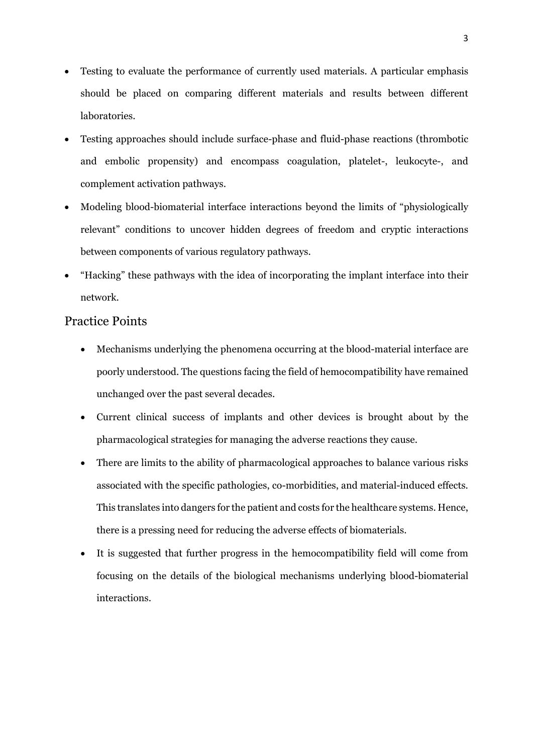- Testing to evaluate the performance of currently used materials. A particular emphasis should be placed on comparing different materials and results between different laboratories.
- Testing approaches should include surface-phase and fluid-phase reactions (thrombotic and embolic propensity) and encompass coagulation, platelet-, leukocyte-, and complement activation pathways.
- Modeling blood-biomaterial interface interactions beyond the limits of "physiologically relevant" conditions to uncover hidden degrees of freedom and cryptic interactions between components of various regulatory pathways.
- "Hacking" these pathways with the idea of incorporating the implant interface into their network.

## Practice Points

- Mechanisms underlying the phenomena occurring at the blood-material interface are poorly understood. The questions facing the field of hemocompatibility have remained unchanged over the past several decades.
- Current clinical success of implants and other devices is brought about by the pharmacological strategies for managing the adverse reactions they cause.
- There are limits to the ability of pharmacological approaches to balance various risks associated with the specific pathologies, co-morbidities, and material-induced effects. This translates into dangers for the patient and costs for the healthcare systems. Hence, there is a pressing need for reducing the adverse effects of biomaterials.
- It is suggested that further progress in the hemocompatibility field will come from focusing on the details of the biological mechanisms underlying blood-biomaterial interactions.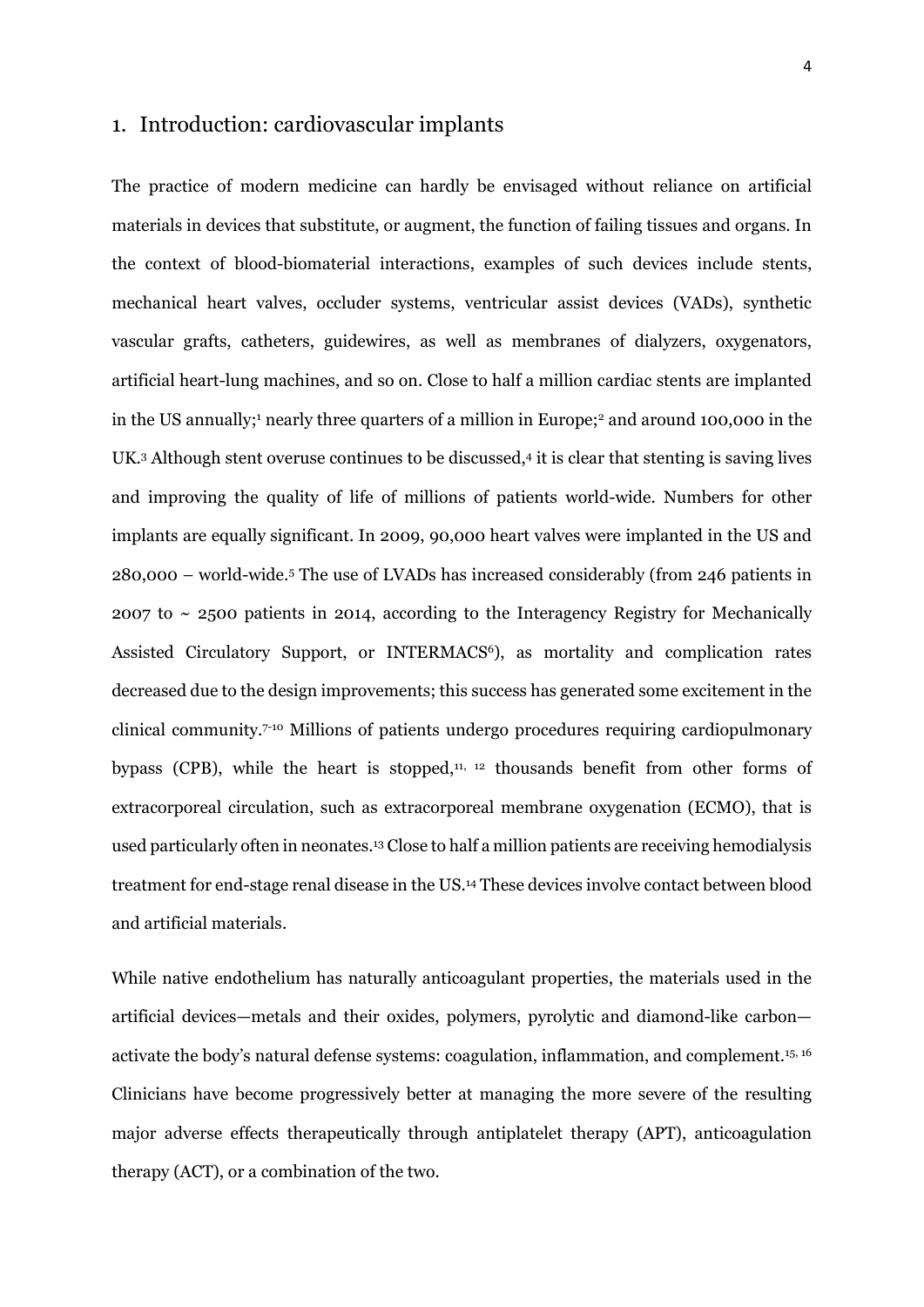## 1. Introduction: cardiovascular implants

The practice of modern medicine can hardly be envisaged without reliance on artificial materials in devices that substitute, or augment, the function of failing tissues and organs. In the context of blood-biomaterial interactions, examples of such devices include stents, mechanical heart valves, occluder systems, ventricular assist devices (VADs), synthetic vascular grafts, catheters, guidewires, as well as membranes of dialyzers, oxygenators, artificial heart-lung machines, and so on. Close to half a million cardiac stents are implanted in the US annually;[1] nearly three quarters of a million in Europe;[2] and around 100,000 in the UK.[3] Although stent overuse continues to be discussed,[4] it is clear that stenting is saving lives and improving the quality of life of millions of patients world-wide. Numbers for other implants are equally significant. In 2009, 90,000 heart valves were implanted in the US and 280,000 – world-wide.[5] The use of LVADs has increased considerably (from 246 patients in 2007 to ~ 2500 patients in 2014, according to the Interagency Registry for Mechanically Assisted Circulatory Support, or INTERMACS[6]), as mortality and complication rates decreased due to the design improvements; this success has generated some excitement in the clinical community.[7-10] Millions of patients undergo procedures requiring cardiopulmonary bypass (CPB), while the heart is stopped,[11, 12] thousands benefit from other forms of extracorporeal circulation, such as extracorporeal membrane oxygenation (ECMO), that is used particularly often in neonates.[13] Close to half a million patients are receiving hemodialysis treatment for end-stage renal disease in the US.[14] These devices involve contact between blood and artificial materials.

While native endothelium has naturally anticoagulant properties, the materials used in the artificial devices—metals and their oxides, polymers, pyrolytic and diamond-like carbon—activate the body's natural defense systems: coagulation, inflammation, and complement.[15, 16] Clinicians have become progressively better at managing the more severe of the resulting major adverse effects therapeutically through antiplatelet therapy (APT), anticoagulation therapy (ACT), or a combination of the two.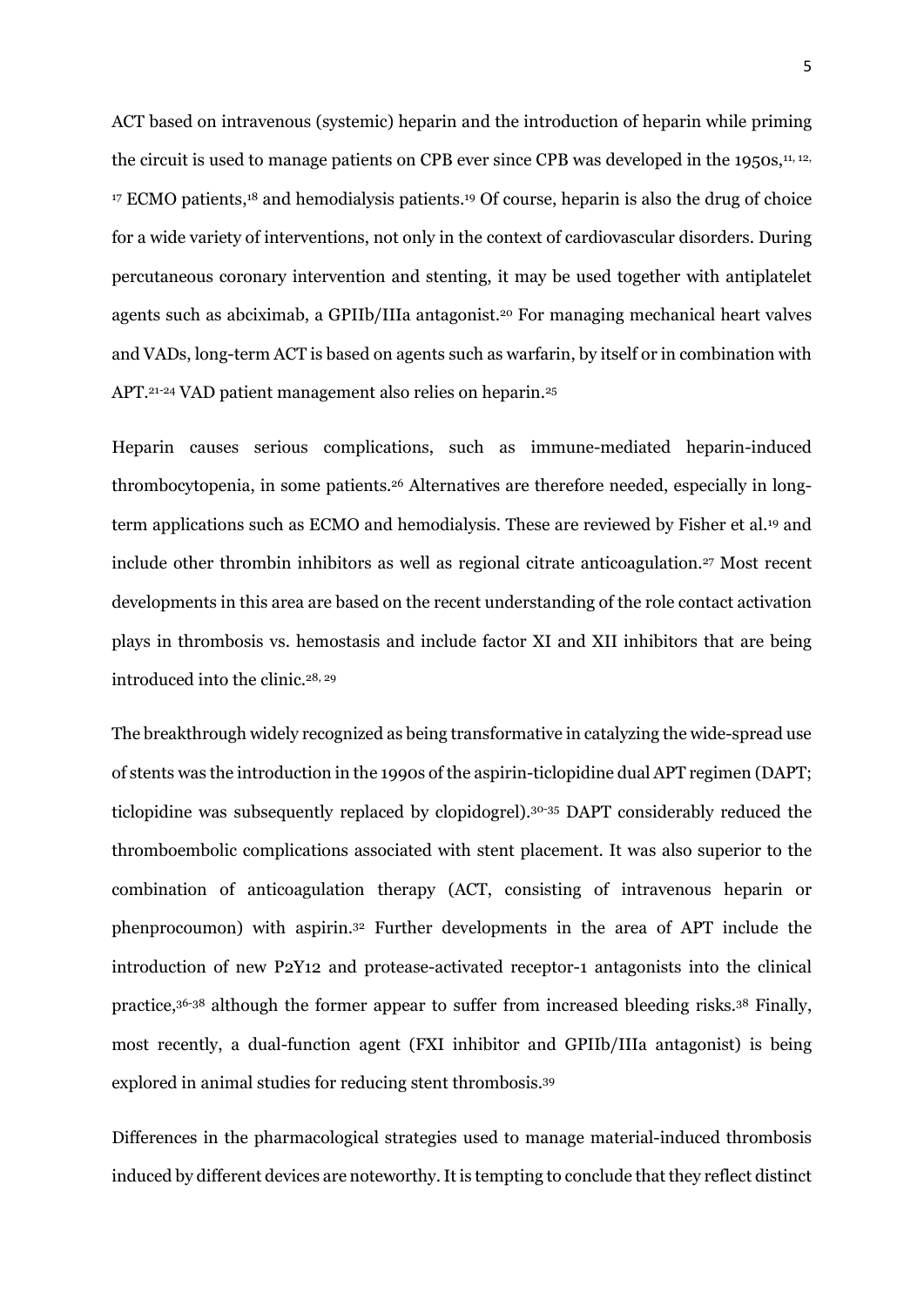ACT based on intravenous (systemic) heparin and the introduction of heparin while priming the circuit is used to manage patients on CPB ever since CPB was developed in the 1950s,[11, 12, 17] ECMO patients,[18] and hemodialysis patients.[19] Of course, heparin is also the drug of choice for a wide variety of interventions, not only in the context of cardiovascular disorders. During percutaneous coronary intervention and stenting, it may be used together with antiplatelet agents such as abciximab, a GPIIb/IIIa antagonist.[20] For managing mechanical heart valves and VADs, long-term ACT is based on agents such as warfarin, by itself or in combination with APT.[21-24] VAD patient management also relies on heparin.[25]

Heparin causes serious complications, such as immune-mediated heparin-induced thrombocytopenia, in some patients.[26] Alternatives are therefore needed, especially in long-term applications such as ECMO and hemodialysis. These are reviewed by Fisher et al.[19] and include other thrombin inhibitors as well as regional citrate anticoagulation.[27] Most recent developments in this area are based on the recent understanding of the role contact activation plays in thrombosis vs. hemostasis and include factor XI and XII inhibitors that are being introduced into the clinic.[28, 29]

The breakthrough widely recognized as being transformative in catalyzing the wide-spread use of stents was the introduction in the 1990s of the aspirin-ticlopidine dual APT regimen (DAPT; ticlopidine was subsequently replaced by clopidogrel).[30-35] DAPT considerably reduced the thromboembolic complications associated with stent placement. It was also superior to the combination of anticoagulation therapy (ACT, consisting of intravenous heparin or phenprocoumon) with aspirin.[32] Further developments in the area of APT include the introduction of new P2Y12 and protease-activated receptor-1 antagonists into the clinical practice,[36-38] although the former appear to suffer from increased bleeding risks.[38] Finally, most recently, a dual-function agent (FXI inhibitor and GPIIb/IIIa antagonist) is being explored in animal studies for reducing stent thrombosis.[39]

Differences in the pharmacological strategies used to manage material-induced thrombosis induced by different devices are noteworthy. It is tempting to conclude that they reflect distinct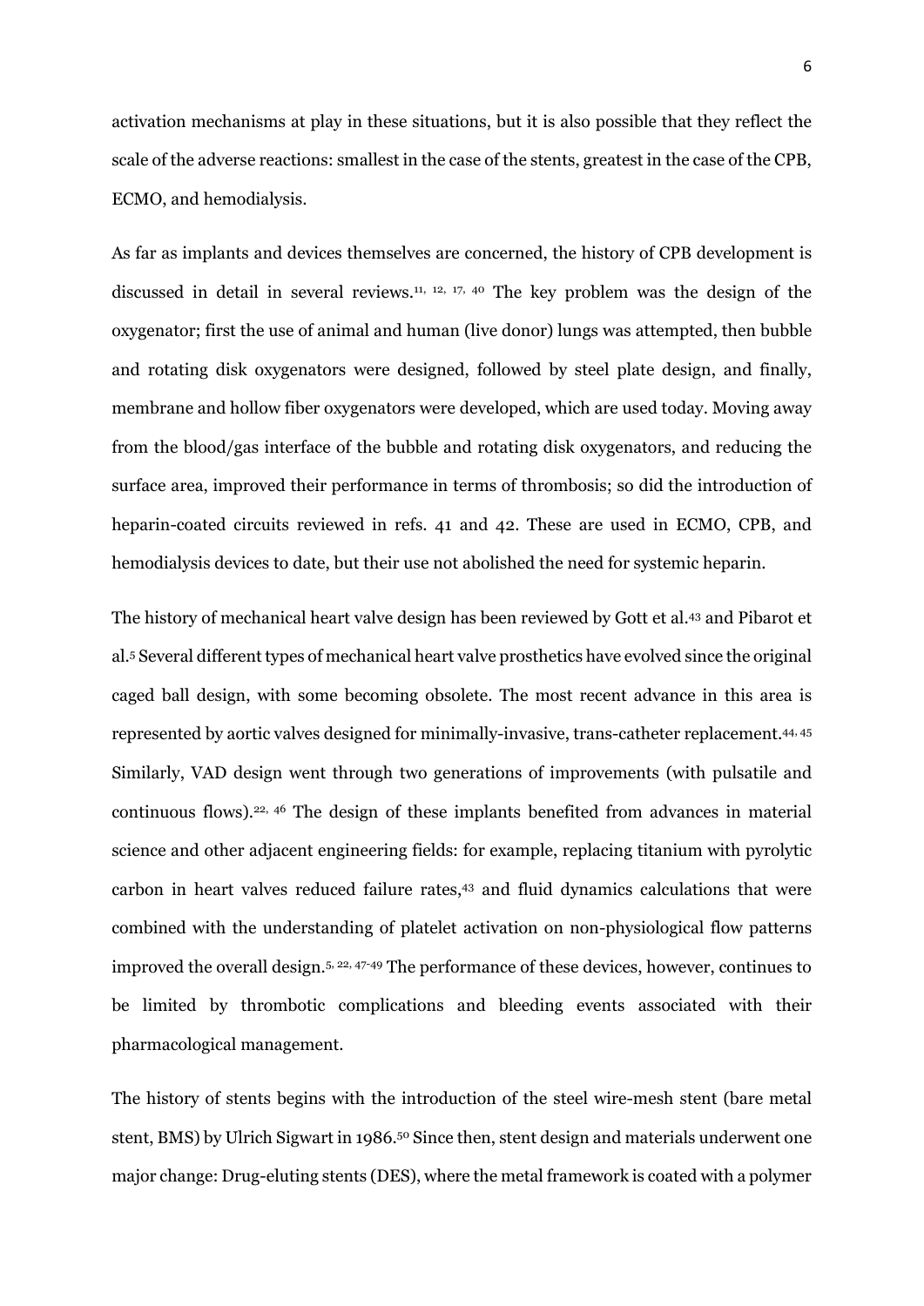activation mechanisms at play in these situations, but it is also possible that they reflect the scale of the adverse reactions: smallest in the case of the stents, greatest in the case of the CPB, ECMO, and hemodialysis.

As far as implants and devices themselves are concerned, the history of CPB development is discussed in detail in several reviews.[11, 12, 17, 40] The key problem was the design of the oxygenator; first the use of animal and human (live donor) lungs was attempted, then bubble and rotating disk oxygenators were designed, followed by steel plate design, and finally, membrane and hollow fiber oxygenators were developed, which are used today. Moving away from the blood/gas interface of the bubble and rotating disk oxygenators, and reducing the surface area, improved their performance in terms of thrombosis; so did the introduction of heparin-coated circuits reviewed in refs. 41 and 42. These are used in ECMO, CPB, and hemodialysis devices to date, but their use not abolished the need for systemic heparin.

The history of mechanical heart valve design has been reviewed by Gott et al.[43] and Pibarot et al.[5] Several different types of mechanical heart valve prosthetics have evolved since the original caged ball design, with some becoming obsolete. The most recent advance in this area is represented by aortic valves designed for minimally-invasive, trans-catheter replacement.[44, 45] Similarly, VAD design went through two generations of improvements (with pulsatile and continuous flows).[22, 46] The design of these implants benefited from advances in material science and other adjacent engineering fields: for example, replacing titanium with pyrolytic carbon in heart valves reduced failure rates,[43] and fluid dynamics calculations that were combined with the understanding of platelet activation on non-physiological flow patterns improved the overall design.[5, 22, 47-49] The performance of these devices, however, continues to be limited by thrombotic complications and bleeding events associated with their pharmacological management.

The history of stents begins with the introduction of the steel wire-mesh stent (bare metal stent, BMS) by Ulrich Sigwart in 1986.[50] Since then, stent design and materials underwent one major change: Drug-eluting stents (DES), where the metal framework is coated with a polymer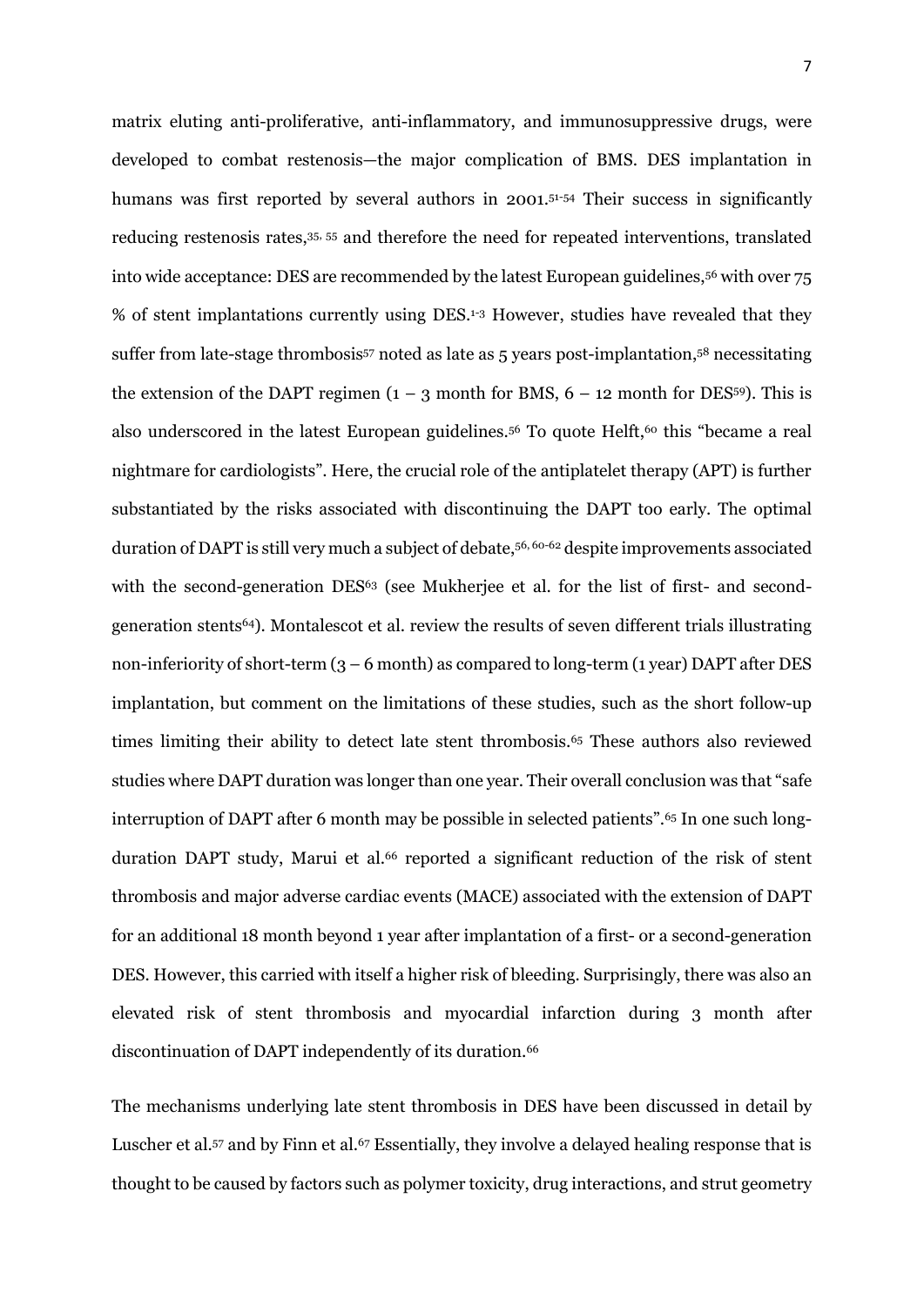matrix eluting anti-proliferative, anti-inflammatory, and immunosuppressive drugs, were developed to combat restenosis—the major complication of BMS. DES implantation in humans was first reported by several authors in 2001.[51-54] Their success in significantly reducing restenosis rates,[35, 55] and therefore the need for repeated interventions, translated into wide acceptance: DES are recommended by the latest European guidelines,[56] with over 75 % of stent implantations currently using DES.[1-3] However, studies have revealed that they suffer from late-stage thrombosis[57] noted as late as 5 years post-implantation,[58] necessitating the extension of the DAPT regimen (1 – 3 month for BMS, 6 – 12 month for DES[59]). This is also underscored in the latest European guidelines.[56] To quote Helft,[60] this "became a real nightmare for cardiologists". Here, the crucial role of the antiplatelet therapy (APT) is further substantiated by the risks associated with discontinuing the DAPT too early. The optimal duration of DAPT is still very much a subject of debate,[56, 60-62] despite improvements associated with the second-generation DES[63] (see Mukherjee et al. for the list of first- and second-generation stents[64]). Montalescot et al. review the results of seven different trials illustrating non-inferiority of short-term (3 – 6 month) as compared to long-term (1 year) DAPT after DES implantation, but comment on the limitations of these studies, such as the short follow-up times limiting their ability to detect late stent thrombosis.[65] These authors also reviewed studies where DAPT duration was longer than one year. Their overall conclusion was that "safe interruption of DAPT after 6 month may be possible in selected patients".[65] In one such long-duration DAPT study, Marui et al.[66] reported a significant reduction of the risk of stent thrombosis and major adverse cardiac events (MACE) associated with the extension of DAPT for an additional 18 month beyond 1 year after implantation of a first- or a second-generation DES. However, this carried with itself a higher risk of bleeding. Surprisingly, there was also an elevated risk of stent thrombosis and myocardial infarction during 3 month after discontinuation of DAPT independently of its duration.[66]

The mechanisms underlying late stent thrombosis in DES have been discussed in detail by Luscher et al.[57] and by Finn et al.[67] Essentially, they involve a delayed healing response that is thought to be caused by factors such as polymer toxicity, drug interactions, and strut geometry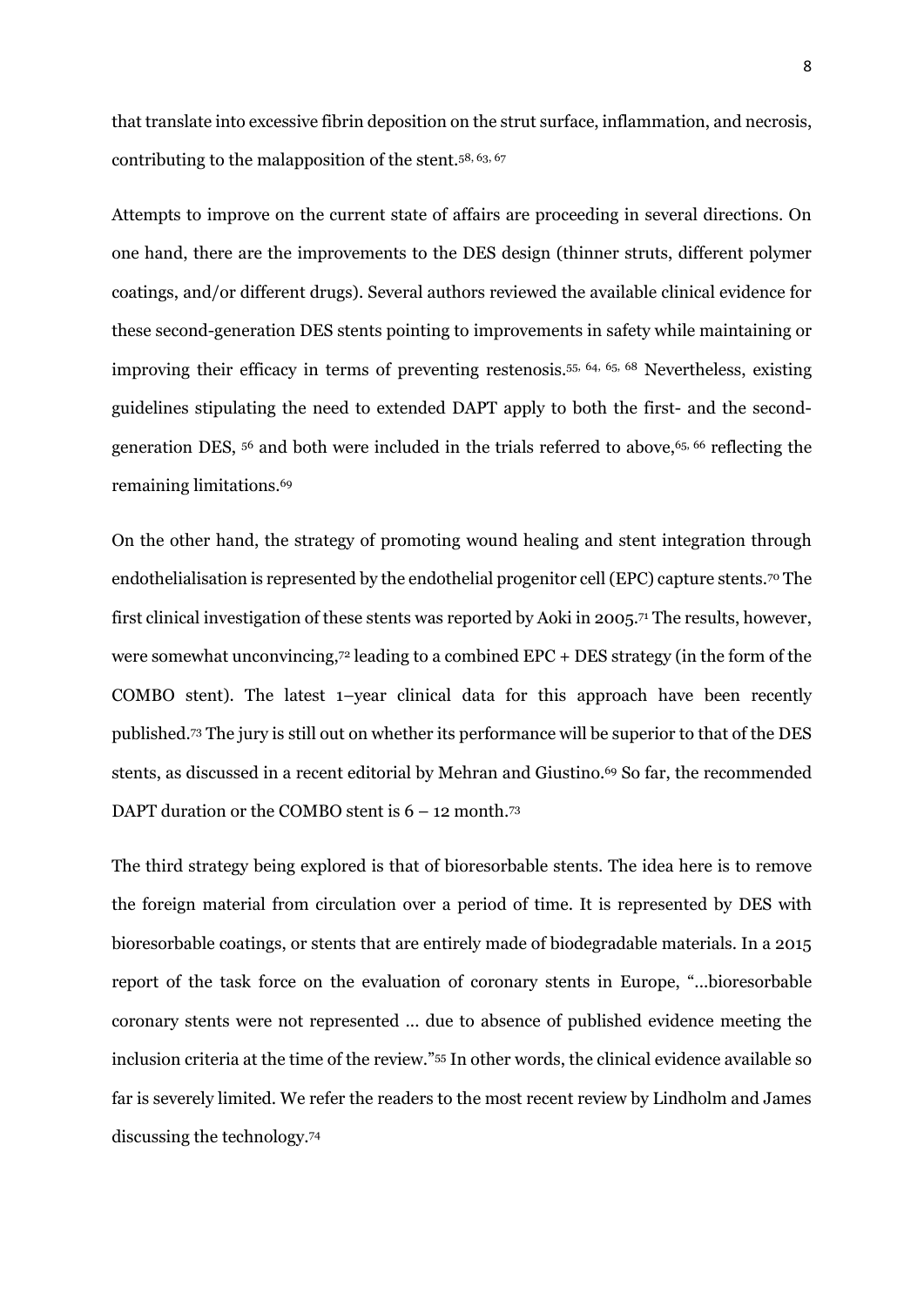that translate into excessive fibrin deposition on the strut surface, inflammation, and necrosis, contributing to the malapposition of the stent.[58, 63, 67]

Attempts to improve on the current state of affairs are proceeding in several directions. On one hand, there are the improvements to the DES design (thinner struts, different polymer coatings, and/or different drugs). Several authors reviewed the available clinical evidence for these second-generation DES stents pointing to improvements in safety while maintaining or improving their efficacy in terms of preventing restenosis.[55, 64, 65, 68] Nevertheless, existing guidelines stipulating the need to extended DAPT apply to both the first- and the second-generation DES, [56] and both were included in the trials referred to above,[65, 66] reflecting the remaining limitations.[69]

On the other hand, the strategy of promoting wound healing and stent integration through endothelialisation is represented by the endothelial progenitor cell (EPC) capture stents.[70] The first clinical investigation of these stents was reported by Aoki in 2005.[71] The results, however, were somewhat unconvincing,[72] leading to a combined EPC + DES strategy (in the form of the COMBO stent). The latest 1–year clinical data for this approach have been recently published.[73] The jury is still out on whether its performance will be superior to that of the DES stents, as discussed in a recent editorial by Mehran and Giustino.[69] So far, the recommended DAPT duration or the COMBO stent is 6 – 12 month.[73]

The third strategy being explored is that of bioresorbable stents. The idea here is to remove the foreign material from circulation over a period of time. It is represented by DES with bioresorbable coatings, or stents that are entirely made of biodegradable materials. In a 2015 report of the task force on the evaluation of coronary stents in Europe, "...bioresorbable coronary stents were not represented ... due to absence of published evidence meeting the inclusion criteria at the time of the review."[55] In other words, the clinical evidence available so far is severely limited. We refer the readers to the most recent review by Lindholm and James discussing the technology.[74]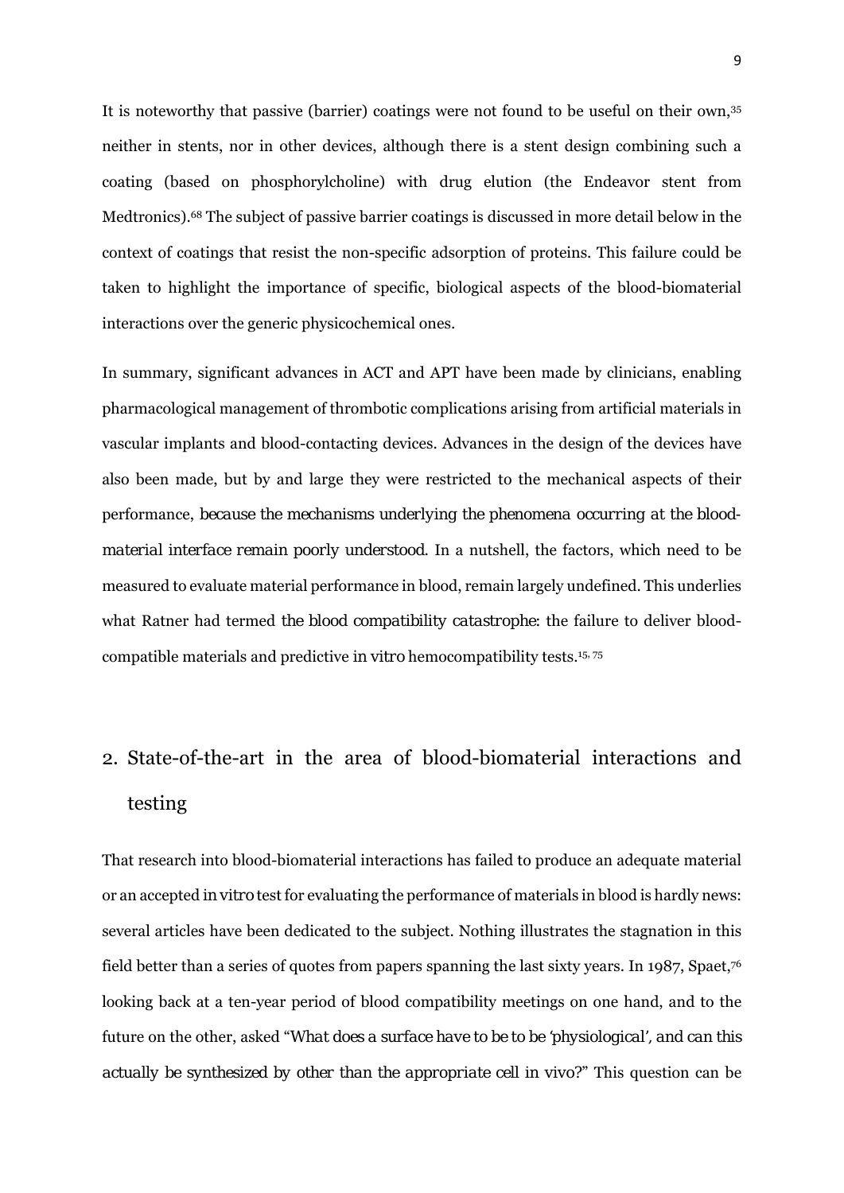It is noteworthy that passive (barrier) coatings were not found to be useful on their own,[35] neither in stents, nor in other devices, although there is a stent design combining such a coating (based on phosphorylcholine) with drug elution (the Endeavor stent from Medtronics).[68] The subject of passive barrier coatings is discussed in more detail below in the context of coatings that resist the non-specific adsorption of proteins. This failure could be taken to highlight the importance of specific, biological aspects of the blood-biomaterial interactions over the generic physicochemical ones.

In summary, significant advances in ACT and APT have been made by clinicians, enabling pharmacological management of thrombotic complications arising from artificial materials in vascular implants and blood-contacting devices. Advances in the design of the devices have also been made, but by and large they were restricted to the mechanical aspects of their performance, *because the mechanisms underlying the phenomena occurring at the blood-material interface remain poorly understood*. In a nutshell, the factors, which need to be measured to evaluate material performance in blood, remain largely undefined. This underlies what Ratner had termed *the blood compatibility catastrophe*: the failure to deliver blood-compatible materials and predictive *in vitro* hemocompatibility tests.[15, 75]

## 2. State-of-the-art in the area of blood-biomaterial interactions and testing

That research into blood-biomaterial interactions has failed to produce an adequate material or an accepted *in vitro* test for evaluating the performance of materials in blood is hardly news: several articles have been dedicated to the subject. Nothing illustrates the stagnation in this field better than a series of quotes from papers spanning the last sixty years. In 1987, Spaet,[76] looking back at a ten-year period of blood compatibility meetings on one hand, and to the future on the other, asked "*What does a surface have to be to be 'physiological', and can this actually be synthesized by other than the appropriate cell in vivo?*" This question can be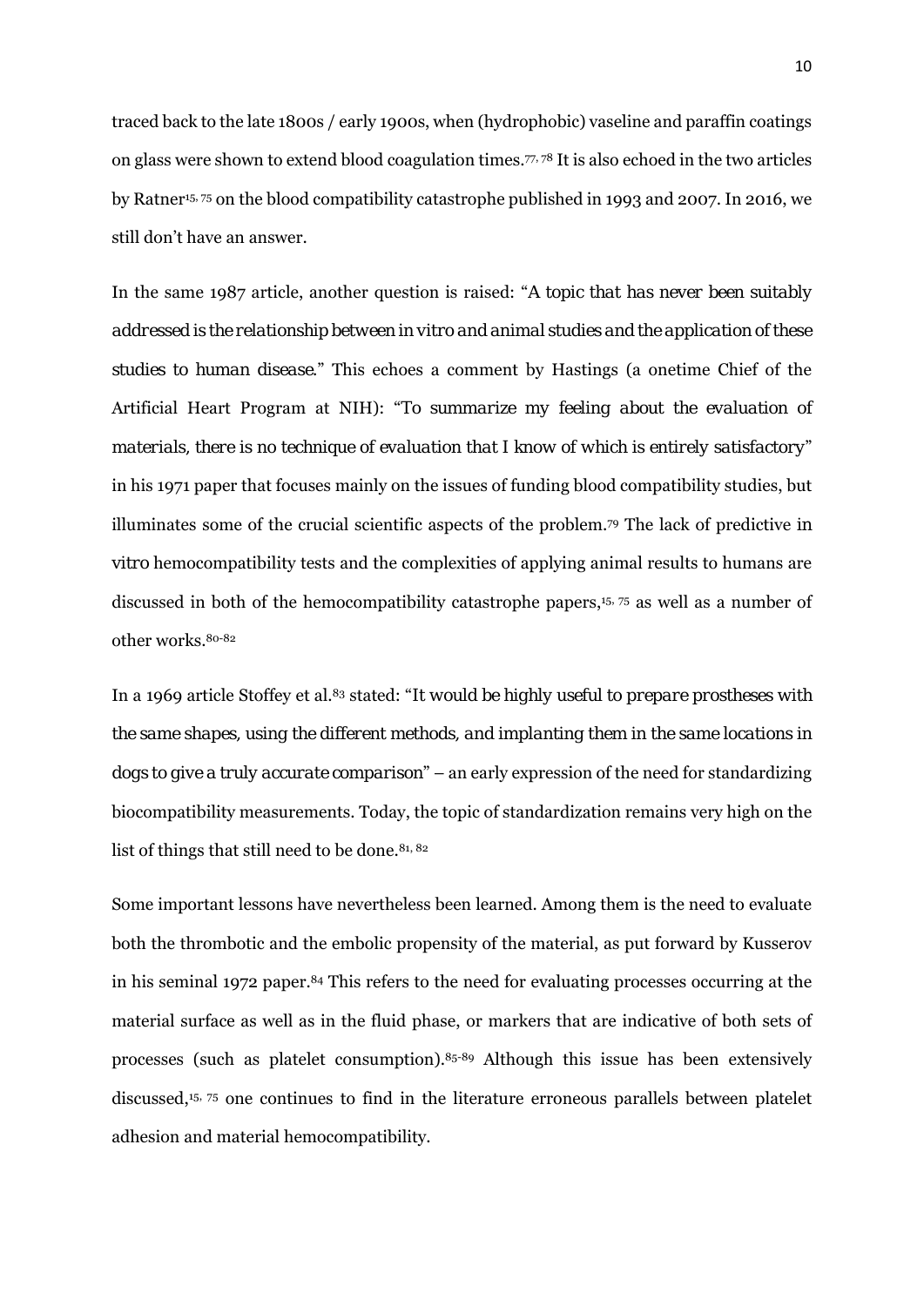traced back to the late 1800s / early 1900s, when (hydrophobic) vaseline and paraffin coatings on glass were shown to extend blood coagulation times.[77, 78] It is also echoed in the two articles by Ratner[15, 75] on the blood compatibility catastrophe published in 1993 and 2007. In 2016, we still don't have an answer.

In the same 1987 article, another question is raised: "*A topic that has never been suitably addressed is the relationship between in vitro and animal studies and the application of these studies to human disease.*" This echoes a comment by Hastings (a onetime Chief of the Artificial Heart Program at NIH): "*To summarize my feeling about the evaluation of materials, there is no technique of evaluation that I know of which is entirely satisfactory*" in his 1971 paper that focuses mainly on the issues of funding blood compatibility studies, but illuminates some of the crucial scientific aspects of the problem.[79] The lack of predictive in *vitro* hemocompatibility tests and the complexities of applying animal results to humans are discussed in both of the hemocompatibility catastrophe papers,[15, 75] as well as a number of other works.[80-82]

In a 1969 article Stoffey et al.[83] stated: "*It would be highly useful to prepare prostheses with the same shapes, using the different methods, and implanting them in the same locations in dogs to give a truly accurate comparison*" – an early expression of the need for standardizing biocompatibility measurements. Today, the topic of standardization remains very high on the list of things that still need to be done.[81, 82]

Some important lessons have nevertheless been learned. Among them is the need to evaluate both the thrombotic and the embolic propensity of the material, as put forward by Kusserov in his seminal 1972 paper.[84] This refers to the need for evaluating processes occurring at the material surface as well as in the fluid phase, or markers that are indicative of both sets of processes (such as platelet consumption).[85-89] Although this issue has been extensively discussed,[15, 75] one continues to find in the literature erroneous parallels between platelet adhesion and material hemocompatibility.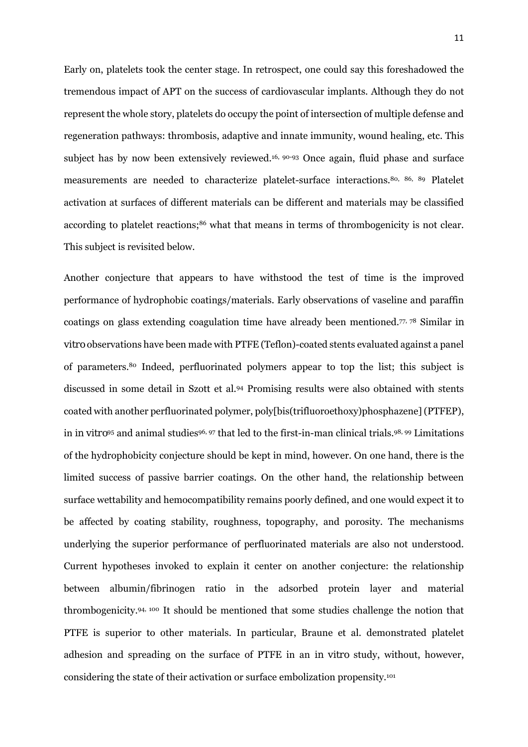Early on, platelets took the center stage. In retrospect, one could say this foreshadowed the tremendous impact of APT on the success of cardiovascular implants. Although they do not represent the whole story, platelets do occupy the point of intersection of multiple defense and regeneration pathways: thrombosis, adaptive and innate immunity, wound healing, etc. This subject has by now been extensively reviewed.[16, 90-93] Once again, fluid phase and surface measurements are needed to characterize platelet-surface interactions.[80, 86, 89] Platelet activation at surfaces of different materials can be different and materials may be classified according to platelet reactions;[86] what that means in terms of thrombogenicity is not clear. This subject is revisited below.

Another conjecture that appears to have withstood the test of time is the improved performance of hydrophobic coatings/materials. Early observations of vaseline and paraffin coatings on glass extending coagulation time have already been mentioned.[77, 78] Similar in vitro observations have been made with PTFE (Teflon)-coated stents evaluated against a panel of parameters.[80] Indeed, perfluorinated polymers appear to top the list; this subject is discussed in some detail in Szott et al.[94] Promising results were also obtained with stents coated with another perfluorinated polymer, poly[bis(trifluoroethoxy)phosphazene] (PTFEP), in in vitro[95] and animal studies[96, 97] that led to the first-in-man clinical trials.[98, 99] Limitations of the hydrophobicity conjecture should be kept in mind, however. On one hand, there is the limited success of passive barrier coatings. On the other hand, the relationship between surface wettability and hemocompatibility remains poorly defined, and one would expect it to be affected by coating stability, roughness, topography, and porosity. The mechanisms underlying the superior performance of perfluorinated materials are also not understood. Current hypotheses invoked to explain it center on another conjecture: the relationship between albumin/fibrinogen ratio in the adsorbed protein layer and material thrombogenicity.[94, 100] It should be mentioned that some studies challenge the notion that PTFE is superior to other materials. In particular, Braune et al. demonstrated platelet adhesion and spreading on the surface of PTFE in an in vitro study, without, however, considering the state of their activation or surface embolization propensity.[101]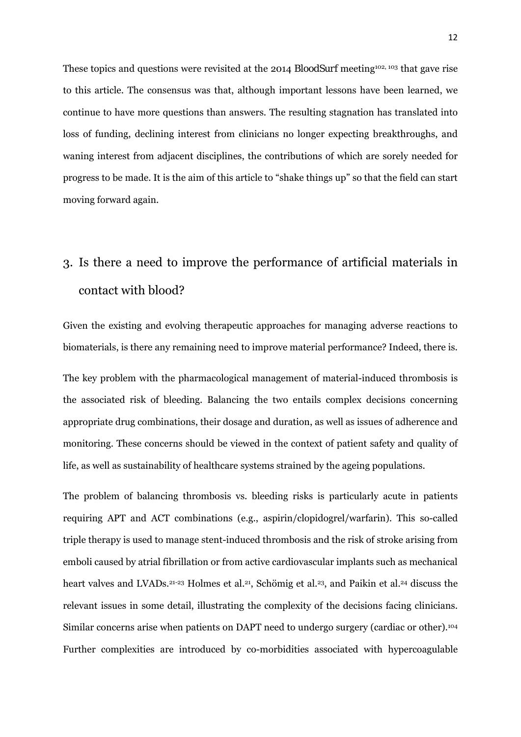These topics and questions were revisited at the 2014 BloodSurf meeting[102, 103] that gave rise to this article. The consensus was that, although important lessons have been learned, we continue to have more questions than answers. The resulting stagnation has translated into loss of funding, declining interest from clinicians no longer expecting breakthroughs, and waning interest from adjacent disciplines, the contributions of which are sorely needed for progress to be made. It is the aim of this article to "shake things up" so that the field can start moving forward again.

# 3. Is there a need to improve the performance of artificial materials in contact with blood?

Given the existing and evolving therapeutic approaches for managing adverse reactions to biomaterials, is there any remaining need to improve material performance? Indeed, there is.

The key problem with the pharmacological management of material-induced thrombosis is the associated risk of bleeding. Balancing the two entails complex decisions concerning appropriate drug combinations, their dosage and duration, as well as issues of adherence and monitoring. These concerns should be viewed in the context of patient safety and quality of life, as well as sustainability of healthcare systems strained by the ageing populations.

The problem of balancing thrombosis vs. bleeding risks is particularly acute in patients requiring APT and ACT combinations (e.g., aspirin/clopidogrel/warfarin). This so-called triple therapy is used to manage stent-induced thrombosis and the risk of stroke arising from emboli caused by atrial fibrillation or from active cardiovascular implants such as mechanical heart valves and LVADs.[21-23] Holmes et al.[21], Schömig et al.[23], and Paikin et al.[24] discuss the relevant issues in some detail, illustrating the complexity of the decisions facing clinicians. Similar concerns arise when patients on DAPT need to undergo surgery (cardiac or other).[104] Further complexities are introduced by co-morbidities associated with hypercoagulable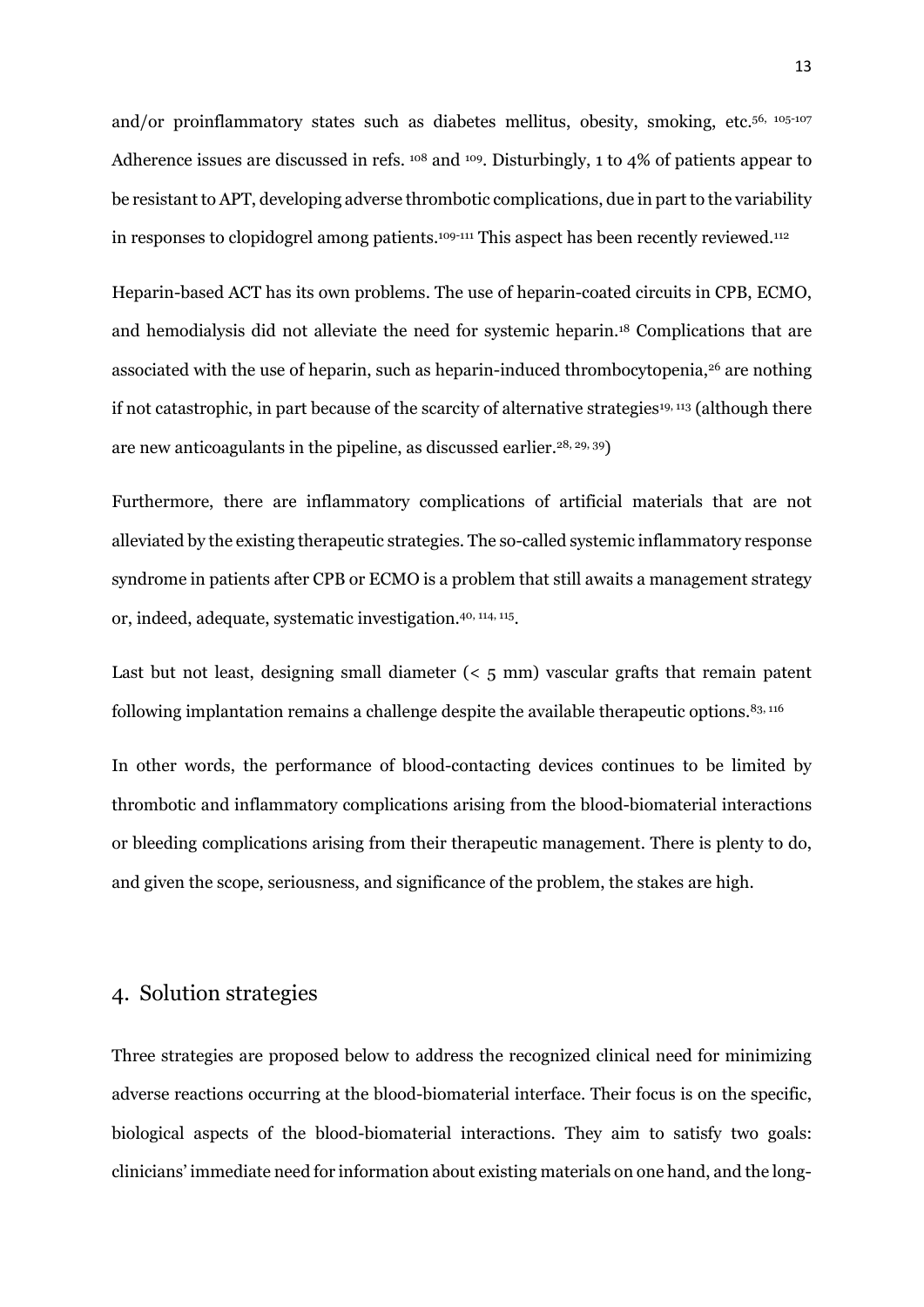and/or proinflammatory states such as diabetes mellitus, obesity, smoking, etc.[56, 105-107] Adherence issues are discussed in refs. [108] and [109]. Disturbingly, 1 to 4% of patients appear to be resistant to APT, developing adverse thrombotic complications, due in part to the variability in responses to clopidogrel among patients.[109-111] This aspect has been recently reviewed.[112]

Heparin-based ACT has its own problems. The use of heparin-coated circuits in CPB, ECMO, and hemodialysis did not alleviate the need for systemic heparin.[18] Complications that are associated with the use of heparin, such as heparin-induced thrombocytopenia,[26] are nothing if not catastrophic, in part because of the scarcity of alternative strategies[19, 113] (although there are new anticoagulants in the pipeline, as discussed earlier.[28, 29, 39])

Furthermore, there are inflammatory complications of artificial materials that are not alleviated by the existing therapeutic strategies. The so-called systemic inflammatory response syndrome in patients after CPB or ECMO is a problem that still awaits a management strategy or, indeed, adequate, systematic investigation.[40, 114, 115].

Last but not least, designing small diameter (< 5 mm) vascular grafts that remain patent following implantation remains a challenge despite the available therapeutic options.[83, 116]

In other words, the performance of blood-contacting devices continues to be limited by thrombotic and inflammatory complications arising from the blood-biomaterial interactions or bleeding complications arising from their therapeutic management. There is plenty to do, and given the scope, seriousness, and significance of the problem, the stakes are high.

## 4. Solution strategies

Three strategies are proposed below to address the recognized clinical need for minimizing adverse reactions occurring at the blood-biomaterial interface. Their focus is on the specific, biological aspects of the blood-biomaterial interactions. They aim to satisfy two goals: clinicians' immediate need for information about existing materials on one hand, and the long-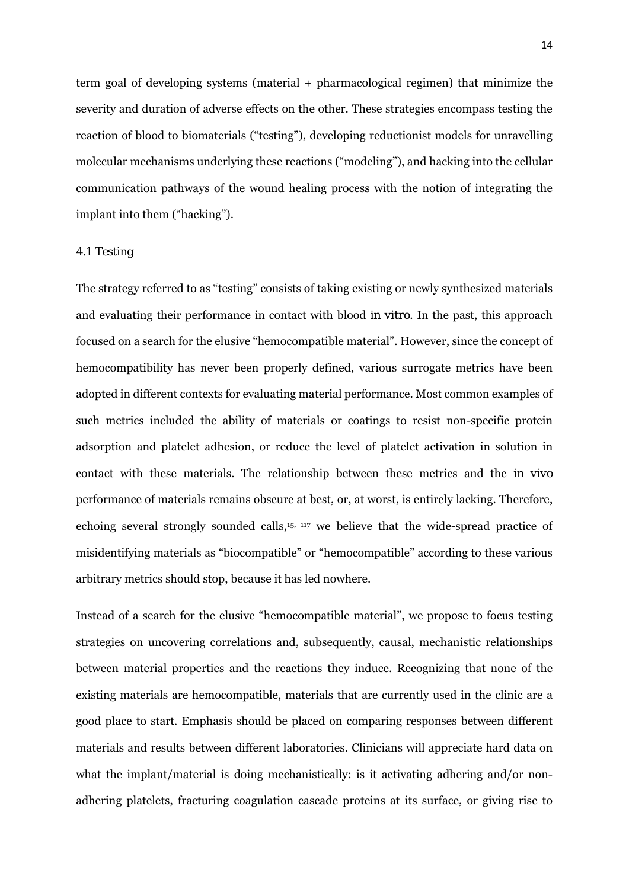term goal of developing systems (material + pharmacological regimen) that minimize the severity and duration of adverse effects on the other. These strategies encompass testing the reaction of blood to biomaterials ("testing"), developing reductionist models for unravelling molecular mechanisms underlying these reactions ("modeling"), and hacking into the cellular communication pathways of the wound healing process with the notion of integrating the implant into them ("hacking").

### 4.1 Testing

The strategy referred to as "testing" consists of taking existing or newly synthesized materials and evaluating their performance in contact with blood *in vitro*. In the past, this approach focused on a search for the elusive "hemocompatible material". However, since the concept of hemocompatibility has never been properly defined, various surrogate metrics have been adopted in different contexts for evaluating material performance. Most common examples of such metrics included the ability of materials or coatings to resist non-specific protein adsorption and platelet adhesion, or reduce the level of platelet activation in solution in contact with these materials. The relationship between these metrics and the *in vivo* performance of materials remains obscure at best, or, at worst, is entirely lacking. Therefore, echoing several strongly sounded calls,[15, 117] we believe that the wide-spread practice of misidentifying materials as "biocompatible" or "hemocompatible" according to these various arbitrary metrics should stop, because it has led nowhere.

Instead of a search for the elusive "hemocompatible material", we propose to focus testing strategies on uncovering correlations and, subsequently, causal, mechanistic relationships between material properties and the reactions they induce. Recognizing that none of the existing materials are hemocompatible, materials that are currently used in the clinic are a good place to start. Emphasis should be placed on comparing responses between different materials and results between different laboratories. Clinicians will appreciate hard data on what the implant/material is doing mechanistically: is it activating adhering and/or non-adhering platelets, fracturing coagulation cascade proteins at its surface, or giving rise to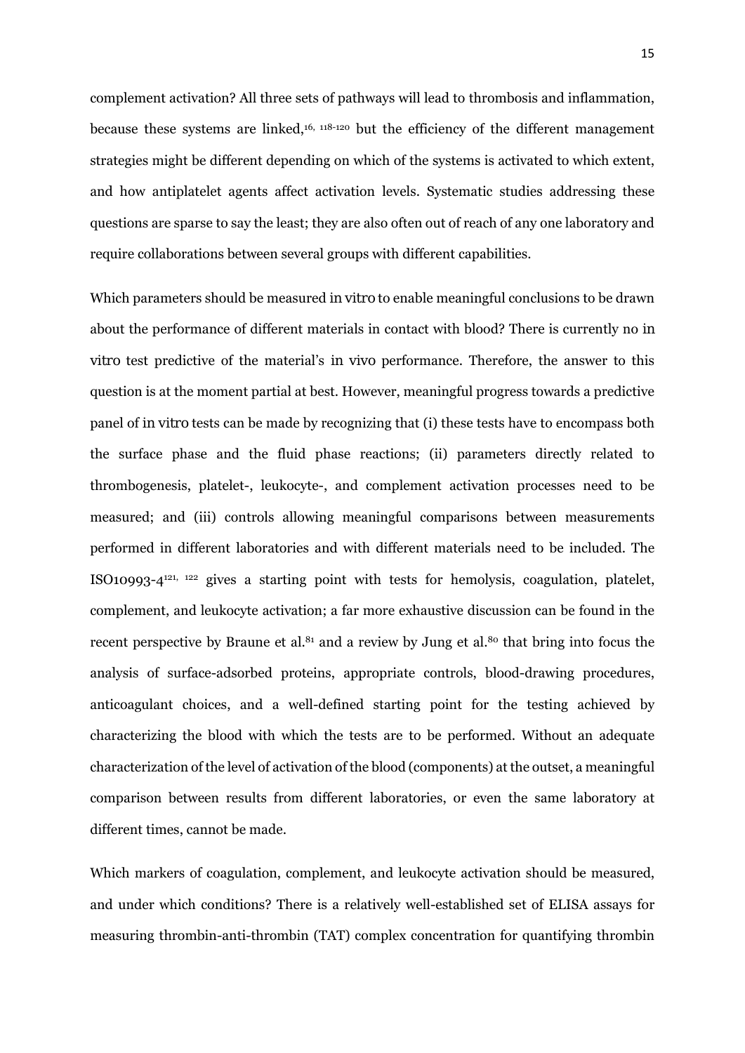complement activation? All three sets of pathways will lead to thrombosis and inflammation, because these systems are linked,[16, 118-120] but the efficiency of the different management strategies might be different depending on which of the systems is activated to which extent, and how antiplatelet agents affect activation levels. Systematic studies addressing these questions are sparse to say the least; they are also often out of reach of any one laboratory and require collaborations between several groups with different capabilities.

Which parameters should be measured *in vitro* to enable meaningful conclusions to be drawn about the performance of different materials in contact with blood? There is currently no *in vitro* test predictive of the material's *in vivo* performance. Therefore, the answer to this question is at the moment partial at best. However, meaningful progress towards a predictive panel of *in vitro* tests can be made by recognizing that (i) these tests have to encompass both the surface phase and the fluid phase reactions; (ii) parameters directly related to thrombogenesis, platelet-, leukocyte-, and complement activation processes need to be measured; and (iii) controls allowing meaningful comparisons between measurements performed in different laboratories and with different materials need to be included. The ISO10993-4[121, 122] gives a starting point with tests for hemolysis, coagulation, platelet, complement, and leukocyte activation; a far more exhaustive discussion can be found in the recent perspective by Braune et al.[81] and a review by Jung et al.[80] that bring into focus the analysis of surface-adsorbed proteins, appropriate controls, blood-drawing procedures, anticoagulant choices, and a well-defined starting point for the testing achieved by characterizing the blood with which the tests are to be performed. Without an adequate characterization of the level of activation of the blood (components) at the outset, a meaningful comparison between results from different laboratories, or even the same laboratory at different times, cannot be made.

Which markers of coagulation, complement, and leukocyte activation should be measured, and under which conditions? There is a relatively well-established set of ELISA assays for measuring thrombin-anti-thrombin (TAT) complex concentration for quantifying thrombin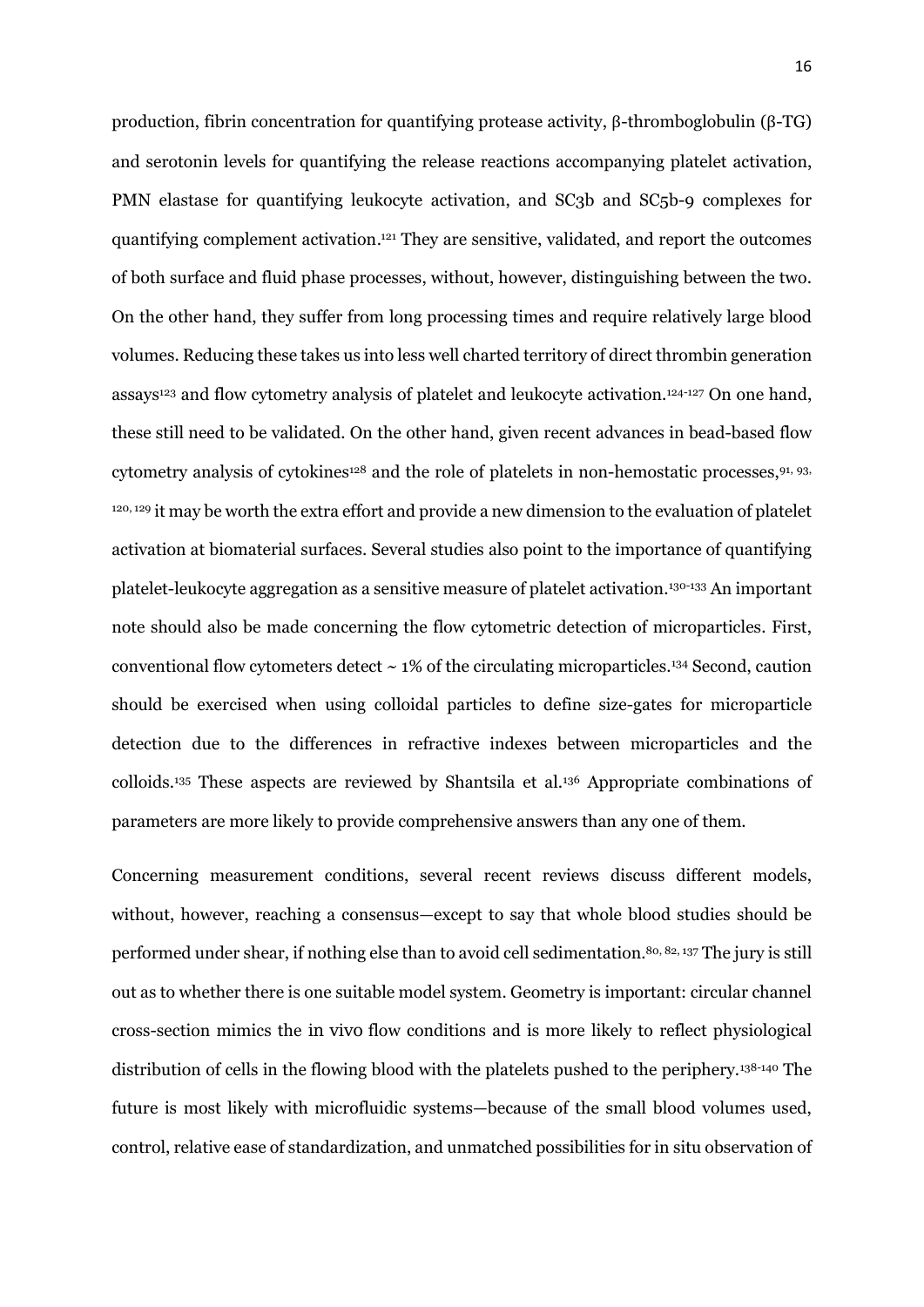production, fibrin concentration for quantifying protease activity, β-thromboglobulin (β-TG) and serotonin levels for quantifying the release reactions accompanying platelet activation, PMN elastase for quantifying leukocyte activation, and SC3b and SC5b-9 complexes for quantifying complement activation.[121] They are sensitive, validated, and report the outcomes of both surface and fluid phase processes, without, however, distinguishing between the two. On the other hand, they suffer from long processing times and require relatively large blood volumes. Reducing these takes us into less well charted territory of direct thrombin generation assays[123] and flow cytometry analysis of platelet and leukocyte activation.[124-127] On one hand, these still need to be validated. On the other hand, given recent advances in bead-based flow cytometry analysis of cytokines[128] and the role of platelets in non-hemostatic processes,[91, 93, 120, 129] it may be worth the extra effort and provide a new dimension to the evaluation of platelet activation at biomaterial surfaces. Several studies also point to the importance of quantifying platelet-leukocyte aggregation as a sensitive measure of platelet activation.[130-133] An important note should also be made concerning the flow cytometric detection of microparticles. First, conventional flow cytometers detect ~ 1% of the circulating microparticles.[134] Second, caution should be exercised when using colloidal particles to define size-gates for microparticle detection due to the differences in refractive indexes between microparticles and the colloids.[135] These aspects are reviewed by Shantsila et al.[136] Appropriate combinations of parameters are more likely to provide comprehensive answers than any one of them.

Concerning measurement conditions, several recent reviews discuss different models, without, however, reaching a consensus—except to say that whole blood studies should be performed under shear, if nothing else than to avoid cell sedimentation.[80, 82, 137] The jury is still out as to whether there is one suitable model system. Geometry is important: circular channel cross-section mimics the in vivo flow conditions and is more likely to reflect physiological distribution of cells in the flowing blood with the platelets pushed to the periphery.[138-140] The future is most likely with microfluidic systems—because of the small blood volumes used, control, relative ease of standardization, and unmatched possibilities for in situ observation of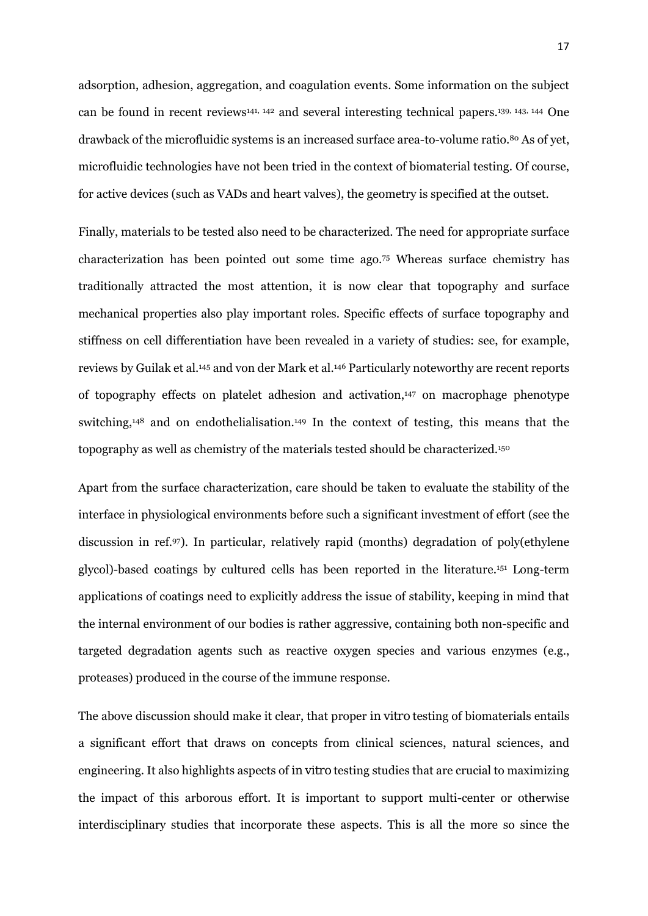adsorption, adhesion, aggregation, and coagulation events. Some information on the subject can be found in recent reviews[141, 142] and several interesting technical papers.[139, 143, 144] One drawback of the microfluidic systems is an increased surface area-to-volume ratio.[80] As of yet, microfluidic technologies have not been tried in the context of biomaterial testing. Of course, for active devices (such as VADs and heart valves), the geometry is specified at the outset.

Finally, materials to be tested also need to be characterized. The need for appropriate surface characterization has been pointed out some time ago.[75] Whereas surface chemistry has traditionally attracted the most attention, it is now clear that topography and surface mechanical properties also play important roles. Specific effects of surface topography and stiffness on cell differentiation have been revealed in a variety of studies: see, for example, reviews by Guilak et al.[145] and von der Mark et al.[146] Particularly noteworthy are recent reports of topography effects on platelet adhesion and activation,[147] on macrophage phenotype switching,[148] and on endothelialisation.[149] In the context of testing, this means that the topography as well as chemistry of the materials tested should be characterized.[150]

Apart from the surface characterization, care should be taken to evaluate the stability of the interface in physiological environments before such a significant investment of effort (see the discussion in ref.[97]). In particular, relatively rapid (months) degradation of poly(ethylene glycol)-based coatings by cultured cells has been reported in the literature.[151] Long-term applications of coatings need to explicitly address the issue of stability, keeping in mind that the internal environment of our bodies is rather aggressive, containing both non-specific and targeted degradation agents such as reactive oxygen species and various enzymes (e.g., proteases) produced in the course of the immune response.

The above discussion should make it clear, that proper *in vitro* testing of biomaterials entails a significant effort that draws on concepts from clinical sciences, natural sciences, and engineering. It also highlights aspects of *in vitro* testing studies that are crucial to maximizing the impact of this arborous effort. It is important to support multi-center or otherwise interdisciplinary studies that incorporate these aspects. This is all the more so since the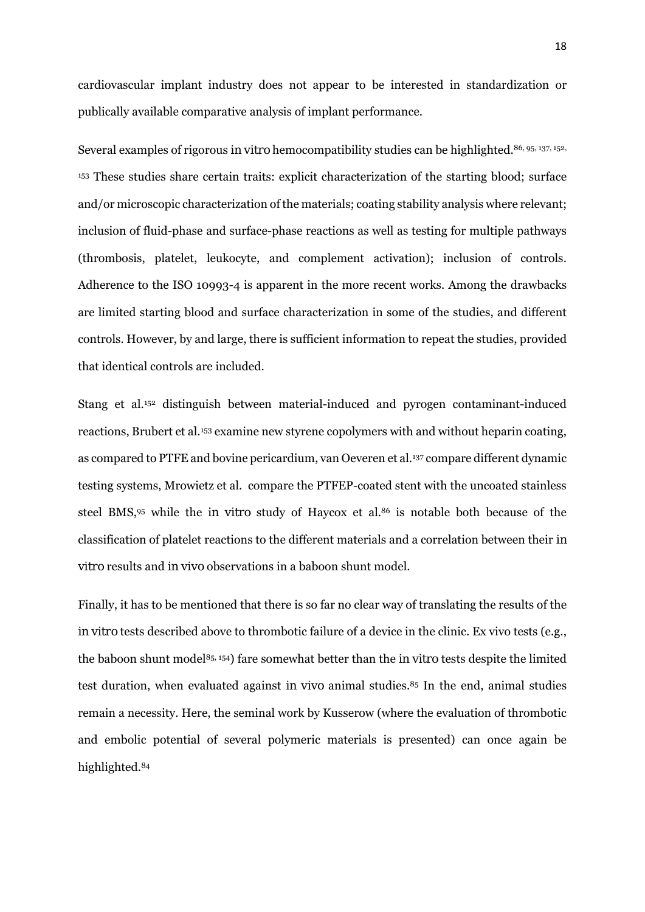cardiovascular implant industry does not appear to be interested in standardization or publically available comparative analysis of implant performance.

Several examples of rigorous in vitro hemocompatibility studies can be highlighted.[86, 95, 137, 152, 153] These studies share certain traits: explicit characterization of the starting blood; surface and/or microscopic characterization of the materials; coating stability analysis where relevant; inclusion of fluid-phase and surface-phase reactions as well as testing for multiple pathways (thrombosis, platelet, leukocyte, and complement activation); inclusion of controls. Adherence to the ISO 10993-4 is apparent in the more recent works. Among the drawbacks are limited starting blood and surface characterization in some of the studies, and different controls. However, by and large, there is sufficient information to repeat the studies, provided that identical controls are included.

Stang et al.[152] distinguish between material-induced and pyrogen contaminant-induced reactions, Brubert et al.[153] examine new styrene copolymers with and without heparin coating, as compared to PTFE and bovine pericardium, van Oeveren et al.[137] compare different dynamic testing systems, Mrowietz et al. compare the PTFEP-coated stent with the uncoated stainless steel BMS,[95] while the in vitro study of Haycox et al.[86] is notable both because of the classification of platelet reactions to the different materials and a correlation between their in vitro results and in vivo observations in a baboon shunt model.

Finally, it has to be mentioned that there is so far no clear way of translating the results of the in vitro tests described above to thrombotic failure of a device in the clinic. Ex vivo tests (e.g., the baboon shunt model[85, 154]) fare somewhat better than the in vitro tests despite the limited test duration, when evaluated against in vivo animal studies.[85] In the end, animal studies remain a necessity. Here, the seminal work by Kusserow (where the evaluation of thrombotic and embolic potential of several polymeric materials is presented) can once again be highlighted.[84]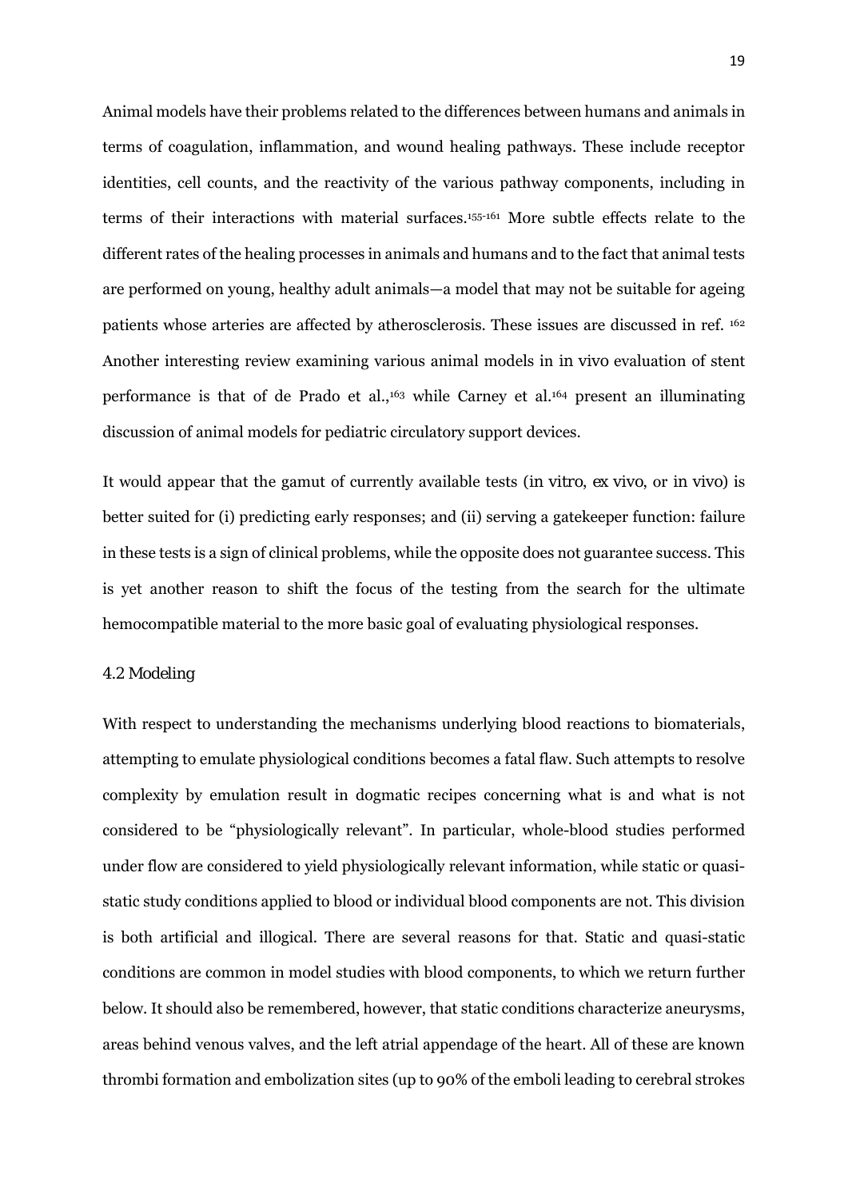Animal models have their problems related to the differences between humans and animals in terms of coagulation, inflammation, and wound healing pathways. These include receptor identities, cell counts, and the reactivity of the various pathway components, including in terms of their interactions with material surfaces.[155-161] More subtle effects relate to the different rates of the healing processes in animals and humans and to the fact that animal tests are performed on young, healthy adult animals—a model that may not be suitable for ageing patients whose arteries are affected by atherosclerosis. These issues are discussed in ref. [162] Another interesting review examining various animal models in *in vivo* evaluation of stent performance is that of de Prado et al.,[163] while Carney et al.[164] present an illuminating discussion of animal models for pediatric circulatory support devices.

It would appear that the gamut of currently available tests (*in vitro*, *ex vivo*, or *in vivo*) is better suited for (i) predicting early responses; and (ii) serving a gatekeeper function: failure in these tests is a sign of clinical problems, while the opposite does not guarantee success. This is yet another reason to shift the focus of the testing from the search for the ultimate hemocompatible material to the more basic goal of evaluating physiological responses.

### 4.2 Modeling

With respect to understanding the mechanisms underlying blood reactions to biomaterials, attempting to emulate physiological conditions becomes a fatal flaw. Such attempts to resolve complexity by emulation result in dogmatic recipes concerning what is and what is not considered to be "physiologically relevant". In particular, whole-blood studies performed under flow are considered to yield physiologically relevant information, while static or quasi-static study conditions applied to blood or individual blood components are not. This division is both artificial and illogical. There are several reasons for that. Static and quasi-static conditions are common in model studies with blood components, to which we return further below. It should also be remembered, however, that static conditions characterize aneurysms, areas behind venous valves, and the left atrial appendage of the heart. All of these are known thrombi formation and embolization sites (up to 90% of the emboli leading to cerebral strokes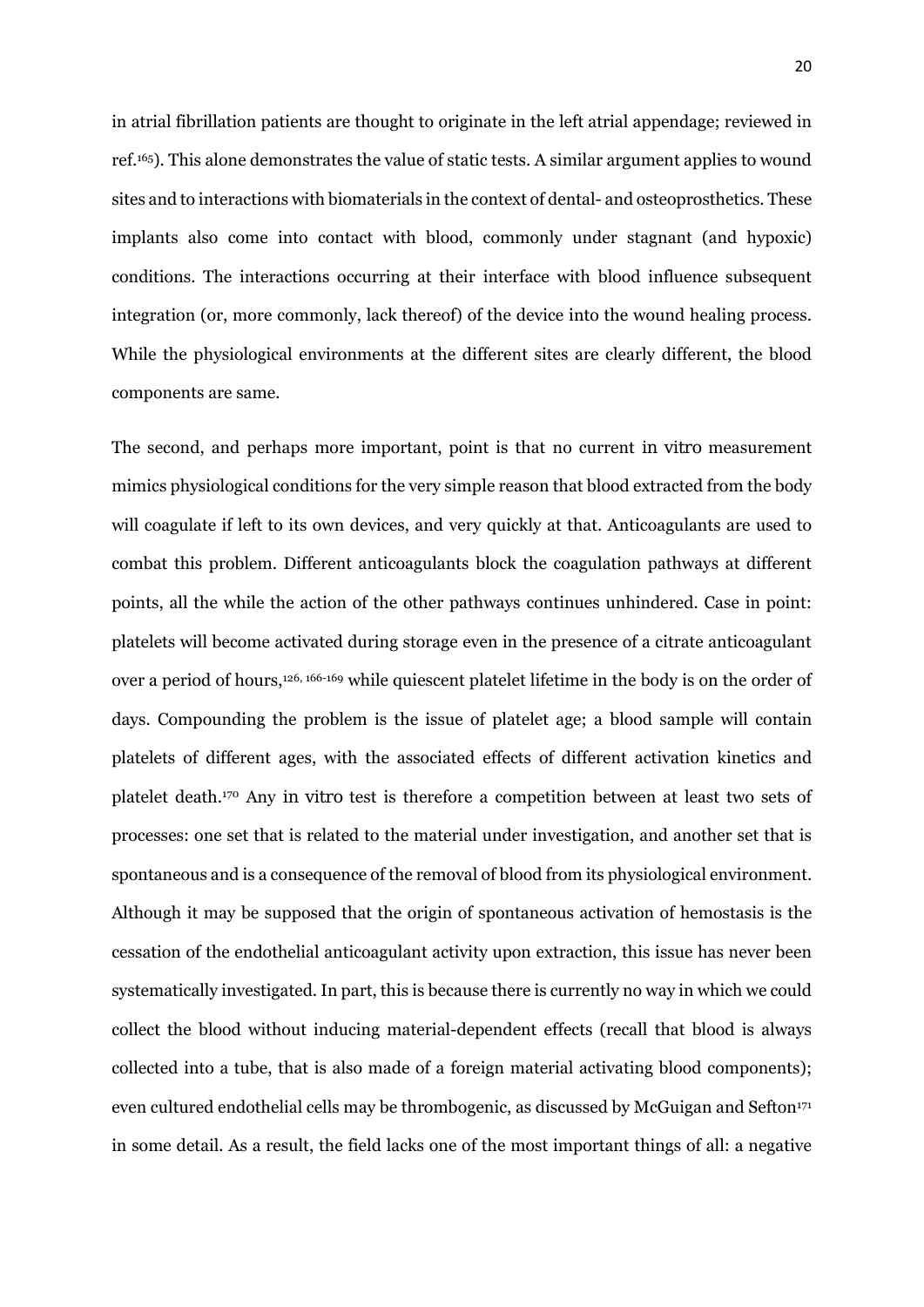in atrial fibrillation patients are thought to originate in the left atrial appendage; reviewed in ref.[165]). This alone demonstrates the value of static tests. A similar argument applies to wound sites and to interactions with biomaterials in the context of dental- and osteoprosthetics. These implants also come into contact with blood, commonly under stagnant (and hypoxic) conditions. The interactions occurring at their interface with blood influence subsequent integration (or, more commonly, lack thereof) of the device into the wound healing process. While the physiological environments at the different sites are clearly different, the blood components are same.

The second, and perhaps more important, point is that no current *in vitro* measurement mimics physiological conditions for the very simple reason that blood extracted from the body will coagulate if left to its own devices, and very quickly at that. Anticoagulants are used to combat this problem. Different anticoagulants block the coagulation pathways at different points, all the while the action of the other pathways continues unhindered. Case in point: platelets will become activated during storage even in the presence of a citrate anticoagulant over a period of hours,[126, 166-169] while quiescent platelet lifetime in the body is on the order of days. Compounding the problem is the issue of platelet age; a blood sample will contain platelets of different ages, with the associated effects of different activation kinetics and platelet death.[170] Any *in vitro* test is therefore a competition between at least two sets of processes: one set that is related to the material under investigation, and another set that is spontaneous and is a consequence of the removal of blood from its physiological environment. Although it may be supposed that the origin of spontaneous activation of hemostasis is the cessation of the endothelial anticoagulant activity upon extraction, this issue has never been systematically investigated. In part, this is because there is currently no way in which we could collect the blood without inducing material-dependent effects (recall that blood is always collected into a tube, that is also made of a foreign material activating blood components); even cultured endothelial cells may be thrombogenic, as discussed by McGuigan and Sefton[171] in some detail. As a result, the field lacks one of the most important things of all: a negative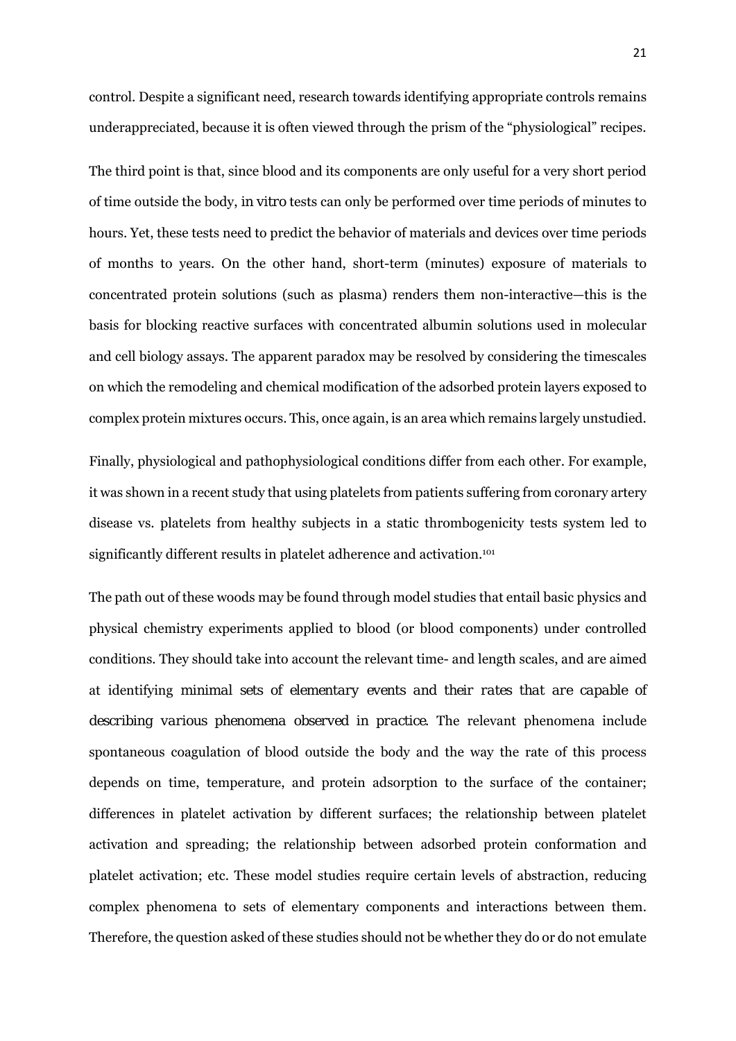control. Despite a significant need, research towards identifying appropriate controls remains underappreciated, because it is often viewed through the prism of the "physiological" recipes.

The third point is that, since blood and its components are only useful for a very short period of time outside the body, *in vitro* tests can only be performed over time periods of minutes to hours. Yet, these tests need to predict the behavior of materials and devices over time periods of months to years. On the other hand, short-term (minutes) exposure of materials to concentrated protein solutions (such as plasma) renders them non-interactive—this is the basis for blocking reactive surfaces with concentrated albumin solutions used in molecular and cell biology assays. The apparent paradox may be resolved by considering the timescales on which the remodeling and chemical modification of the adsorbed protein layers exposed to complex protein mixtures occurs. This, once again, is an area which remains largely unstudied.

Finally, physiological and pathophysiological conditions differ from each other. For example, it was shown in a recent study that using platelets from patients suffering from coronary artery disease vs. platelets from healthy subjects in a static thrombogenicity tests system led to significantly different results in platelet adherence and activation.[101]

The path out of these woods may be found through model studies that entail basic physics and physical chemistry experiments applied to blood (or blood components) under controlled conditions. They should take into account the relevant time- and length scales, and are aimed at identifying *minimal sets of elementary events and their rates that are capable of describing various phenomena observed in practice*. The relevant phenomena include spontaneous coagulation of blood outside the body and the way the rate of this process depends on time, temperature, and protein adsorption to the surface of the container; differences in platelet activation by different surfaces; the relationship between platelet activation and spreading; the relationship between adsorbed protein conformation and platelet activation; etc. These model studies require certain levels of abstraction, reducing complex phenomena to sets of elementary components and interactions between them. Therefore, the question asked of these studies should not be whether they do or do not emulate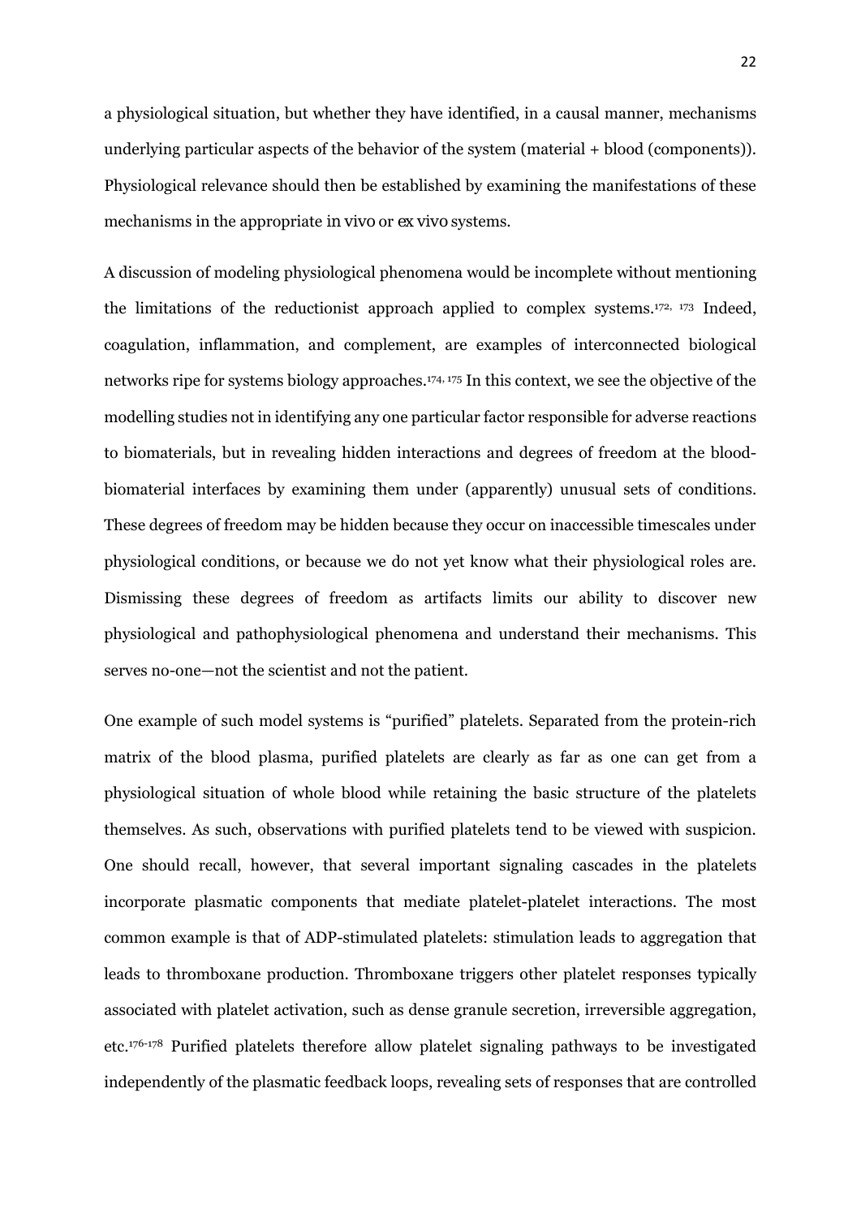a physiological situation, but whether they have identified, in a causal manner, mechanisms underlying particular aspects of the behavior of the system (material + blood (components)). Physiological relevance should then be established by examining the manifestations of these mechanisms in the appropriate *in vivo* or *ex vivo* systems.

A discussion of modeling physiological phenomena would be incomplete without mentioning the limitations of the reductionist approach applied to complex systems.[172, 173] Indeed, coagulation, inflammation, and complement, are examples of interconnected biological networks ripe for systems biology approaches.[174, 175] In this context, we see the objective of the modelling studies not in identifying any one particular factor responsible for adverse reactions to biomaterials, but in revealing hidden interactions and degrees of freedom at the blood-biomaterial interfaces by examining them under (apparently) unusual sets of conditions. These degrees of freedom may be hidden because they occur on inaccessible timescales under physiological conditions, or because we do not yet know what their physiological roles are. Dismissing these degrees of freedom as artifacts limits our ability to discover new physiological and pathophysiological phenomena and understand their mechanisms. This serves no-one—not the scientist and not the patient.

One example of such model systems is "purified" platelets. Separated from the protein-rich matrix of the blood plasma, purified platelets are clearly as far as one can get from a physiological situation of whole blood while retaining the basic structure of the platelets themselves. As such, observations with purified platelets tend to be viewed with suspicion. One should recall, however, that several important signaling cascades in the platelets incorporate plasmatic components that mediate platelet-platelet interactions. The most common example is that of ADP-stimulated platelets: stimulation leads to aggregation that leads to thromboxane production. Thromboxane triggers other platelet responses typically associated with platelet activation, such as dense granule secretion, irreversible aggregation, etc.[176-178] Purified platelets therefore allow platelet signaling pathways to be investigated independently of the plasmatic feedback loops, revealing sets of responses that are controlled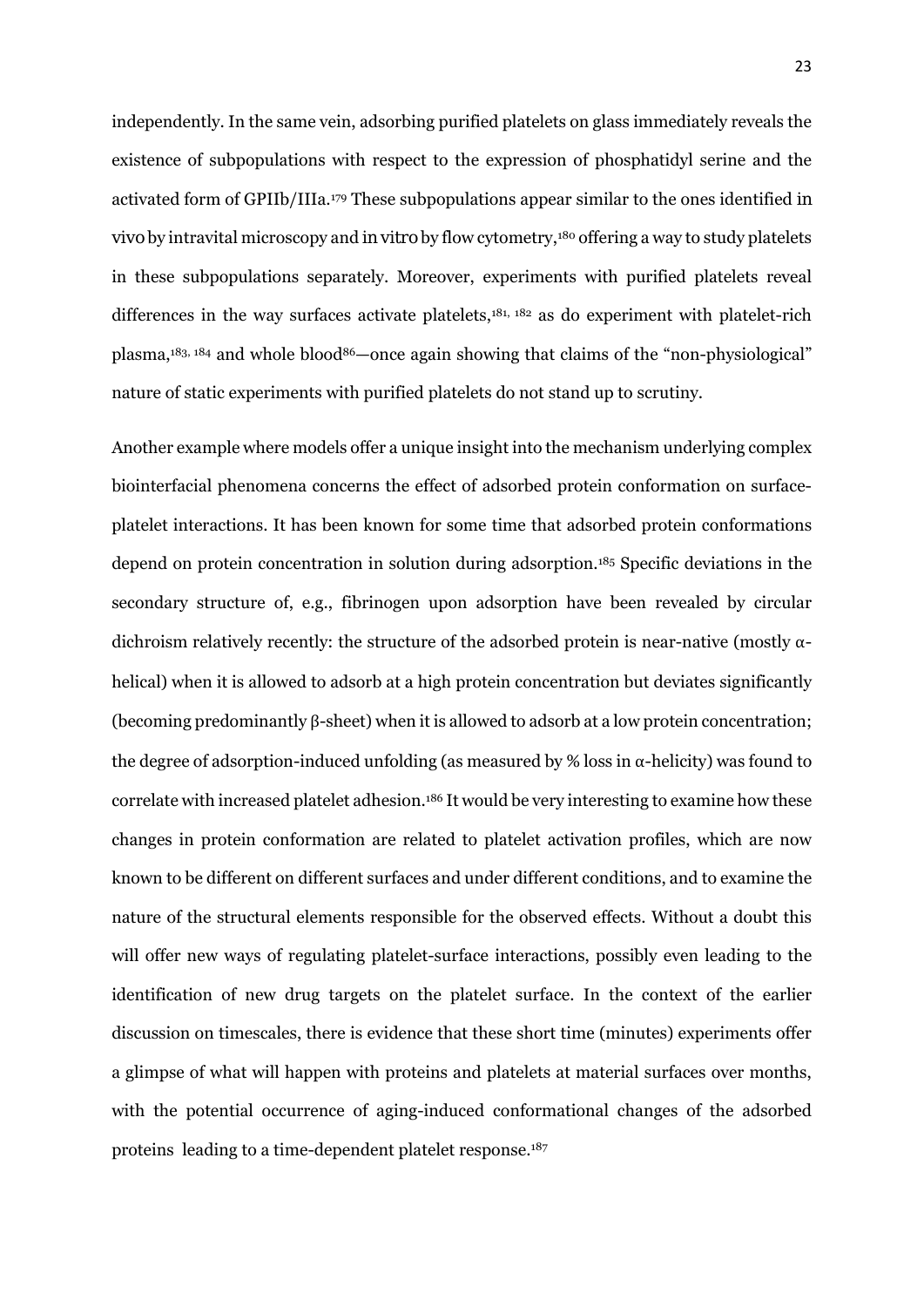independently. In the same vein, adsorbing purified platelets on glass immediately reveals the existence of subpopulations with respect to the expression of phosphatidyl serine and the activated form of GPIIb/IIIa.[179] These subpopulations appear similar to the ones identified in *vivo* by intravital microscopy and *in vitro* by flow cytometry,[180] offering a way to study platelets in these subpopulations separately. Moreover, experiments with purified platelets reveal differences in the way surfaces activate platelets,[181, 182] as do experiment with platelet-rich plasma,[183, 184] and whole blood[86]—once again showing that claims of the "non-physiological" nature of static experiments with purified platelets do not stand up to scrutiny.

Another example where models offer a unique insight into the mechanism underlying complex biointerfacial phenomena concerns the effect of adsorbed protein conformation on surface-platelet interactions. It has been known for some time that adsorbed protein conformations depend on protein concentration in solution during adsorption.[185] Specific deviations in the secondary structure of, e.g., fibrinogen upon adsorption have been revealed by circular dichroism relatively recently: the structure of the adsorbed protein is near-native (mostly α-helical) when it is allowed to adsorb at a high protein concentration but deviates significantly (becoming predominantly β-sheet) when it is allowed to adsorb at a low protein concentration; the degree of adsorption-induced unfolding (as measured by % loss in α-helicity) was found to correlate with increased platelet adhesion.[186] It would be very interesting to examine how these changes in protein conformation are related to platelet activation profiles, which are now known to be different on different surfaces and under different conditions, and to examine the nature of the structural elements responsible for the observed effects. Without a doubt this will offer new ways of regulating platelet-surface interactions, possibly even leading to the identification of new drug targets on the platelet surface. In the context of the earlier discussion on timescales, there is evidence that these short time (minutes) experiments offer a glimpse of what will happen with proteins and platelets at material surfaces over months, with the potential occurrence of aging-induced conformational changes of the adsorbed proteins leading to a time-dependent platelet response.[187]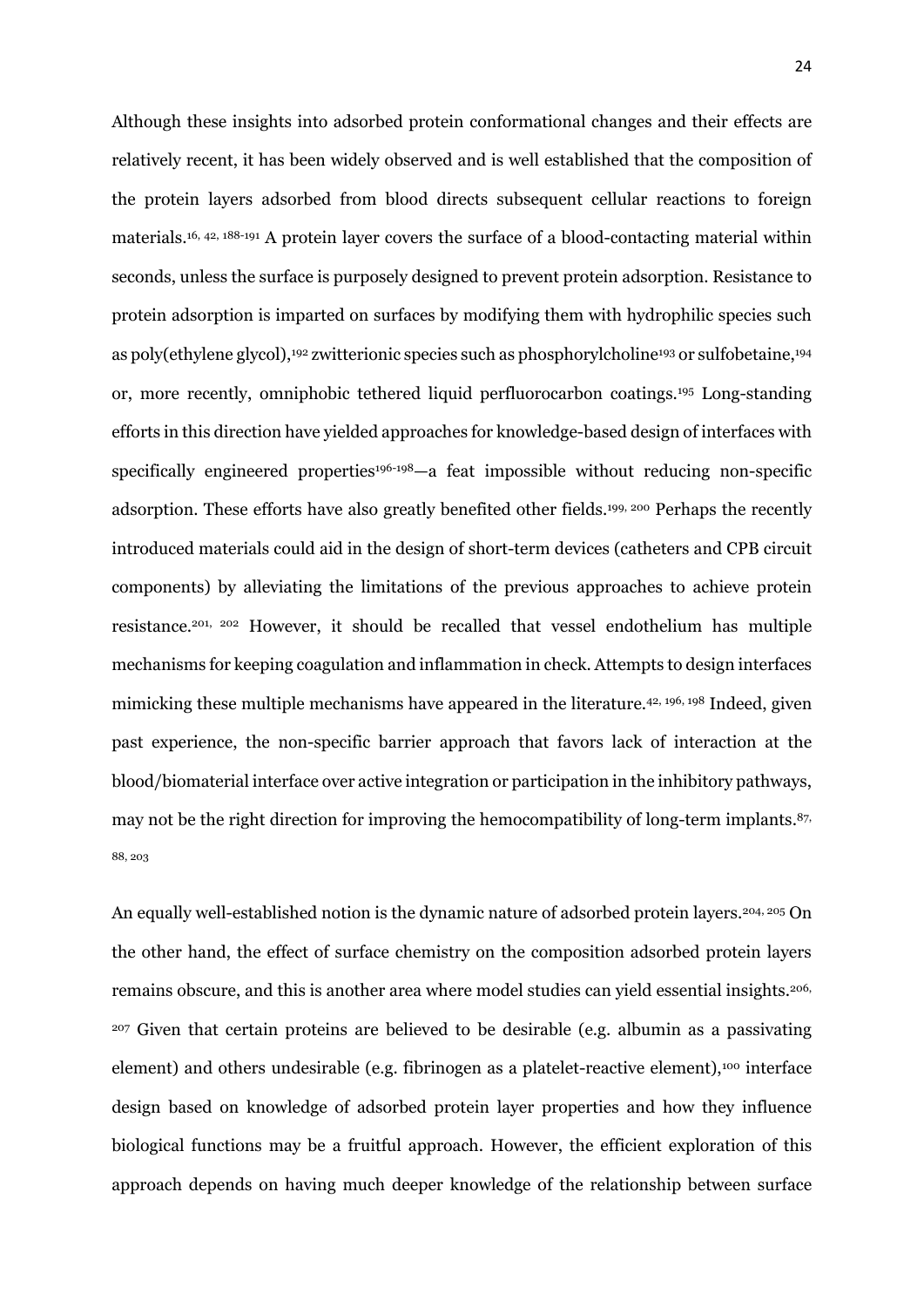Although these insights into adsorbed protein conformational changes and their effects are relatively recent, it has been widely observed and is well established that the composition of the protein layers adsorbed from blood directs subsequent cellular reactions to foreign materials.[16, 42, 188-191] A protein layer covers the surface of a blood-contacting material within seconds, unless the surface is purposely designed to prevent protein adsorption. Resistance to protein adsorption is imparted on surfaces by modifying them with hydrophilic species such as poly(ethylene glycol),[192] zwitterionic species such as phosphorylcholine[193] or sulfobetaine,[194] or, more recently, omniphobic tethered liquid perfluorocarbon coatings.[195] Long-standing efforts in this direction have yielded approaches for knowledge-based design of interfaces with specifically engineered properties[196-198]—a feat impossible without reducing non-specific adsorption. These efforts have also greatly benefited other fields.[199, 200] Perhaps the recently introduced materials could aid in the design of short-term devices (catheters and CPB circuit components) by alleviating the limitations of the previous approaches to achieve protein resistance.[201, 202] However, it should be recalled that vessel endothelium has multiple mechanisms for keeping coagulation and inflammation in check. Attempts to design interfaces mimicking these multiple mechanisms have appeared in the literature.[42, 196, 198] Indeed, given past experience, the non-specific barrier approach that favors lack of interaction at the blood/biomaterial interface over active integration or participation in the inhibitory pathways, may not be the right direction for improving the hemocompatibility of long-term implants.[87, 88, 203]

An equally well-established notion is the dynamic nature of adsorbed protein layers.[204, 205] On the other hand, the effect of surface chemistry on the composition adsorbed protein layers remains obscure, and this is another area where model studies can yield essential insights.[206, 207] Given that certain proteins are believed to be desirable (e.g. albumin as a passivating element) and others undesirable (e.g. fibrinogen as a platelet-reactive element),[100] interface design based on knowledge of adsorbed protein layer properties and how they influence biological functions may be a fruitful approach. However, the efficient exploration of this approach depends on having much deeper knowledge of the relationship between surface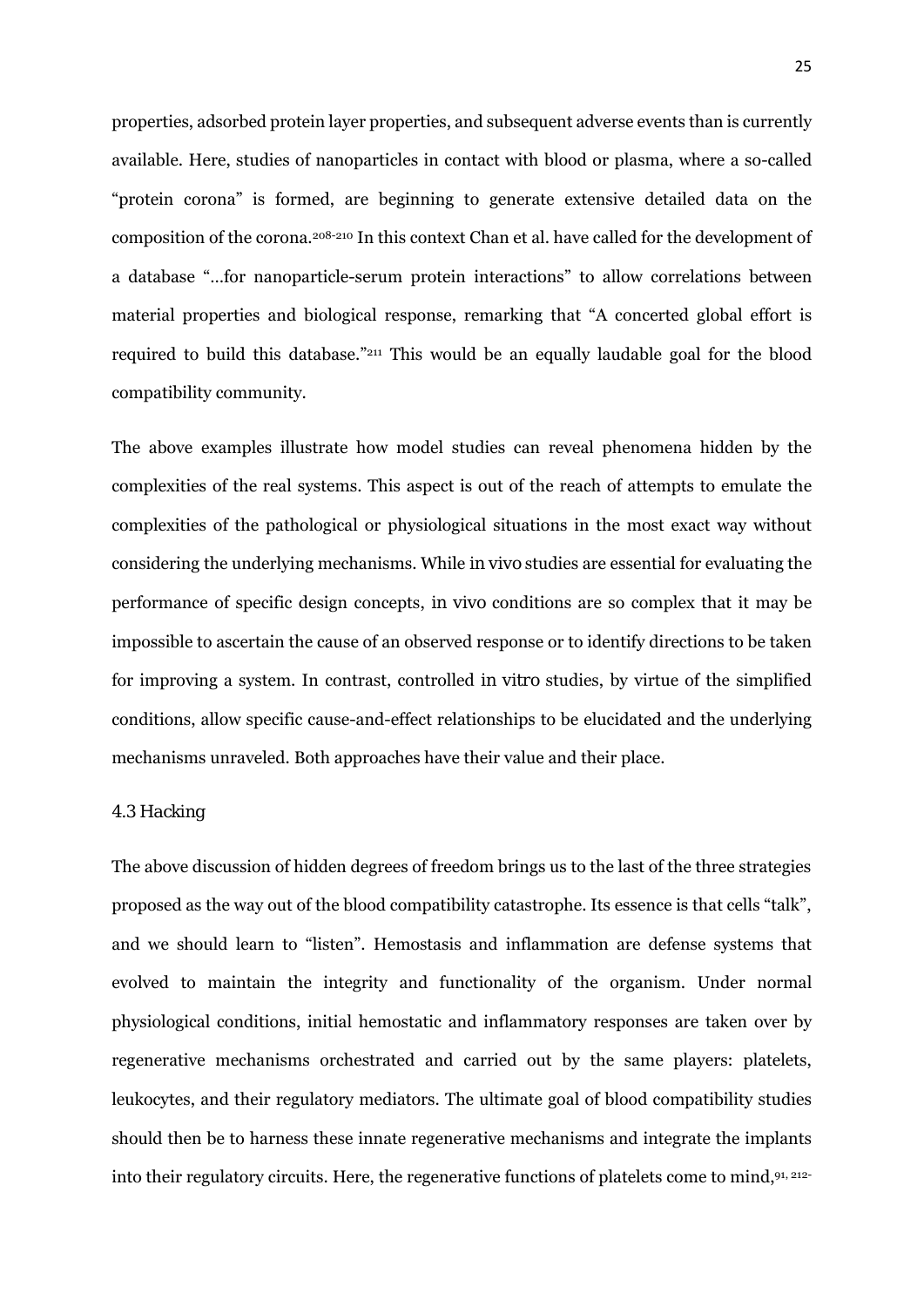properties, adsorbed protein layer properties, and subsequent adverse events than is currently available. Here, studies of nanoparticles in contact with blood or plasma, where a so-called "protein corona" is formed, are beginning to generate extensive detailed data on the composition of the corona.[208-210] In this context Chan et al. have called for the development of a database "...for nanoparticle-serum protein interactions" to allow correlations between material properties and biological response, remarking that "A concerted global effort is required to build this database."[211] This would be an equally laudable goal for the blood compatibility community.

The above examples illustrate how model studies can reveal phenomena hidden by the complexities of the real systems. This aspect is out of the reach of attempts to emulate the complexities of the pathological or physiological situations in the most exact way without considering the underlying mechanisms. While *in vivo* studies are essential for evaluating the performance of specific design concepts, *in vivo* conditions are so complex that it may be impossible to ascertain the cause of an observed response or to identify directions to be taken for improving a system. In contrast, controlled *in vitro* studies, by virtue of the simplified conditions, allow specific cause-and-effect relationships to be elucidated and the underlying mechanisms unraveled. Both approaches have their value and their place.

### 4.3 Hacking

The above discussion of hidden degrees of freedom brings us to the last of the three strategies proposed as the way out of the blood compatibility catastrophe. Its essence is that cells "talk", and we should learn to "listen". Hemostasis and inflammation are defense systems that evolved to maintain the integrity and functionality of the organism. Under normal physiological conditions, initial hemostatic and inflammatory responses are taken over by regenerative mechanisms orchestrated and carried out by the same players: platelets, leukocytes, and their regulatory mediators. The ultimate goal of blood compatibility studies should then be to harness these innate regenerative mechanisms and integrate the implants into their regulatory circuits. Here, the regenerative functions of platelets come to mind,[91, 212-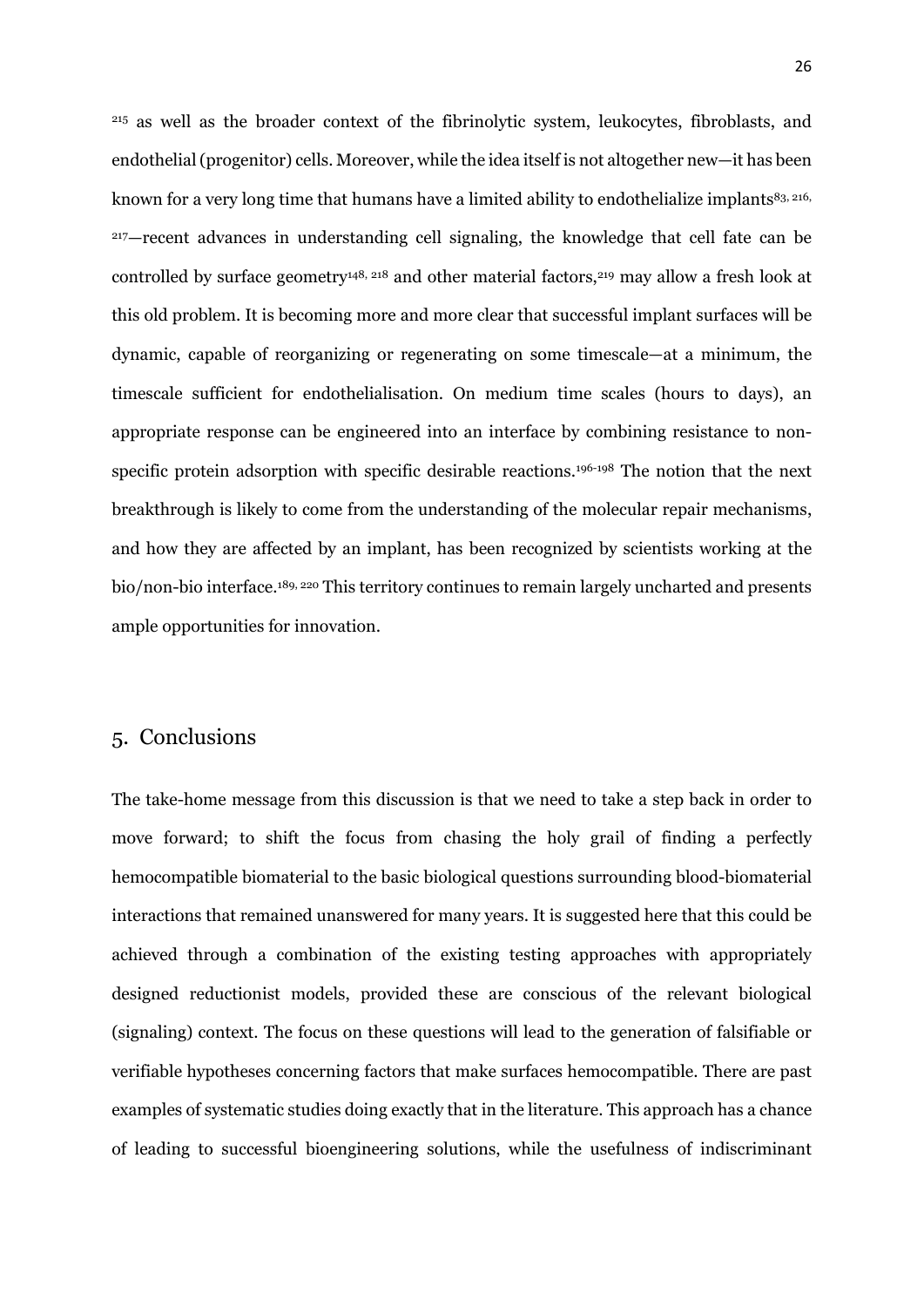[215] as well as the broader context of the fibrinolytic system, leukocytes, fibroblasts, and endothelial (progenitor) cells. Moreover, while the idea itself is not altogether new—it has been known for a very long time that humans have a limited ability to endothelialize implants[83, 216, 217]—recent advances in understanding cell signaling, the knowledge that cell fate can be controlled by surface geometry[148, 218] and other material factors,[219] may allow a fresh look at this old problem. It is becoming more and more clear that successful implant surfaces will be dynamic, capable of reorganizing or regenerating on some timescale—at a minimum, the timescale sufficient for endothelialisation. On medium time scales (hours to days), an appropriate response can be engineered into an interface by combining resistance to non-specific protein adsorption with specific desirable reactions.[196-198] The notion that the next breakthrough is likely to come from the understanding of the molecular repair mechanisms, and how they are affected by an implant, has been recognized by scientists working at the bio/non-bio interface.[189, 220] This territory continues to remain largely uncharted and presents ample opportunities for innovation.

## 5. Conclusions

The take-home message from this discussion is that we need to take a step back in order to move forward; to shift the focus from chasing the holy grail of finding a perfectly hemocompatible biomaterial to the basic biological questions surrounding blood-biomaterial interactions that remained unanswered for many years. It is suggested here that this could be achieved through a combination of the existing testing approaches with appropriately designed reductionist models, provided these are conscious of the relevant biological (signaling) context. The focus on these questions will lead to the generation of falsifiable or verifiable hypotheses concerning factors that make surfaces hemocompatible. There are past examples of systematic studies doing exactly that in the literature. This approach has a chance of leading to successful bioengineering solutions, while the usefulness of indiscriminant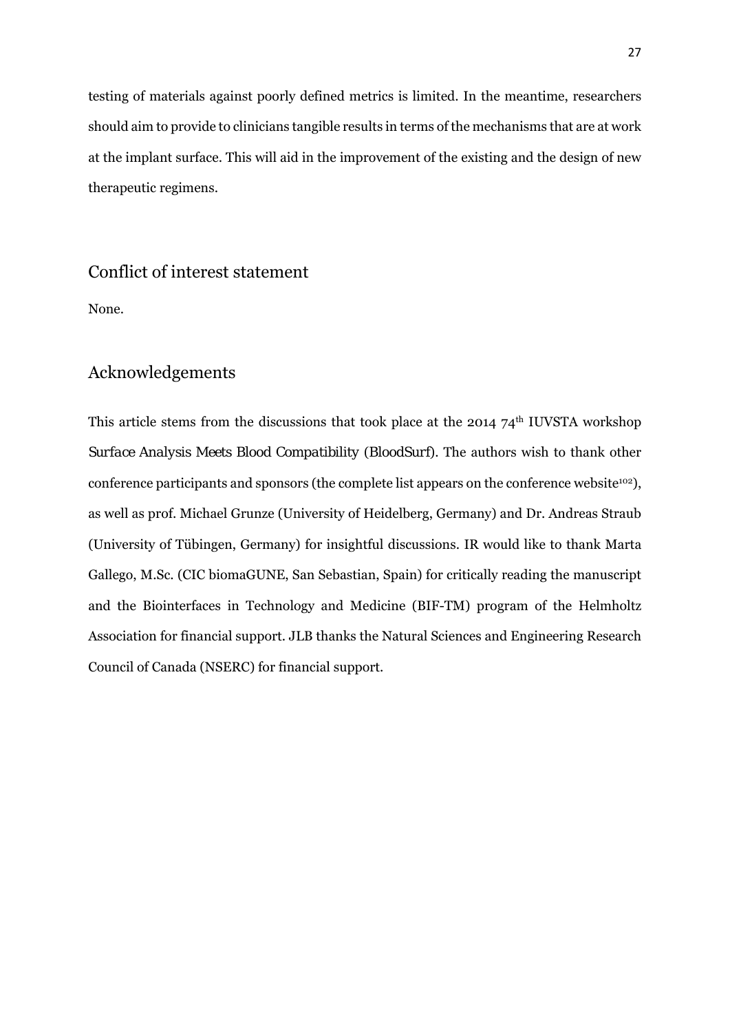testing of materials against poorly defined metrics is limited. In the meantime, researchers should aim to provide to clinicians tangible results in terms of the mechanisms that are at work at the implant surface. This will aid in the improvement of the existing and the design of new therapeutic regimens.

## Conflict of interest statement

None.

## Acknowledgements

This article stems from the discussions that took place at the 2014 74$^{th}$ IUVSTA workshop *Surface Analysis Meets Blood Compatibility (BloodSurf)*. The authors wish to thank other conference participants and sponsors (the complete list appears on the conference website[102]), as well as prof. Michael Grunze (University of Heidelberg, Germany) and Dr. Andreas Straub (University of Tübingen, Germany) for insightful discussions. IR would like to thank Marta Gallego, M.Sc. (CIC biomaGUNE, San Sebastian, Spain) for critically reading the manuscript and the Biointerfaces in Technology and Medicine (BIF-TM) program of the Helmholtz Association for financial support. JLB thanks the Natural Sciences and Engineering Research Council of Canada (NSERC) for financial support.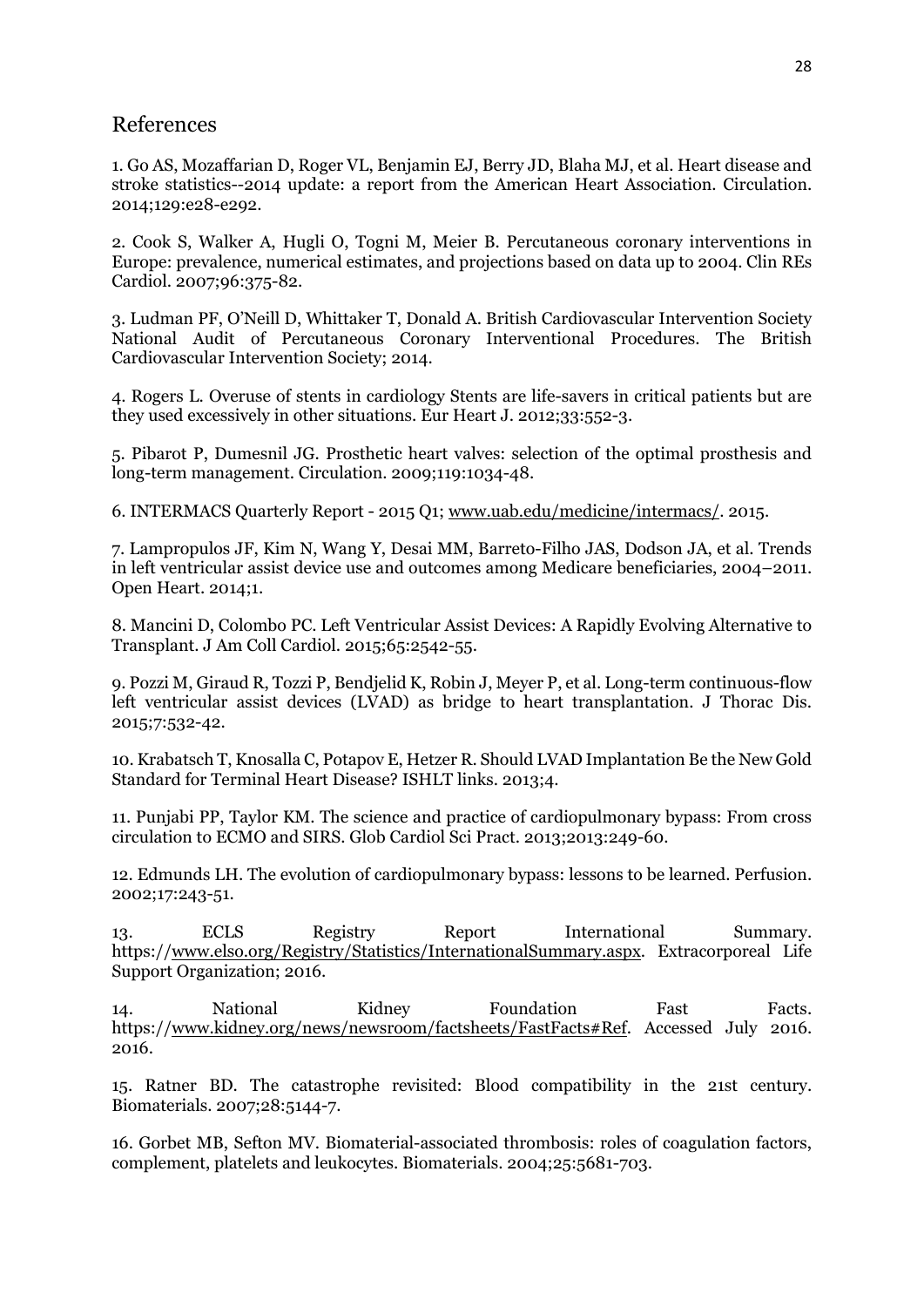## References

1. Go AS, Mozaffarian D, Roger VL, Benjamin EJ, Berry JD, Blaha MJ, et al. Heart disease and stroke statistics--2014 update: a report from the American Heart Association. Circulation. 2014;129:e28-e292.

2. Cook S, Walker A, Hugli O, Togni M, Meier B. Percutaneous coronary interventions in Europe: prevalence, numerical estimates, and projections based on data up to 2004. Clin REs Cardiol. 2007;96:375-82.

3. Ludman PF, O'Neill D, Whittaker T, Donald A. British Cardiovascular Intervention Society National Audit of Percutaneous Coronary Interventional Procedures. The British Cardiovascular Intervention Society; 2014.

4. Rogers L. Overuse of stents in cardiology Stents are life-savers in critical patients but are they used excessively in other situations. Eur Heart J. 2012;33:552-3.

5. Pibarot P, Dumesnil JG. Prosthetic heart valves: selection of the optimal prosthesis and long-term management. Circulation. 2009;119:1034-48.

6. INTERMACS Quarterly Report - 2015 Q1; www.uab.edu/medicine/intermacs/. 2015.

7. Lampropulos JF, Kim N, Wang Y, Desai MM, Barreto-Filho JAS, Dodson JA, et al. Trends in left ventricular assist device use and outcomes among Medicare beneficiaries, 2004–2011. Open Heart. 2014;1.

8. Mancini D, Colombo PC. Left Ventricular Assist Devices: A Rapidly Evolving Alternative to Transplant. J Am Coll Cardiol. 2015;65:2542-55.

9. Pozzi M, Giraud R, Tozzi P, Bendjelid K, Robin J, Meyer P, et al. Long-term continuous-flow left ventricular assist devices (LVAD) as bridge to heart transplantation. J Thorac Dis. 2015;7:532-42.

10. Krabatsch T, Knosalla C, Potapov E, Hetzer R. Should LVAD Implantation Be the New Gold Standard for Terminal Heart Disease? ISHLT links. 2013;4.

11. Punjabi PP, Taylor KM. The science and practice of cardiopulmonary bypass: From cross circulation to ECMO and SIRS. Glob Cardiol Sci Pract. 2013;2013:249-60.

12. Edmunds LH. The evolution of cardiopulmonary bypass: lessons to be learned. Perfusion. 2002;17:243-51.

13. ECLS Registry Report International Summary. https://www.elso.org/Registry/Statistics/InternationalSummary.aspx. Extracorporeal Life Support Organization; 2016.

14. National Kidney Foundation Fast Facts. https://www.kidney.org/news/newsroom/factsheets/FastFacts#Ref. Accessed July 2016. 2016.

15. Ratner BD. The catastrophe revisited: Blood compatibility in the 21st century. Biomaterials. 2007;28:5144-7.

16. Gorbet MB, Sefton MV. Biomaterial-associated thrombosis: roles of coagulation factors, complement, platelets and leukocytes. Biomaterials. 2004;25:5681-703.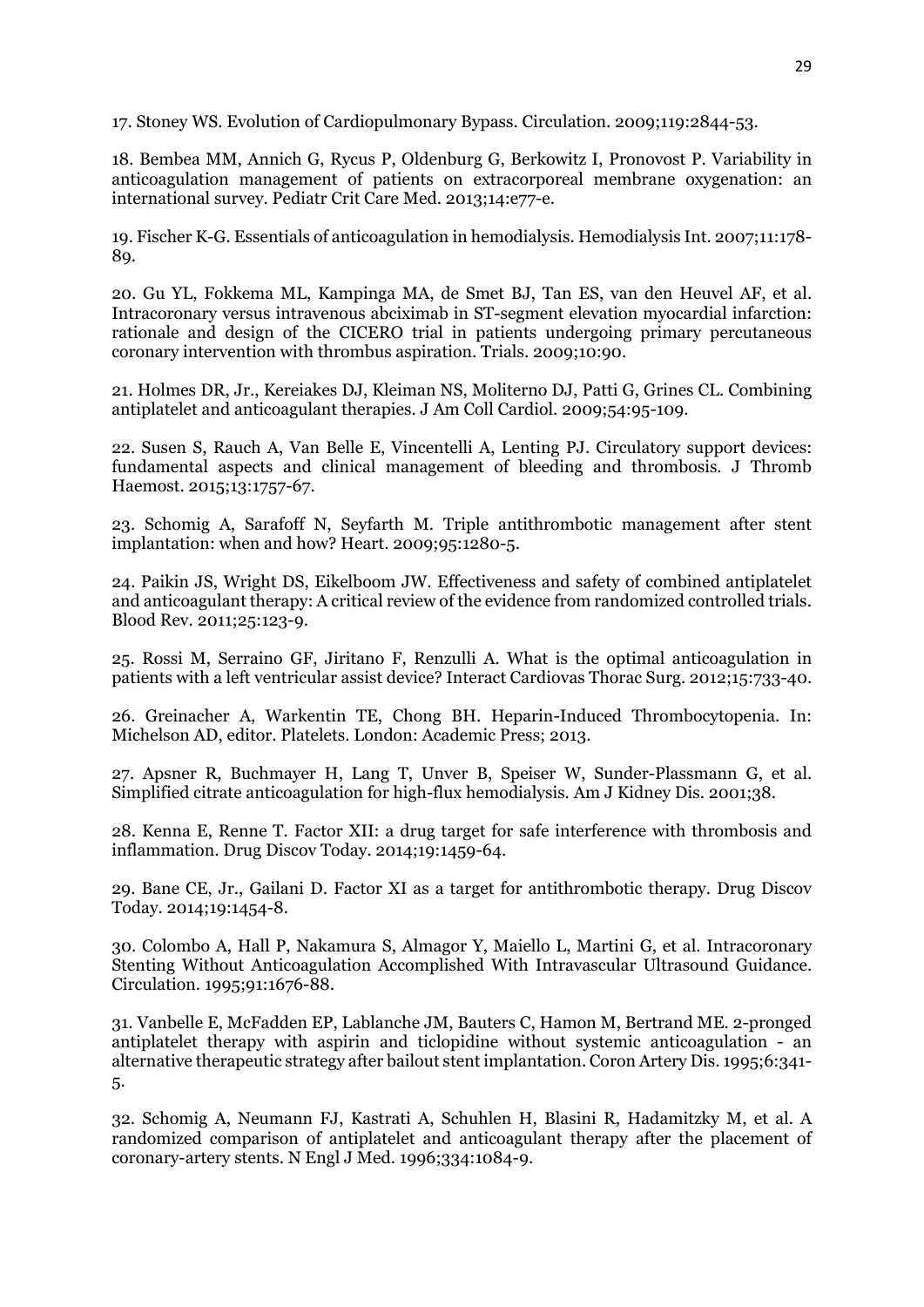17. Stoney WS. Evolution of Cardiopulmonary Bypass. Circulation. 2009;119:2844-53.

18. Bembea MM, Annich G, Rycus P, Oldenburg G, Berkowitz I, Pronovost P. Variability in anticoagulation management of patients on extracorporeal membrane oxygenation: an international survey. Pediatr Crit Care Med. 2013;14:e77-e.

19. Fischer K-G. Essentials of anticoagulation in hemodialysis. Hemodialysis Int. 2007;11:178-89.

20. Gu YL, Fokkema ML, Kampinga MA, de Smet BJ, Tan ES, van den Heuvel AF, et al. Intracoronary versus intravenous abciximab in ST-segment elevation myocardial infarction: rationale and design of the CICERO trial in patients undergoing primary percutaneous coronary intervention with thrombus aspiration. Trials. 2009;10:90.

21. Holmes DR, Jr., Kereiakes DJ, Kleiman NS, Moliterno DJ, Patti G, Grines CL. Combining antiplatelet and anticoagulant therapies. J Am Coll Cardiol. 2009;54:95-109.

22. Susen S, Rauch A, Van Belle E, Vincentelli A, Lenting PJ. Circulatory support devices: fundamental aspects and clinical management of bleeding and thrombosis. J Thromb Haemost. 2015;13:1757-67.

23. Schomig A, Sarafoff N, Seyfarth M. Triple antithrombotic management after stent implantation: when and how? Heart. 2009;95:1280-5.

24. Paikin JS, Wright DS, Eikelboom JW. Effectiveness and safety of combined antiplatelet and anticoagulant therapy: A critical review of the evidence from randomized controlled trials. Blood Rev. 2011;25:123-9.

25. Rossi M, Serraino GF, Jiritano F, Renzulli A. What is the optimal anticoagulation in patients with a left ventricular assist device? Interact Cardiovas Thorac Surg. 2012;15:733-40.

26. Greinacher A, Warkentin TE, Chong BH. Heparin-Induced Thrombocytopenia. In: Michelson AD, editor. Platelets. London: Academic Press; 2013.

27. Apsner R, Buchmayer H, Lang T, Unver B, Speiser W, Sunder-Plassmann G, et al. Simplified citrate anticoagulation for high-flux hemodialysis. Am J Kidney Dis. 2001;38.

28. Kenna E, Renne T. Factor XII: a drug target for safe interference with thrombosis and inflammation. Drug Discov Today. 2014;19:1459-64.

29. Bane CE, Jr., Gailani D. Factor XI as a target for antithrombotic therapy. Drug Discov Today. 2014;19:1454-8.

30. Colombo A, Hall P, Nakamura S, Almagor Y, Maiello L, Martini G, et al. Intracoronary Stenting Without Anticoagulation Accomplished With Intravascular Ultrasound Guidance. Circulation. 1995;91:1676-88.

31. Vanbelle E, McFadden EP, Lablanche JM, Bauters C, Hamon M, Bertrand ME. 2-pronged antiplatelet therapy with aspirin and ticlopidine without systemic anticoagulation - an alternative therapeutic strategy after bailout stent implantation. Coron Artery Dis. 1995;6:341-5.

32. Schomig A, Neumann FJ, Kastrati A, Schuhlen H, Blasini R, Hadamitzky M, et al. A randomized comparison of antiplatelet and anticoagulant therapy after the placement of coronary-artery stents. N Engl J Med. 1996;334:1084-9.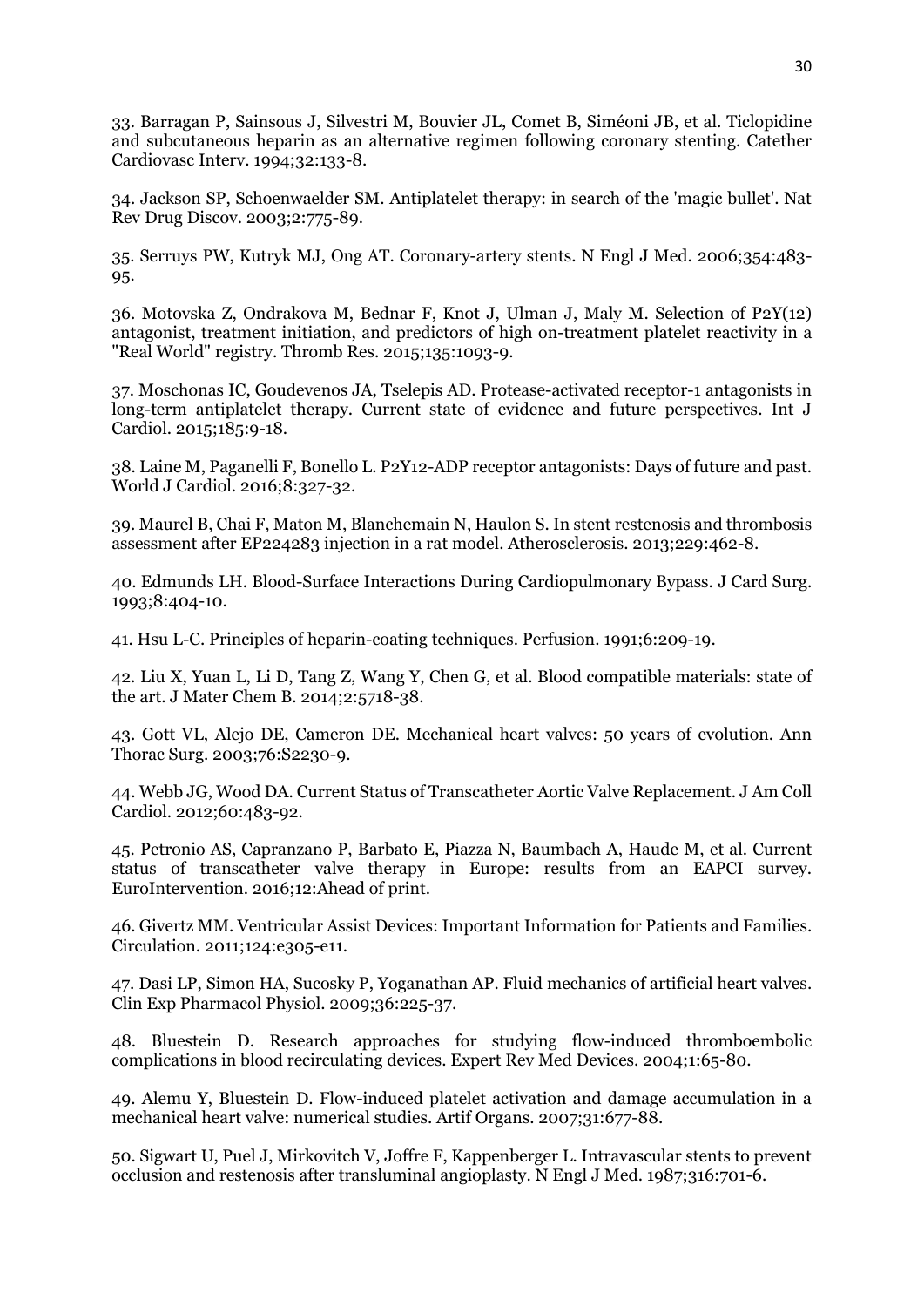33. Barragan P, Sainsous J, Silvestri M, Bouvier JL, Comet B, Siméoni JB, et al. Ticlopidine and subcutaneous heparin as an alternative regimen following coronary stenting. Catether Cardiovasc Interv. 1994;32:133-8.

34. Jackson SP, Schoenwaelder SM. Antiplatelet therapy: in search of the 'magic bullet'. Nat Rev Drug Discov. 2003;2:775-89.

35. Serruys PW, Kutryk MJ, Ong AT. Coronary-artery stents. N Engl J Med. 2006;354:483-95.

36. Motovska Z, Ondrakova M, Bednar F, Knot J, Ulman J, Maly M. Selection of P2Y(12) antagonist, treatment initiation, and predictors of high on-treatment platelet reactivity in a "Real World" registry. Thromb Res. 2015;135:1093-9.

37. Moschonas IC, Goudevenos JA, Tselepis AD. Protease-activated receptor-1 antagonists in long-term antiplatelet therapy. Current state of evidence and future perspectives. Int J Cardiol. 2015;185:9-18.

38. Laine M, Paganelli F, Bonello L. P2Y12-ADP receptor antagonists: Days of future and past. World J Cardiol. 2016;8:327-32.

39. Maurel B, Chai F, Maton M, Blanchemain N, Haulon S. In stent restenosis and thrombosis assessment after EP224283 injection in a rat model. Atherosclerosis. 2013;229:462-8.

40. Edmunds LH. Blood-Surface Interactions During Cardiopulmonary Bypass. J Card Surg. 1993;8:404-10.

41. Hsu L-C. Principles of heparin-coating techniques. Perfusion. 1991;6:209-19.

42. Liu X, Yuan L, Li D, Tang Z, Wang Y, Chen G, et al. Blood compatible materials: state of the art. J Mater Chem B. 2014;2:5718-38.

43. Gott VL, Alejo DE, Cameron DE. Mechanical heart valves: 50 years of evolution. Ann Thorac Surg. 2003;76:S2230-9.

44. Webb JG, Wood DA. Current Status of Transcatheter Aortic Valve Replacement. J Am Coll Cardiol. 2012;60:483-92.

45. Petronio AS, Capranzano P, Barbato E, Piazza N, Baumbach A, Haude M, et al. Current status of transcatheter valve therapy in Europe: results from an EAPCI survey. EuroIntervention. 2016;12:Ahead of print.

46. Givertz MM. Ventricular Assist Devices: Important Information for Patients and Families. Circulation. 2011;124:e305-e11.

47. Dasi LP, Simon HA, Sucosky P, Yoganathan AP. Fluid mechanics of artificial heart valves. Clin Exp Pharmacol Physiol. 2009;36:225-37.

48. Bluestein D. Research approaches for studying flow-induced thromboembolic complications in blood recirculating devices. Expert Rev Med Devices. 2004;1:65-80.

49. Alemu Y, Bluestein D. Flow-induced platelet activation and damage accumulation in a mechanical heart valve: numerical studies. Artif Organs. 2007;31:677-88.

50. Sigwart U, Puel J, Mirkovitch V, Joffre F, Kappenberger L. Intravascular stents to prevent occlusion and restenosis after transluminal angioplasty. N Engl J Med. 1987;316:701-6.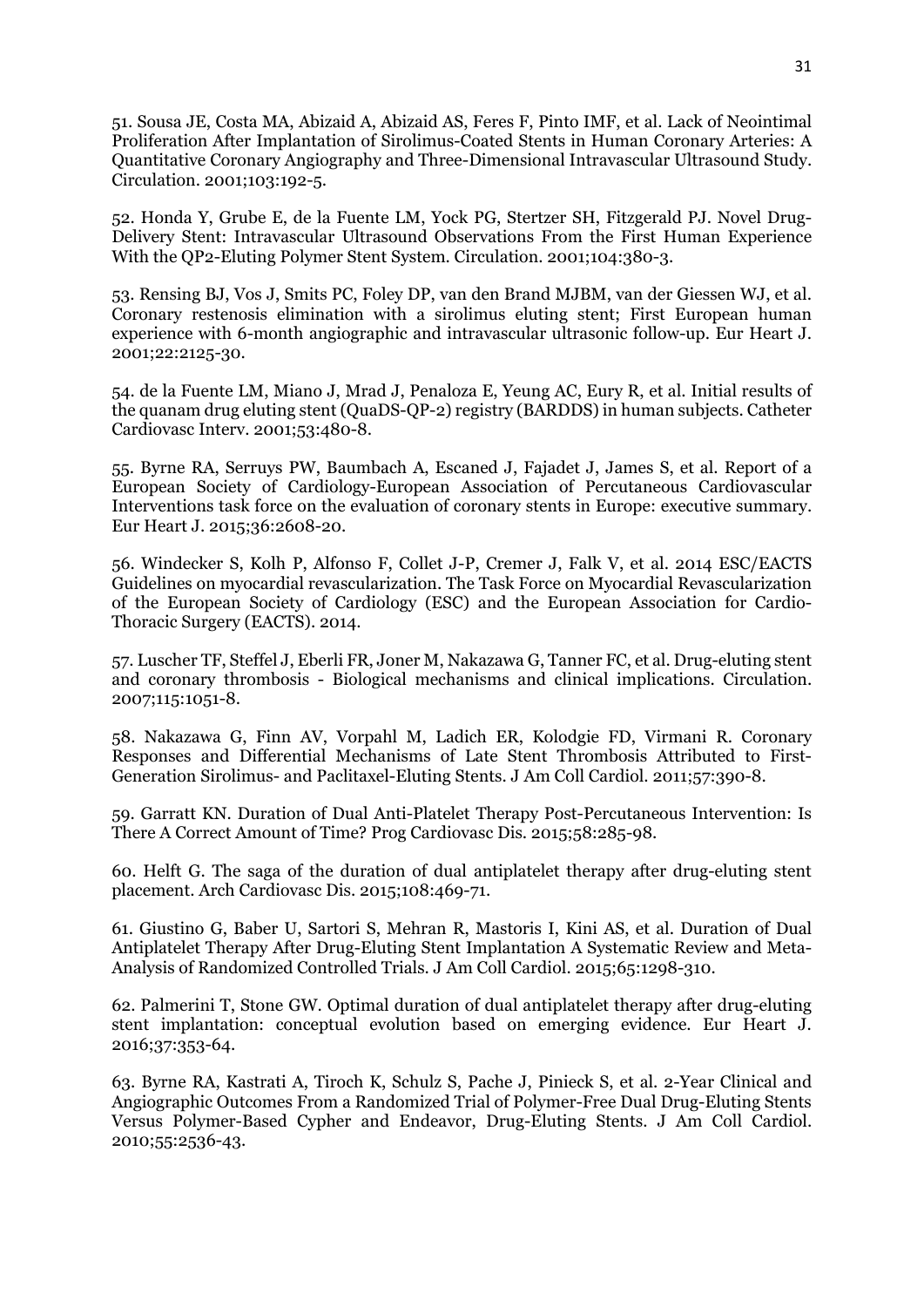51. Sousa JE, Costa MA, Abizaid A, Abizaid AS, Feres F, Pinto IMF, et al. Lack of Neointimal Proliferation After Implantation of Sirolimus-Coated Stents in Human Coronary Arteries: A Quantitative Coronary Angiography and Three-Dimensional Intravascular Ultrasound Study. Circulation. 2001;103:192-5.

52. Honda Y, Grube E, de la Fuente LM, Yock PG, Stertzer SH, Fitzgerald PJ. Novel Drug-Delivery Stent: Intravascular Ultrasound Observations From the First Human Experience With the QP2-Eluting Polymer Stent System. Circulation. 2001;104:380-3.

53. Rensing BJ, Vos J, Smits PC, Foley DP, van den Brand MJBM, van der Giessen WJ, et al. Coronary restenosis elimination with a sirolimus eluting stent; First European human experience with 6-month angiographic and intravascular ultrasonic follow-up. Eur Heart J. 2001;22:2125-30.

54. de la Fuente LM, Miano J, Mrad J, Penaloza E, Yeung AC, Eury R, et al. Initial results of the quanam drug eluting stent (QuaDS-QP-2) registry (BARDDS) in human subjects. Catheter Cardiovasc Interv. 2001;53:480-8.

55. Byrne RA, Serruys PW, Baumbach A, Escaned J, Fajadet J, James S, et al. Report of a European Society of Cardiology-European Association of Percutaneous Cardiovascular Interventions task force on the evaluation of coronary stents in Europe: executive summary. Eur Heart J. 2015;36:2608-20.

56. Windecker S, Kolh P, Alfonso F, Collet J-P, Cremer J, Falk V, et al. 2014 ESC/EACTS Guidelines on myocardial revascularization. The Task Force on Myocardial Revascularization of the European Society of Cardiology (ESC) and the European Association for Cardio-Thoracic Surgery (EACTS). 2014.

57. Luscher TF, Steffel J, Eberli FR, Joner M, Nakazawa G, Tanner FC, et al. Drug-eluting stent and coronary thrombosis - Biological mechanisms and clinical implications. Circulation. 2007;115:1051-8.

58. Nakazawa G, Finn AV, Vorpahl M, Ladich ER, Kolodgie FD, Virmani R. Coronary Responses and Differential Mechanisms of Late Stent Thrombosis Attributed to First-Generation Sirolimus- and Paclitaxel-Eluting Stents. J Am Coll Cardiol. 2011;57:390-8.

59. Garratt KN. Duration of Dual Anti-Platelet Therapy Post-Percutaneous Intervention: Is There A Correct Amount of Time? Prog Cardiovasc Dis. 2015;58:285-98.

60. Helft G. The saga of the duration of dual antiplatelet therapy after drug-eluting stent placement. Arch Cardiovasc Dis. 2015;108:469-71.

61. Giustino G, Baber U, Sartori S, Mehran R, Mastoris I, Kini AS, et al. Duration of Dual Antiplatelet Therapy After Drug-Eluting Stent Implantation A Systematic Review and Meta-Analysis of Randomized Controlled Trials. J Am Coll Cardiol. 2015;65:1298-310.

62. Palmerini T, Stone GW. Optimal duration of dual antiplatelet therapy after drug-eluting stent implantation: conceptual evolution based on emerging evidence. Eur Heart J. 2016;37:353-64.

63. Byrne RA, Kastrati A, Tiroch K, Schulz S, Pache J, Pinieck S, et al. 2-Year Clinical and Angiographic Outcomes From a Randomized Trial of Polymer-Free Dual Drug-Eluting Stents Versus Polymer-Based Cypher and Endeavor, Drug-Eluting Stents. J Am Coll Cardiol. 2010;55:2536-43.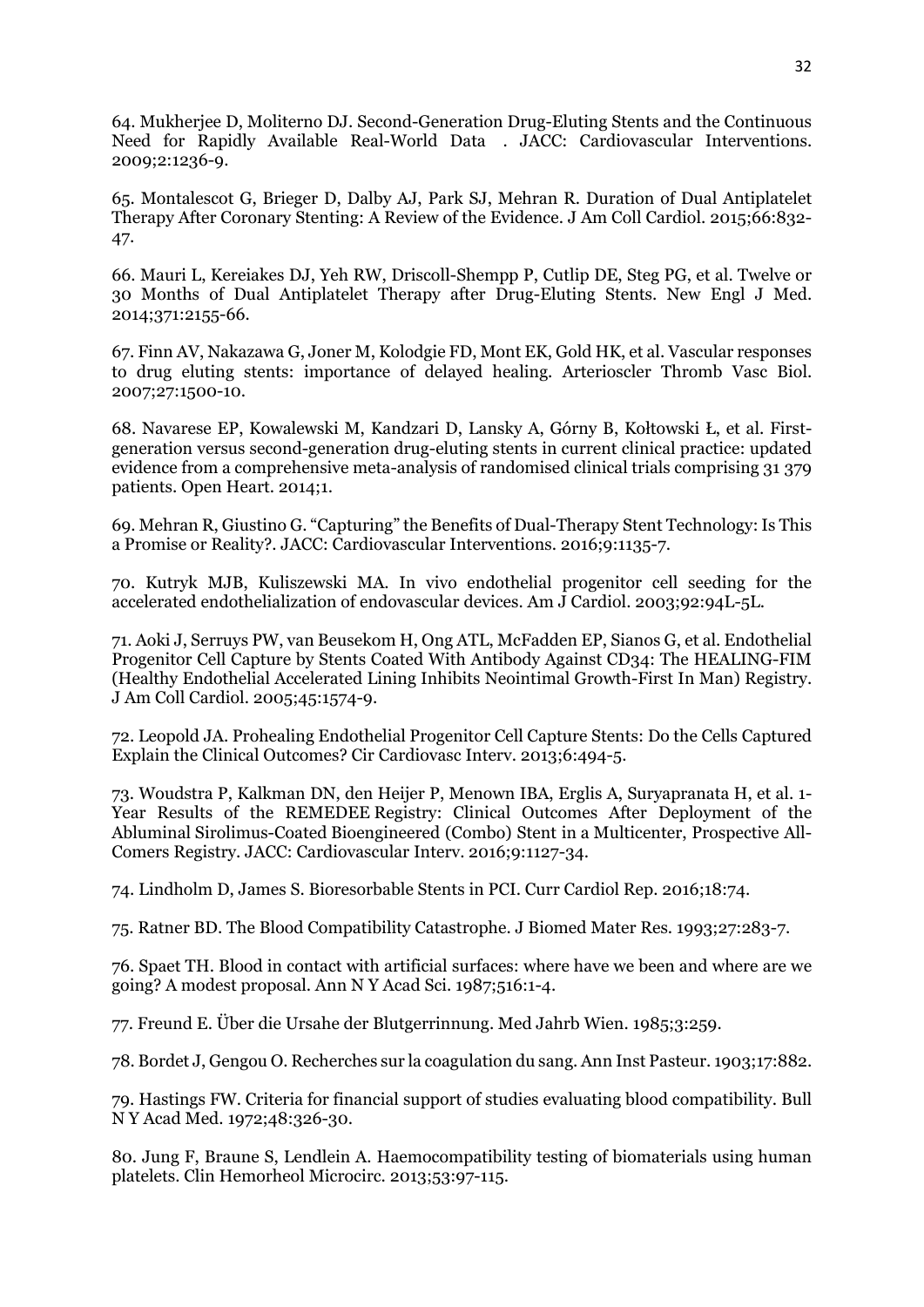64. Mukherjee D, Moliterno DJ. Second-Generation Drug-Eluting Stents and the Continuous Need for Rapidly Available Real-World Data . JACC: Cardiovascular Interventions. 2009;2:1236-9.

65. Montalescot G, Brieger D, Dalby AJ, Park SJ, Mehran R. Duration of Dual Antiplatelet Therapy After Coronary Stenting: A Review of the Evidence. J Am Coll Cardiol. 2015;66:832-47.

66. Mauri L, Kereiakes DJ, Yeh RW, Driscoll-Shempp P, Cutlip DE, Steg PG, et al. Twelve or 30 Months of Dual Antiplatelet Therapy after Drug-Eluting Stents. New Engl J Med. 2014;371:2155-66.

67. Finn AV, Nakazawa G, Joner M, Kolodgie FD, Mont EK, Gold HK, et al. Vascular responses to drug eluting stents: importance of delayed healing. Arterioscler Thromb Vasc Biol. 2007;27:1500-10.

68. Navarese EP, Kowalewski M, Kandzari D, Lansky A, Górny B, Kołtowski Ł, et al. First-generation versus second-generation drug-eluting stents in current clinical practice: updated evidence from a comprehensive meta-analysis of randomised clinical trials comprising 31 379 patients. Open Heart. 2014;1.

69. Mehran R, Giustino G. "Capturing" the Benefits of Dual-Therapy Stent Technology: Is This a Promise or Reality?. JACC: Cardiovascular Interventions. 2016;9:1135-7.

70. Kutryk MJB, Kuliszewski MA. In vivo endothelial progenitor cell seeding for the accelerated endothelialization of endovascular devices. Am J Cardiol. 2003;92:94L-5L.

71. Aoki J, Serruys PW, van Beusekom H, Ong ATL, McFadden EP, Sianos G, et al. Endothelial Progenitor Cell Capture by Stents Coated With Antibody Against CD34: The HEALING-FIM (Healthy Endothelial Accelerated Lining Inhibits Neointimal Growth-First In Man) Registry. J Am Coll Cardiol. 2005;45:1574-9.

72. Leopold JA. Prohealing Endothelial Progenitor Cell Capture Stents: Do the Cells Captured Explain the Clinical Outcomes? Cir Cardiovasc Interv. 2013;6:494-5.

73. Woudstra P, Kalkman DN, den Heijer P, Menown IBA, Erglis A, Suryapranata H, et al. 1-Year Results of the REMEDEE Registry: Clinical Outcomes After Deployment of the Abluminal Sirolimus-Coated Bioengineered (Combo) Stent in a Multicenter, Prospective All-Comers Registry. JACC: Cardiovascular Interv. 2016;9:1127-34.

74. Lindholm D, James S. Bioresorbable Stents in PCI. Curr Cardiol Rep. 2016;18:74.

75. Ratner BD. The Blood Compatibility Catastrophe. J Biomed Mater Res. 1993;27:283-7.

76. Spaet TH. Blood in contact with artificial surfaces: where have we been and where are we going? A modest proposal. Ann N Y Acad Sci. 1987;516:1-4.

77. Freund E. Über die Ursahe der Blutgerrinnung. Med Jahrb Wien. 1985;3:259.

78. Bordet J, Gengou O. Recherches sur la coagulation du sang. Ann Inst Pasteur. 1903;17:882.

79. Hastings FW. Criteria for financial support of studies evaluating blood compatibility. Bull N Y Acad Med. 1972;48:326-30.

80. Jung F, Braune S, Lendlein A. Haemocompatibility testing of biomaterials using human platelets. Clin Hemorheol Microcirc. 2013;53:97-115.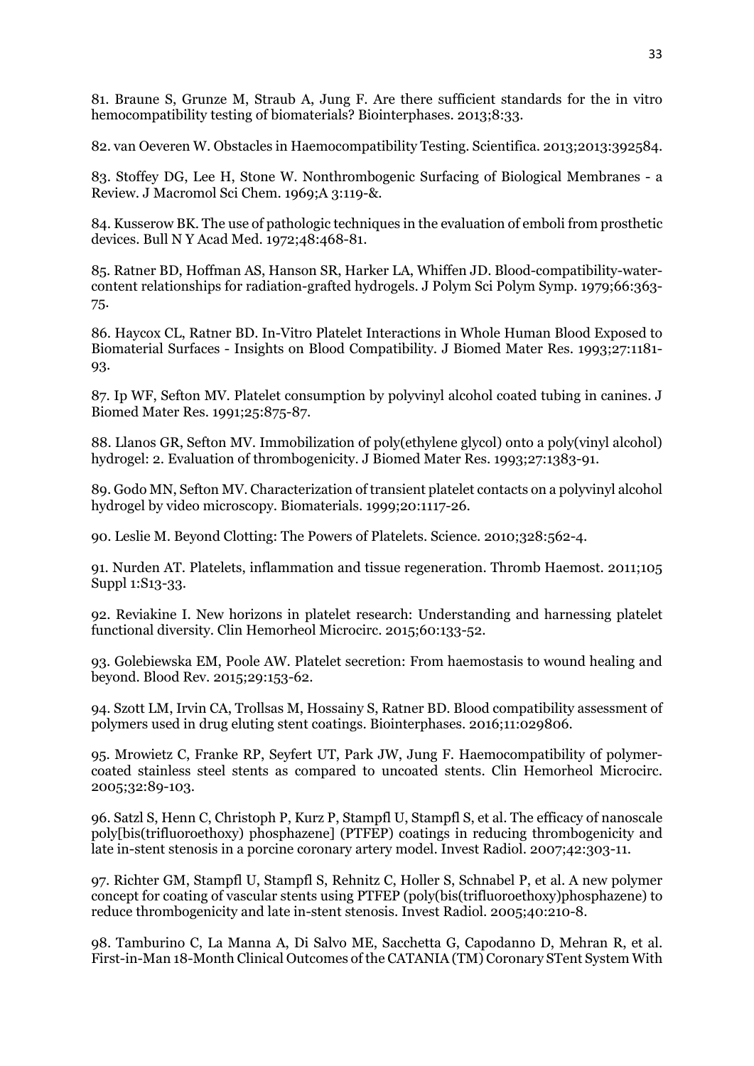81. Braune S, Grunze M, Straub A, Jung F. Are there sufficient standards for the in vitro hemocompatibility testing of biomaterials? Biointerphases. 2013;8:33.

82. van Oeveren W. Obstacles in Haemocompatibility Testing. Scientifica. 2013;2013:392584.

83. Stoffey DG, Lee H, Stone W. Nonthrombogenic Surfacing of Biological Membranes - a Review. J Macromol Sci Chem. 1969;A 3:119-&.

84. Kusserow BK. The use of pathologic techniques in the evaluation of emboli from prosthetic devices. Bull N Y Acad Med. 1972;48:468-81.

85. Ratner BD, Hoffman AS, Hanson SR, Harker LA, Whiffen JD. Blood-compatibility-water-content relationships for radiation-grafted hydrogels. J Polym Sci Polym Symp. 1979;66:363-75.

86. Haycox CL, Ratner BD. In-Vitro Platelet Interactions in Whole Human Blood Exposed to Biomaterial Surfaces - Insights on Blood Compatibility. J Biomed Mater Res. 1993;27:1181-93.

87. Ip WF, Sefton MV. Platelet consumption by polyvinyl alcohol coated tubing in canines. J Biomed Mater Res. 1991;25:875-87.

88. Llanos GR, Sefton MV. Immobilization of poly(ethylene glycol) onto a poly(vinyl alcohol) hydrogel: 2. Evaluation of thrombogenicity. J Biomed Mater Res. 1993;27:1383-91.

89. Godo MN, Sefton MV. Characterization of transient platelet contacts on a polyvinyl alcohol hydrogel by video microscopy. Biomaterials. 1999;20:1117-26.

90. Leslie M. Beyond Clotting: The Powers of Platelets. Science. 2010;328:562-4.

91. Nurden AT. Platelets, inflammation and tissue regeneration. Thromb Haemost. 2011;105 Suppl 1:S13-33.

92. Reviakine I. New horizons in platelet research: Understanding and harnessing platelet functional diversity. Clin Hemorheol Microcirc. 2015;60:133-52.

93. Golebiewska EM, Poole AW. Platelet secretion: From haemostasis to wound healing and beyond. Blood Rev. 2015;29:153-62.

94. Szott LM, Irvin CA, Trollsas M, Hossainy S, Ratner BD. Blood compatibility assessment of polymers used in drug eluting stent coatings. Biointerphases. 2016;11:029806.

95. Mrowietz C, Franke RP, Seyfert UT, Park JW, Jung F. Haemocompatibility of polymer-coated stainless steel stents as compared to uncoated stents. Clin Hemorheol Microcirc. 2005;32:89-103.

96. Satzl S, Henn C, Christoph P, Kurz P, Stampfl U, Stampfl S, et al. The efficacy of nanoscale poly[bis(trifluoroethoxy) phosphazene] (PTFEP) coatings in reducing thrombogenicity and late in-stent stenosis in a porcine coronary artery model. Invest Radiol. 2007;42:303-11.

97. Richter GM, Stampfl U, Stampfl S, Rehnitz C, Holler S, Schnabel P, et al. A new polymer concept for coating of vascular stents using PTFEP (poly(bis(trifluoroethoxy)phosphazene) to reduce thrombogenicity and late in-stent stenosis. Invest Radiol. 2005;40:210-8.

98. Tamburino C, La Manna A, Di Salvo ME, Sacchetta G, Capodanno D, Mehran R, et al. First-in-Man 18-Month Clinical Outcomes of the CATANIA (TM) Coronary STent System With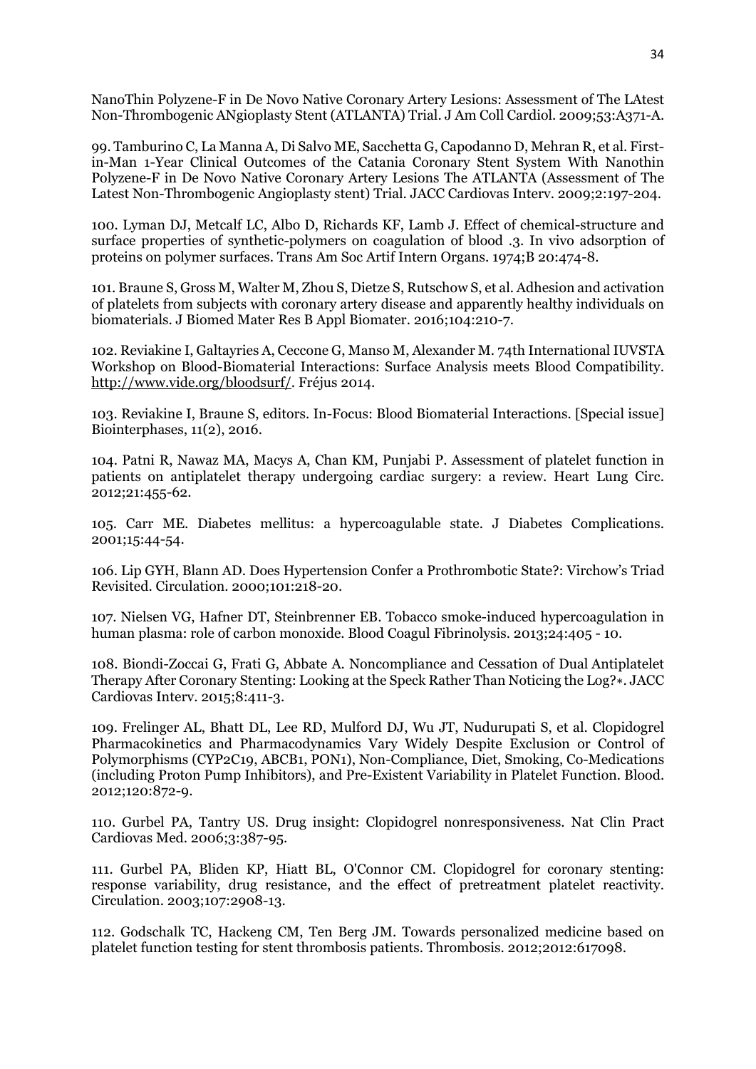NanoThin Polyzene-F in De Novo Native Coronary Artery Lesions: Assessment of The LAtest Non-Thrombogenic ANgioplasty Stent (ATLANTA) Trial. J Am Coll Cardiol. 2009;53:A371-A.

99. Tamburino C, La Manna A, Di Salvo ME, Sacchetta G, Capodanno D, Mehran R, et al. First-in-Man 1-Year Clinical Outcomes of the Catania Coronary Stent System With Nanothin Polyzene-F in De Novo Native Coronary Artery Lesions The ATLANTA (Assessment of The Latest Non-Thrombogenic Angioplasty stent) Trial. JACC Cardiovas Interv. 2009;2:197-204.

100. Lyman DJ, Metcalf LC, Albo D, Richards KF, Lamb J. Effect of chemical-structure and surface properties of synthetic-polymers on coagulation of blood .3. In vivo adsorption of proteins on polymer surfaces. Trans Am Soc Artif Intern Organs. 1974;B 20:474-8.

101. Braune S, Gross M, Walter M, Zhou S, Dietze S, Rutschow S, et al. Adhesion and activation of platelets from subjects with coronary artery disease and apparently healthy individuals on biomaterials. J Biomed Mater Res B Appl Biomater. 2016;104:210-7.

102. Reviakine I, Galtayries A, Ceccone G, Manso M, Alexander M. 74th International IUVSTA Workshop on Blood-Biomaterial Interactions: Surface Analysis meets Blood Compatibility. http://www.vide.org/bloodsurf/. Fréjus 2014.

103. Reviakine I, Braune S, editors. In-Focus: Blood Biomaterial Interactions. [Special issue] Biointerphases, 11(2), 2016.

104. Patni R, Nawaz MA, Macys A, Chan KM, Punjabi P. Assessment of platelet function in patients on antiplatelet therapy undergoing cardiac surgery: a review. Heart Lung Circ. 2012;21:455-62.

105. Carr ME. Diabetes mellitus: a hypercoagulable state. J Diabetes Complications. 2001;15:44-54.

106. Lip GYH, Blann AD. Does Hypertension Confer a Prothrombotic State?: Virchow's Triad Revisited. Circulation. 2000;101:218-20.

107. Nielsen VG, Hafner DT, Steinbrenner EB. Tobacco smoke-induced hypercoagulation in human plasma: role of carbon monoxide. Blood Coagul Fibrinolysis. 2013;24:405 - 10.

108. Biondi-Zoccai G, Frati G, Abbate A. Noncompliance and Cessation of Dual Antiplatelet Therapy After Coronary Stenting: Looking at the Speck Rather Than Noticing the Log?∗. JACC Cardiovas Interv. 2015;8:411-3.

109. Frelinger AL, Bhatt DL, Lee RD, Mulford DJ, Wu JT, Nudurupati S, et al. Clopidogrel Pharmacokinetics and Pharmacodynamics Vary Widely Despite Exclusion or Control of Polymorphisms (CYP2C19, ABCB1, PON1), Non-Compliance, Diet, Smoking, Co-Medications (including Proton Pump Inhibitors), and Pre-Existent Variability in Platelet Function. Blood. 2012;120:872-9.

110. Gurbel PA, Tantry US. Drug insight: Clopidogrel nonresponsiveness. Nat Clin Pract Cardiovas Med. 2006;3:387-95.

111. Gurbel PA, Bliden KP, Hiatt BL, O'Connor CM. Clopidogrel for coronary stenting: response variability, drug resistance, and the effect of pretreatment platelet reactivity. Circulation. 2003;107:2908-13.

112. Godschalk TC, Hackeng CM, Ten Berg JM. Towards personalized medicine based on platelet function testing for stent thrombosis patients. Thrombosis. 2012;2012:617098.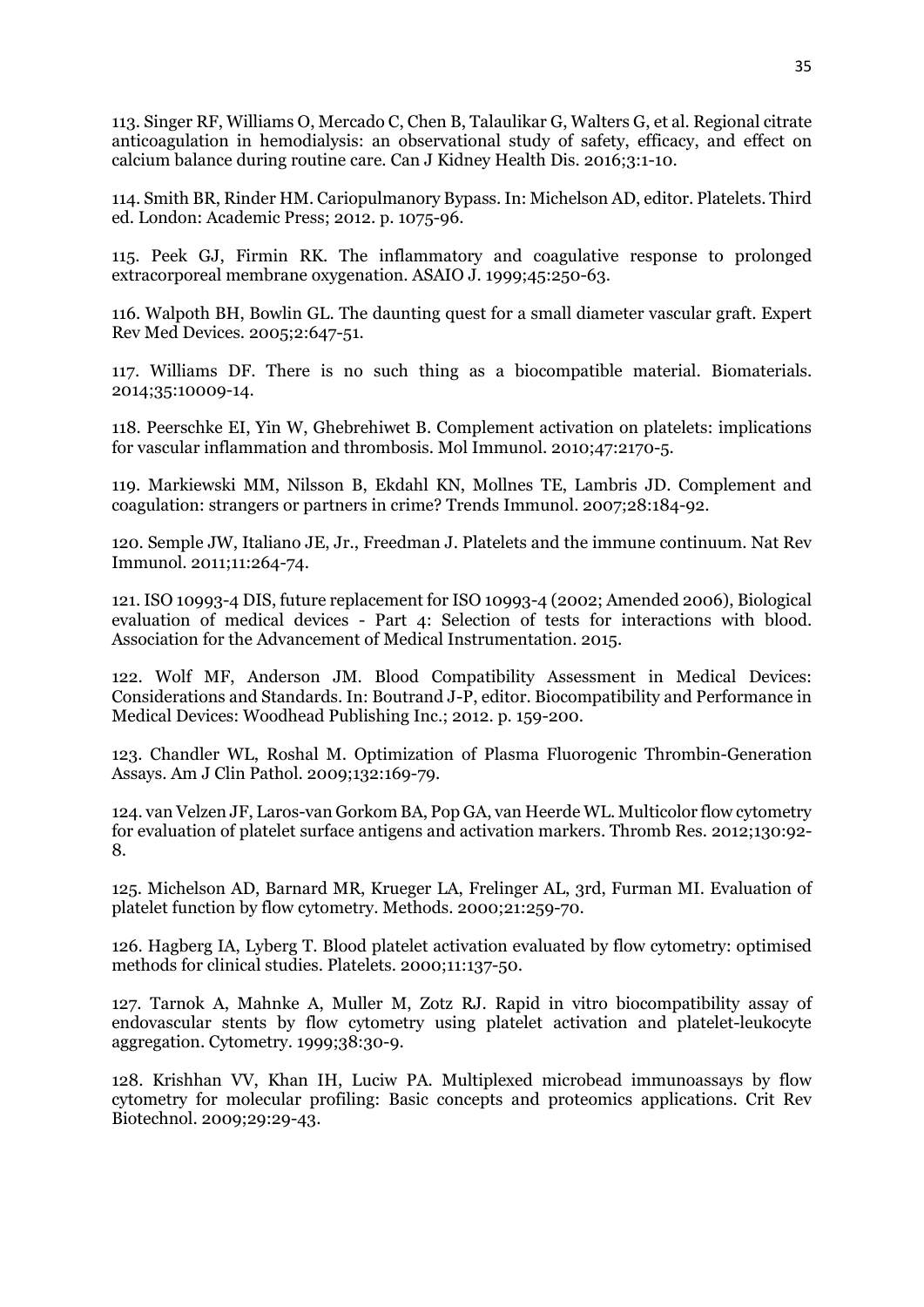113. Singer RF, Williams O, Mercado C, Chen B, Talaulikar G, Walters G, et al. Regional citrate anticoagulation in hemodialysis: an observational study of safety, efficacy, and effect on calcium balance during routine care. Can J Kidney Health Dis. 2016;3:1-10.

114. Smith BR, Rinder HM. Cariopulmanory Bypass. In: Michelson AD, editor. Platelets. Third ed. London: Academic Press; 2012. p. 1075-96.

115. Peek GJ, Firmin RK. The inflammatory and coagulative response to prolonged extracorporeal membrane oxygenation. ASAIO J. 1999;45:250-63.

116. Walpoth BH, Bowlin GL. The daunting quest for a small diameter vascular graft. Expert Rev Med Devices. 2005;2:647-51.

117. Williams DF. There is no such thing as a biocompatible material. Biomaterials. 2014;35:10009-14.

118. Peerschke EI, Yin W, Ghebrehiwet B. Complement activation on platelets: implications for vascular inflammation and thrombosis. Mol Immunol. 2010;47:2170-5.

119. Markiewski MM, Nilsson B, Ekdahl KN, Mollnes TE, Lambris JD. Complement and coagulation: strangers or partners in crime? Trends Immunol. 2007;28:184-92.

120. Semple JW, Italiano JE, Jr., Freedman J. Platelets and the immune continuum. Nat Rev Immunol. 2011;11:264-74.

121. ISO 10993-4 DIS, future replacement for ISO 10993-4 (2002; Amended 2006), Biological evaluation of medical devices - Part 4: Selection of tests for interactions with blood. Association for the Advancement of Medical Instrumentation. 2015.

122. Wolf MF, Anderson JM. Blood Compatibility Assessment in Medical Devices: Considerations and Standards. In: Boutrand J-P, editor. Biocompatibility and Performance in Medical Devices: Woodhead Publishing Inc.; 2012. p. 159-200.

123. Chandler WL, Roshal M. Optimization of Plasma Fluorogenic Thrombin-Generation Assays. Am J Clin Pathol. 2009;132:169-79.

124. van Velzen JF, Laros-van Gorkom BA, Pop GA, van Heerde WL. Multicolor flow cytometry for evaluation of platelet surface antigens and activation markers. Thromb Res. 2012;130:92-8.

125. Michelson AD, Barnard MR, Krueger LA, Frelinger AL, 3rd, Furman MI. Evaluation of platelet function by flow cytometry. Methods. 2000;21:259-70.

126. Hagberg IA, Lyberg T. Blood platelet activation evaluated by flow cytometry: optimised methods for clinical studies. Platelets. 2000;11:137-50.

127. Tarnok A, Mahnke A, Muller M, Zotz RJ. Rapid in vitro biocompatibility assay of endovascular stents by flow cytometry using platelet activation and platelet-leukocyte aggregation. Cytometry. 1999;38:30-9.

128. Krishhan VV, Khan IH, Luciw PA. Multiplexed microbead immunoassays by flow cytometry for molecular profiling: Basic concepts and proteomics applications. Crit Rev Biotechnol. 2009;29:29-43.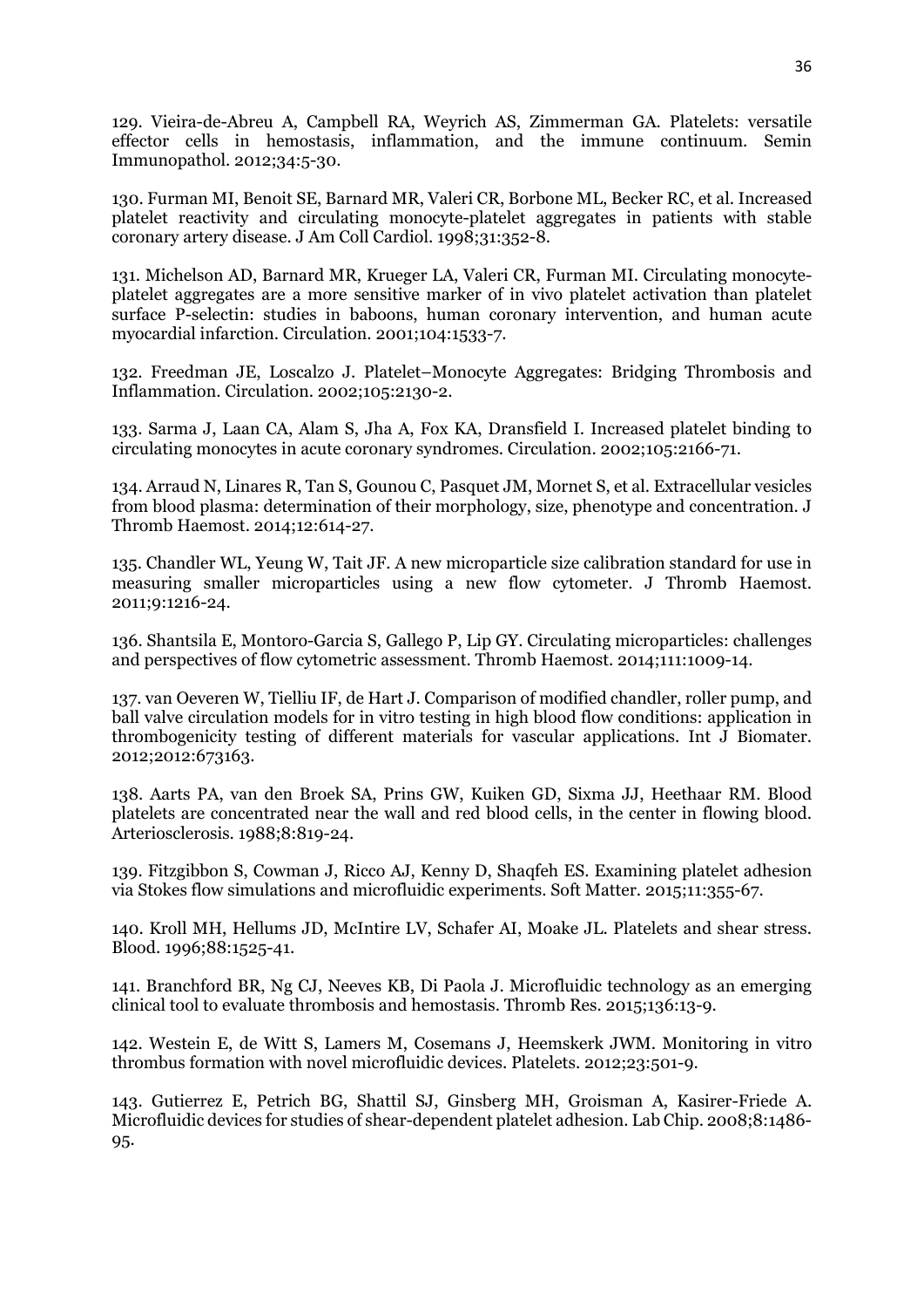129. Vieira-de-Abreu A, Campbell RA, Weyrich AS, Zimmerman GA. Platelets: versatile effector cells in hemostasis, inflammation, and the immune continuum. Semin Immunopathol. 2012;34:5-30.

130. Furman MI, Benoit SE, Barnard MR, Valeri CR, Borbone ML, Becker RC, et al. Increased platelet reactivity and circulating monocyte-platelet aggregates in patients with stable coronary artery disease. J Am Coll Cardiol. 1998;31:352-8.

131. Michelson AD, Barnard MR, Krueger LA, Valeri CR, Furman MI. Circulating monocyte-platelet aggregates are a more sensitive marker of in vivo platelet activation than platelet surface P-selectin: studies in baboons, human coronary intervention, and human acute myocardial infarction. Circulation. 2001;104:1533-7.

132. Freedman JE, Loscalzo J. Platelet–Monocyte Aggregates: Bridging Thrombosis and Inflammation. Circulation. 2002;105:2130-2.

133. Sarma J, Laan CA, Alam S, Jha A, Fox KA, Dransfield I. Increased platelet binding to circulating monocytes in acute coronary syndromes. Circulation. 2002;105:2166-71.

134. Arraud N, Linares R, Tan S, Gounou C, Pasquet JM, Mornet S, et al. Extracellular vesicles from blood plasma: determination of their morphology, size, phenotype and concentration. J Thromb Haemost. 2014;12:614-27.

135. Chandler WL, Yeung W, Tait JF. A new microparticle size calibration standard for use in measuring smaller microparticles using a new flow cytometer. J Thromb Haemost. 2011;9:1216-24.

136. Shantsila E, Montoro-Garcia S, Gallego P, Lip GY. Circulating microparticles: challenges and perspectives of flow cytometric assessment. Thromb Haemost. 2014;111:1009-14.

137. van Oeveren W, Tielliu IF, de Hart J. Comparison of modified chandler, roller pump, and ball valve circulation models for in vitro testing in high blood flow conditions: application in thrombogenicity testing of different materials for vascular applications. Int J Biomater. 2012;2012:673163.

138. Aarts PA, van den Broek SA, Prins GW, Kuiken GD, Sixma JJ, Heethaar RM. Blood platelets are concentrated near the wall and red blood cells, in the center in flowing blood. Arteriosclerosis. 1988;8:819-24.

139. Fitzgibbon S, Cowman J, Ricco AJ, Kenny D, Shaqfeh ES. Examining platelet adhesion via Stokes flow simulations and microfluidic experiments. Soft Matter. 2015;11:355-67.

140. Kroll MH, Hellums JD, McIntire LV, Schafer AI, Moake JL. Platelets and shear stress. Blood. 1996;88:1525-41.

141. Branchford BR, Ng CJ, Neeves KB, Di Paola J. Microfluidic technology as an emerging clinical tool to evaluate thrombosis and hemostasis. Thromb Res. 2015;136:13-9.

142. Westein E, de Witt S, Lamers M, Cosemans J, Heemskerk JWM. Monitoring in vitro thrombus formation with novel microfluidic devices. Platelets. 2012;23:501-9.

143. Gutierrez E, Petrich BG, Shattil SJ, Ginsberg MH, Groisman A, Kasirer-Friede A. Microfluidic devices for studies of shear-dependent platelet adhesion. Lab Chip. 2008;8:1486-95.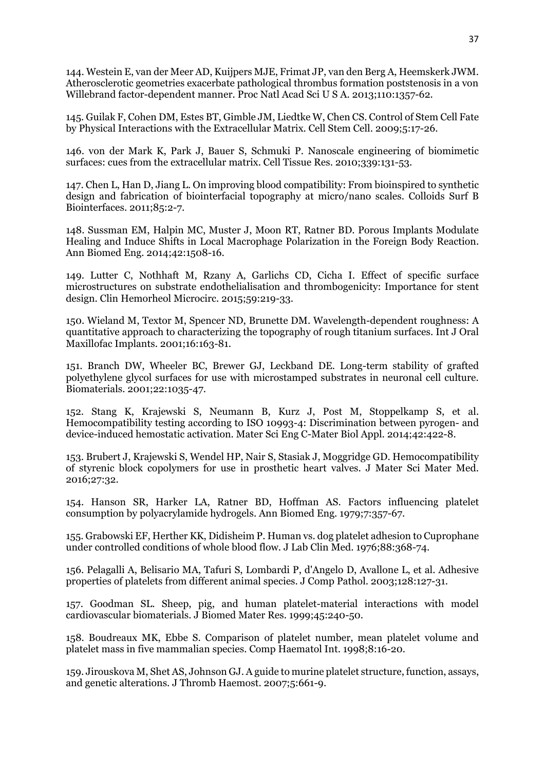144. Westein E, van der Meer AD, Kuijpers MJE, Frimat JP, van den Berg A, Heemskerk JWM. Atherosclerotic geometries exacerbate pathological thrombus formation poststenosis in a von Willebrand factor-dependent manner. Proc Natl Acad Sci U S A. 2013;110:1357-62.

145. Guilak F, Cohen DM, Estes BT, Gimble JM, Liedtke W, Chen CS. Control of Stem Cell Fate by Physical Interactions with the Extracellular Matrix. Cell Stem Cell. 2009;5:17-26.

146. von der Mark K, Park J, Bauer S, Schmuki P. Nanoscale engineering of biomimetic surfaces: cues from the extracellular matrix. Cell Tissue Res. 2010;339:131-53.

147. Chen L, Han D, Jiang L. On improving blood compatibility: From bioinspired to synthetic design and fabrication of biointerfacial topography at micro/nano scales. Colloids Surf B Biointerfaces. 2011;85:2-7.

148. Sussman EM, Halpin MC, Muster J, Moon RT, Ratner BD. Porous Implants Modulate Healing and Induce Shifts in Local Macrophage Polarization in the Foreign Body Reaction. Ann Biomed Eng. 2014;42:1508-16.

149. Lutter C, Nothhaft M, Rzany A, Garlichs CD, Cicha I. Effect of specific surface microstructures on substrate endothelialisation and thrombogenicity: Importance for stent design. Clin Hemorheol Microcirc. 2015;59:219-33.

150. Wieland M, Textor M, Spencer ND, Brunette DM. Wavelength-dependent roughness: A quantitative approach to characterizing the topography of rough titanium surfaces. Int J Oral Maxillofac Implants. 2001;16:163-81.

151. Branch DW, Wheeler BC, Brewer GJ, Leckband DE. Long-term stability of grafted polyethylene glycol surfaces for use with microstamped substrates in neuronal cell culture. Biomaterials. 2001;22:1035-47.

152. Stang K, Krajewski S, Neumann B, Kurz J, Post M, Stoppelkamp S, et al. Hemocompatibility testing according to ISO 10993-4: Discrimination between pyrogen- and device-induced hemostatic activation. Mater Sci Eng C-Mater Biol Appl. 2014;42:422-8.

153. Brubert J, Krajewski S, Wendel HP, Nair S, Stasiak J, Moggridge GD. Hemocompatibility of styrenic block copolymers for use in prosthetic heart valves. J Mater Sci Mater Med. 2016;27:32.

154. Hanson SR, Harker LA, Ratner BD, Hoffman AS. Factors influencing platelet consumption by polyacrylamide hydrogels. Ann Biomed Eng. 1979;7:357-67.

155. Grabowski EF, Herther KK, Didisheim P. Human vs. dog platelet adhesion to Cuprophane under controlled conditions of whole blood flow. J Lab Clin Med. 1976;88:368-74.

156. Pelagalli A, Belisario MA, Tafuri S, Lombardi P, d'Angelo D, Avallone L, et al. Adhesive properties of platelets from different animal species. J Comp Pathol. 2003;128:127-31.

157. Goodman SL. Sheep, pig, and human platelet-material interactions with model cardiovascular biomaterials. J Biomed Mater Res. 1999;45:240-50.

158. Boudreaux MK, Ebbe S. Comparison of platelet number, mean platelet volume and platelet mass in five mammalian species. Comp Haematol Int. 1998;8:16-20.

159. Jirouskova M, Shet AS, Johnson GJ. A guide to murine platelet structure, function, assays, and genetic alterations. J Thromb Haemost. 2007;5:661-9.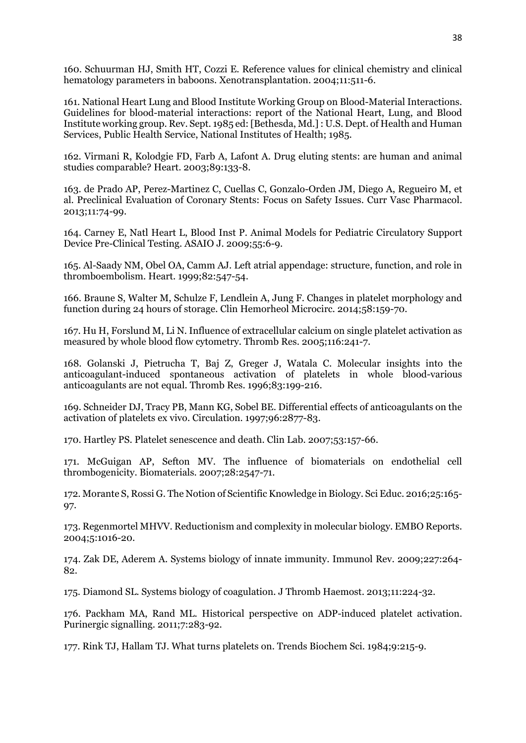160. Schuurman HJ, Smith HT, Cozzi E. Reference values for clinical chemistry and clinical hematology parameters in baboons. Xenotransplantation. 2004;11:511-6.

161. National Heart Lung and Blood Institute Working Group on Blood-Material Interactions. Guidelines for blood-material interactions: report of the National Heart, Lung, and Blood Institute working group. Rev. Sept. 1985 ed: [Bethesda, Md.] : U.S. Dept. of Health and Human Services, Public Health Service, National Institutes of Health; 1985.

162. Virmani R, Kolodgie FD, Farb A, Lafont A. Drug eluting stents: are human and animal studies comparable? Heart. 2003;89:133-8.

163. de Prado AP, Perez-Martinez C, Cuellas C, Gonzalo-Orden JM, Diego A, Regueiro M, et al. Preclinical Evaluation of Coronary Stents: Focus on Safety Issues. Curr Vasc Pharmacol. 2013;11:74-99.

164. Carney E, Natl Heart L, Blood Inst P. Animal Models for Pediatric Circulatory Support Device Pre-Clinical Testing. ASAIO J. 2009;55:6-9.

165. Al-Saady NM, Obel OA, Camm AJ. Left atrial appendage: structure, function, and role in thromboembolism. Heart. 1999;82:547-54.

166. Braune S, Walter M, Schulze F, Lendlein A, Jung F. Changes in platelet morphology and function during 24 hours of storage. Clin Hemorheol Microcirc. 2014;58:159-70.

167. Hu H, Forslund M, Li N. Influence of extracellular calcium on single platelet activation as measured by whole blood flow cytometry. Thromb Res. 2005;116:241-7.

168. Golanski J, Pietrucha T, Baj Z, Greger J, Watala C. Molecular insights into the anticoagulant-induced spontaneous activation of platelets in whole blood-various anticoagulants are not equal. Thromb Res. 1996;83:199-216.

169. Schneider DJ, Tracy PB, Mann KG, Sobel BE. Differential effects of anticoagulants on the activation of platelets ex vivo. Circulation. 1997;96:2877-83.

170. Hartley PS. Platelet senescence and death. Clin Lab. 2007;53:157-66.

171. McGuigan AP, Sefton MV. The influence of biomaterials on endothelial cell thrombogenicity. Biomaterials. 2007;28:2547-71.

172. Morante S, Rossi G. The Notion of Scientific Knowledge in Biology. Sci Educ. 2016;25:165-97.

173. Regenmortel MHVV. Reductionism and complexity in molecular biology. EMBO Reports. 2004;5:1016-20.

174. Zak DE, Aderem A. Systems biology of innate immunity. Immunol Rev. 2009;227:264-82.

175. Diamond SL. Systems biology of coagulation. J Thromb Haemost. 2013;11:224-32.

176. Packham MA, Rand ML. Historical perspective on ADP-induced platelet activation. Purinergic signalling. 2011;7:283-92.

177. Rink TJ, Hallam TJ. What turns platelets on. Trends Biochem Sci. 1984;9:215-9.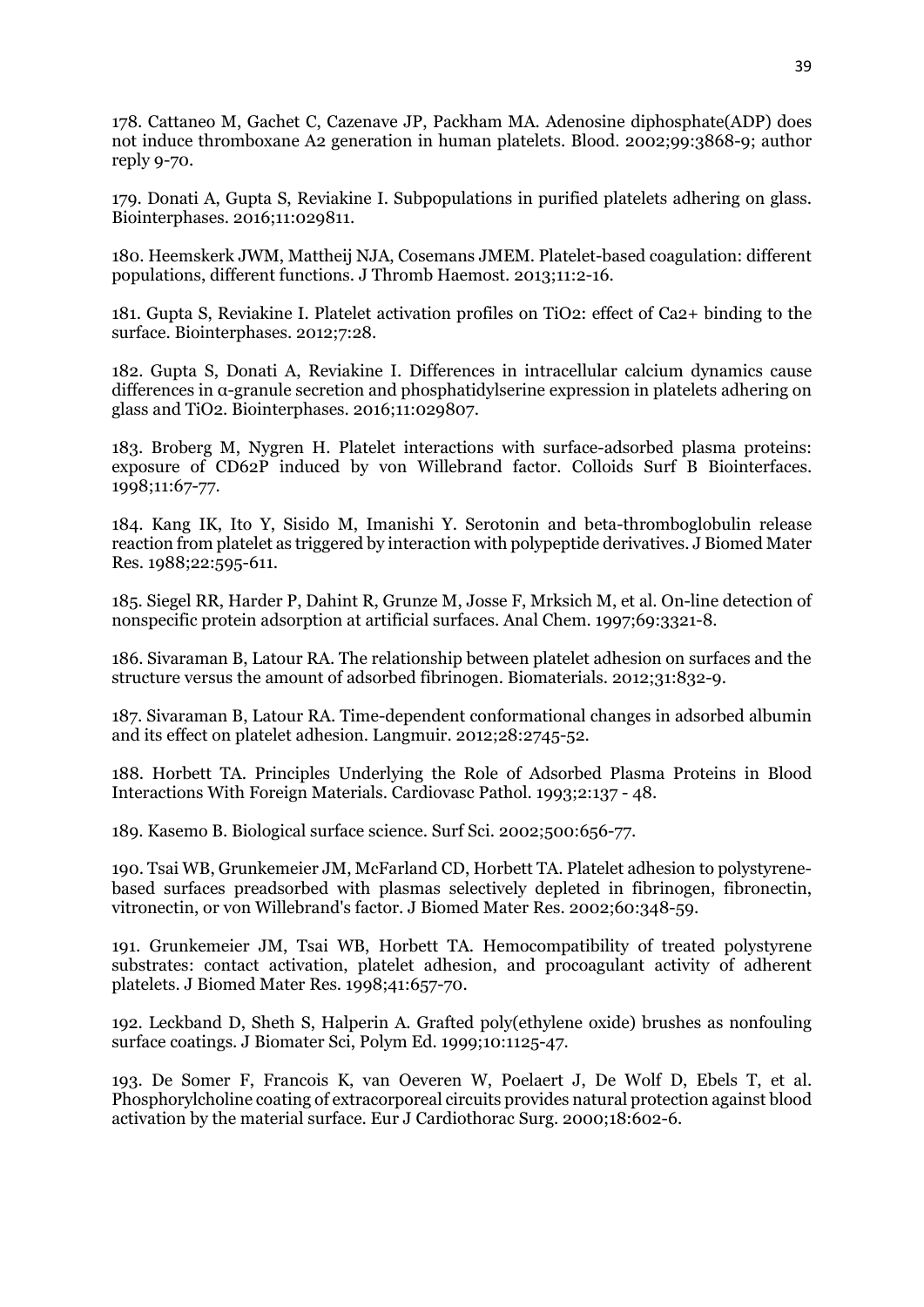178. Cattaneo M, Gachet C, Cazenave JP, Packham MA. Adenosine diphosphate(ADP) does not induce thromboxane A2 generation in human platelets. Blood. 2002;99:3868-9; author reply 9-70.

179. Donati A, Gupta S, Reviakine I. Subpopulations in purified platelets adhering on glass. Biointerphases. 2016;11:029811.

180. Heemskerk JWM, Mattheij NJA, Cosemans JMEM. Platelet-based coagulation: different populations, different functions. J Thromb Haemost. 2013;11:2-16.

181. Gupta S, Reviakine I. Platelet activation profiles on $TiO_2$: effect of $Ca^{2+}$ binding to the surface. Biointerphases. 2012;7:28.

182. Gupta S, Donati A, Reviakine I. Differences in intracellular calcium dynamics cause differences in α-granule secretion and phosphatidylserine expression in platelets adhering on glass and $TiO_2$. Biointerphases. 2016;11:029807.

183. Broberg M, Nygren H. Platelet interactions with surface-adsorbed plasma proteins: exposure of CD62P induced by von Willebrand factor. Colloids Surf B Biointerfaces. 1998;11:67-77.

184. Kang IK, Ito Y, Sisido M, Imanishi Y. Serotonin and beta-thromboglobulin release reaction from platelet as triggered by interaction with polypeptide derivatives. J Biomed Mater Res. 1988;22:595-611.

185. Siegel RR, Harder P, Dahint R, Grunze M, Josse F, Mrksich M, et al. On-line detection of nonspecific protein adsorption at artificial surfaces. Anal Chem. 1997;69:3321-8.

186. Sivaraman B, Latour RA. The relationship between platelet adhesion on surfaces and the structure versus the amount of adsorbed fibrinogen. Biomaterials. 2012;31:832-9.

187. Sivaraman B, Latour RA. Time-dependent conformational changes in adsorbed albumin and its effect on platelet adhesion. Langmuir. 2012;28:2745-52.

188. Horbett TA. Principles Underlying the Role of Adsorbed Plasma Proteins in Blood Interactions With Foreign Materials. Cardiovasc Pathol. 1993;2:137 - 48.

189. Kasemo B. Biological surface science. Surf Sci. 2002;500:656-77.

190. Tsai WB, Grunkemeier JM, McFarland CD, Horbett TA. Platelet adhesion to polystyrene-based surfaces preadsorbed with plasmas selectively depleted in fibrinogen, fibronectin, vitronectin, or von Willebrand's factor. J Biomed Mater Res. 2002;60:348-59.

191. Grunkemeier JM, Tsai WB, Horbett TA. Hemocompatibility of treated polystyrene substrates: contact activation, platelet adhesion, and procoagulant activity of adherent platelets. J Biomed Mater Res. 1998;41:657-70.

192. Leckband D, Sheth S, Halperin A. Grafted poly(ethylene oxide) brushes as nonfouling surface coatings. J Biomater Sci, Polym Ed. 1999;10:1125-47.

193. De Somer F, Francois K, van Oeveren W, Poelaert J, De Wolf D, Ebels T, et al. Phosphorylcholine coating of extracorporeal circuits provides natural protection against blood activation by the material surface. Eur J Cardiothorac Surg. 2000;18:602-6.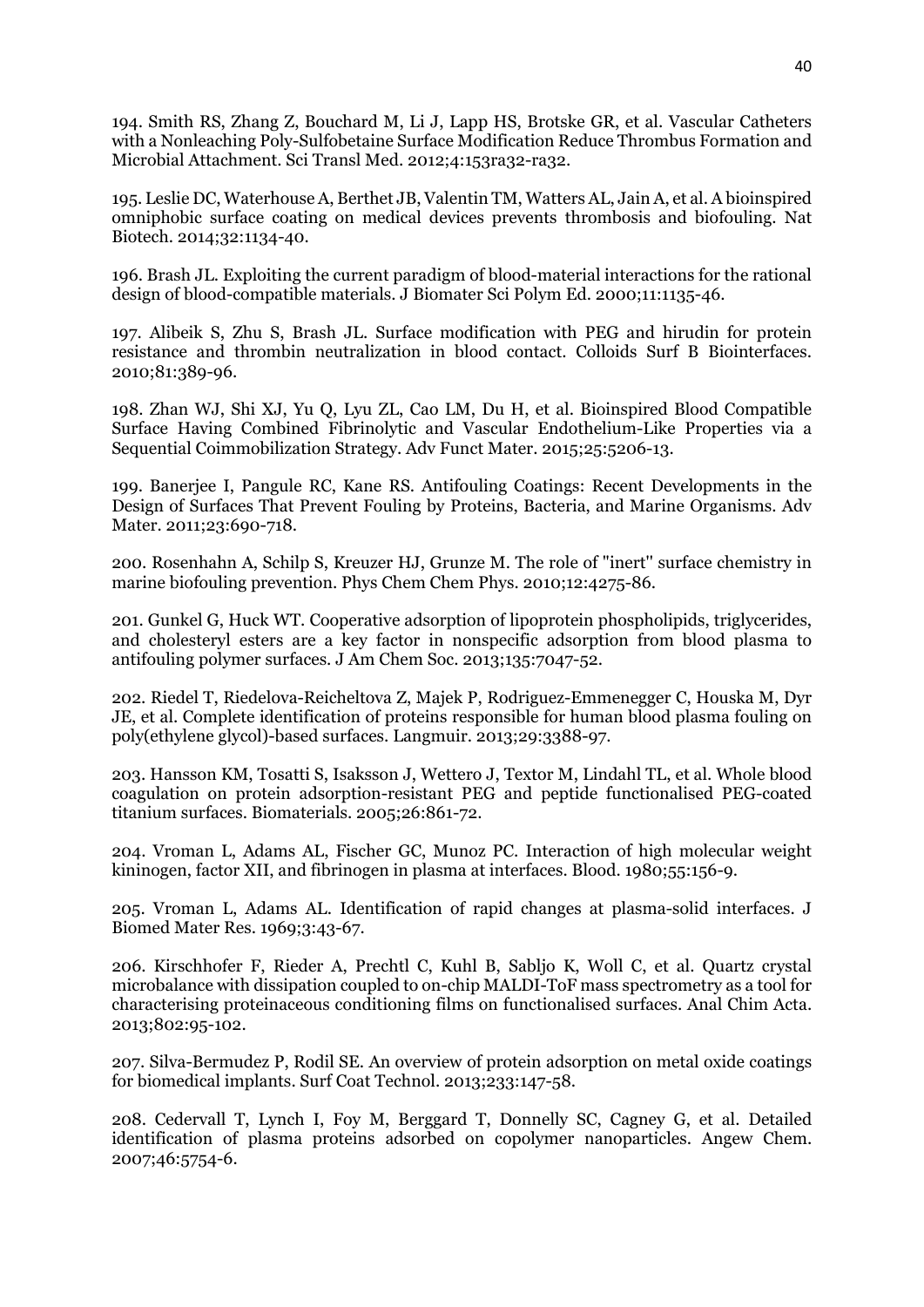194. Smith RS, Zhang Z, Bouchard M, Li J, Lapp HS, Brotske GR, et al. Vascular Catheters with a Nonleaching Poly-Sulfobetaine Surface Modification Reduce Thrombus Formation and Microbial Attachment. Sci Transl Med. 2012;4:153ra32-ra32.

195. Leslie DC, Waterhouse A, Berthet JB, Valentin TM, Watters AL, Jain A, et al. A bioinspired omniphobic surface coating on medical devices prevents thrombosis and biofouling. Nat Biotech. 2014;32:1134-40.

196. Brash JL. Exploiting the current paradigm of blood-material interactions for the rational design of blood-compatible materials. J Biomater Sci Polym Ed. 2000;11:1135-46.

197. Alibeik S, Zhu S, Brash JL. Surface modification with PEG and hirudin for protein resistance and thrombin neutralization in blood contact. Colloids Surf B Biointerfaces. 2010;81:389-96.

198. Zhan WJ, Shi XJ, Yu Q, Lyu ZL, Cao LM, Du H, et al. Bioinspired Blood Compatible Surface Having Combined Fibrinolytic and Vascular Endothelium-Like Properties via a Sequential Coimmobilization Strategy. Adv Funct Mater. 2015;25:5206-13.

199. Banerjee I, Pangule RC, Kane RS. Antifouling Coatings: Recent Developments in the Design of Surfaces That Prevent Fouling by Proteins, Bacteria, and Marine Organisms. Adv Mater. 2011;23:690-718.

200. Rosenhahn A, Schilp S, Kreuzer HJ, Grunze M. The role of "inert'' surface chemistry in marine biofouling prevention. Phys Chem Chem Phys. 2010;12:4275-86.

201. Gunkel G, Huck WT. Cooperative adsorption of lipoprotein phospholipids, triglycerides, and cholesteryl esters are a key factor in nonspecific adsorption from blood plasma to antifouling polymer surfaces. J Am Chem Soc. 2013;135:7047-52.

202. Riedel T, Riedelova-Reicheltova Z, Majek P, Rodriguez-Emmenegger C, Houska M, Dyr JE, et al. Complete identification of proteins responsible for human blood plasma fouling on poly(ethylene glycol)-based surfaces. Langmuir. 2013;29:3388-97.

203. Hansson KM, Tosatti S, Isaksson J, Wettero J, Textor M, Lindahl TL, et al. Whole blood coagulation on protein adsorption-resistant PEG and peptide functionalised PEG-coated titanium surfaces. Biomaterials. 2005;26:861-72.

204. Vroman L, Adams AL, Fischer GC, Munoz PC. Interaction of high molecular weight kininogen, factor XII, and fibrinogen in plasma at interfaces. Blood. 1980;55:156-9.

205. Vroman L, Adams AL. Identification of rapid changes at plasma-solid interfaces. J Biomed Mater Res. 1969;3:43-67.

206. Kirschhofer F, Rieder A, Prechtl C, Kuhl B, Sabljo K, Woll C, et al. Quartz crystal microbalance with dissipation coupled to on-chip MALDI-ToF mass spectrometry as a tool for characterising proteinaceous conditioning films on functionalised surfaces. Anal Chim Acta. 2013;802:95-102.

207. Silva-Bermudez P, Rodil SE. An overview of protein adsorption on metal oxide coatings for biomedical implants. Surf Coat Technol. 2013;233:147-58.

208. Cedervall T, Lynch I, Foy M, Berggard T, Donnelly SC, Cagney G, et al. Detailed identification of plasma proteins adsorbed on copolymer nanoparticles. Angew Chem. 2007;46:5754-6.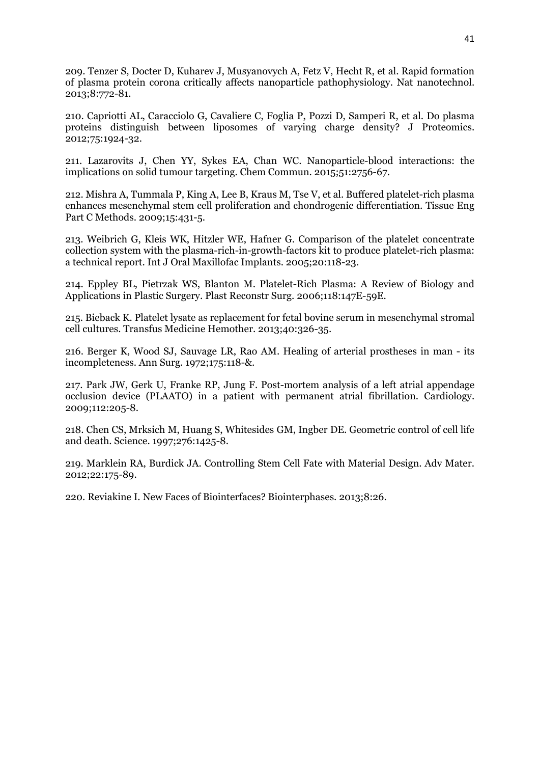209. Tenzer S, Docter D, Kuharev J, Musyanovych A, Fetz V, Hecht R, et al. Rapid formation of plasma protein corona critically affects nanoparticle pathophysiology. Nat nanotechnol. 2013;8:772-81.

210. Capriotti AL, Caracciolo G, Cavaliere C, Foglia P, Pozzi D, Samperi R, et al. Do plasma proteins distinguish between liposomes of varying charge density? J Proteomics. 2012;75:1924-32.

211. Lazarovits J, Chen YY, Sykes EA, Chan WC. Nanoparticle-blood interactions: the implications on solid tumour targeting. Chem Commun. 2015;51:2756-67.

212. Mishra A, Tummala P, King A, Lee B, Kraus M, Tse V, et al. Buffered platelet-rich plasma enhances mesenchymal stem cell proliferation and chondrogenic differentiation. Tissue Eng Part C Methods. 2009;15:431-5.

213. Weibrich G, Kleis WK, Hitzler WE, Hafner G. Comparison of the platelet concentrate collection system with the plasma-rich-in-growth-factors kit to produce platelet-rich plasma: a technical report. Int J Oral Maxillofac Implants. 2005;20:118-23.

214. Eppley BL, Pietrzak WS, Blanton M. Platelet-Rich Plasma: A Review of Biology and Applications in Plastic Surgery. Plast Reconstr Surg. 2006;118:147E-59E.

215. Bieback K. Platelet lysate as replacement for fetal bovine serum in mesenchymal stromal cell cultures. Transfus Medicine Hemother. 2013;40:326-35.

216. Berger K, Wood SJ, Sauvage LR, Rao AM. Healing of arterial prostheses in man - its incompleteness. Ann Surg. 1972;175:118-&.

217. Park JW, Gerk U, Franke RP, Jung F. Post-mortem analysis of a left atrial appendage occlusion device (PLAATO) in a patient with permanent atrial fibrillation. Cardiology. 2009;112:205-8.

218. Chen CS, Mrksich M, Huang S, Whitesides GM, Ingber DE. Geometric control of cell life and death. Science. 1997;276:1425-8.

219. Marklein RA, Burdick JA. Controlling Stem Cell Fate with Material Design. Adv Mater. 2012;22:175-89.

220. Reviakine I. New Faces of Biointerfaces? Biointerphases. 2013;8:26.